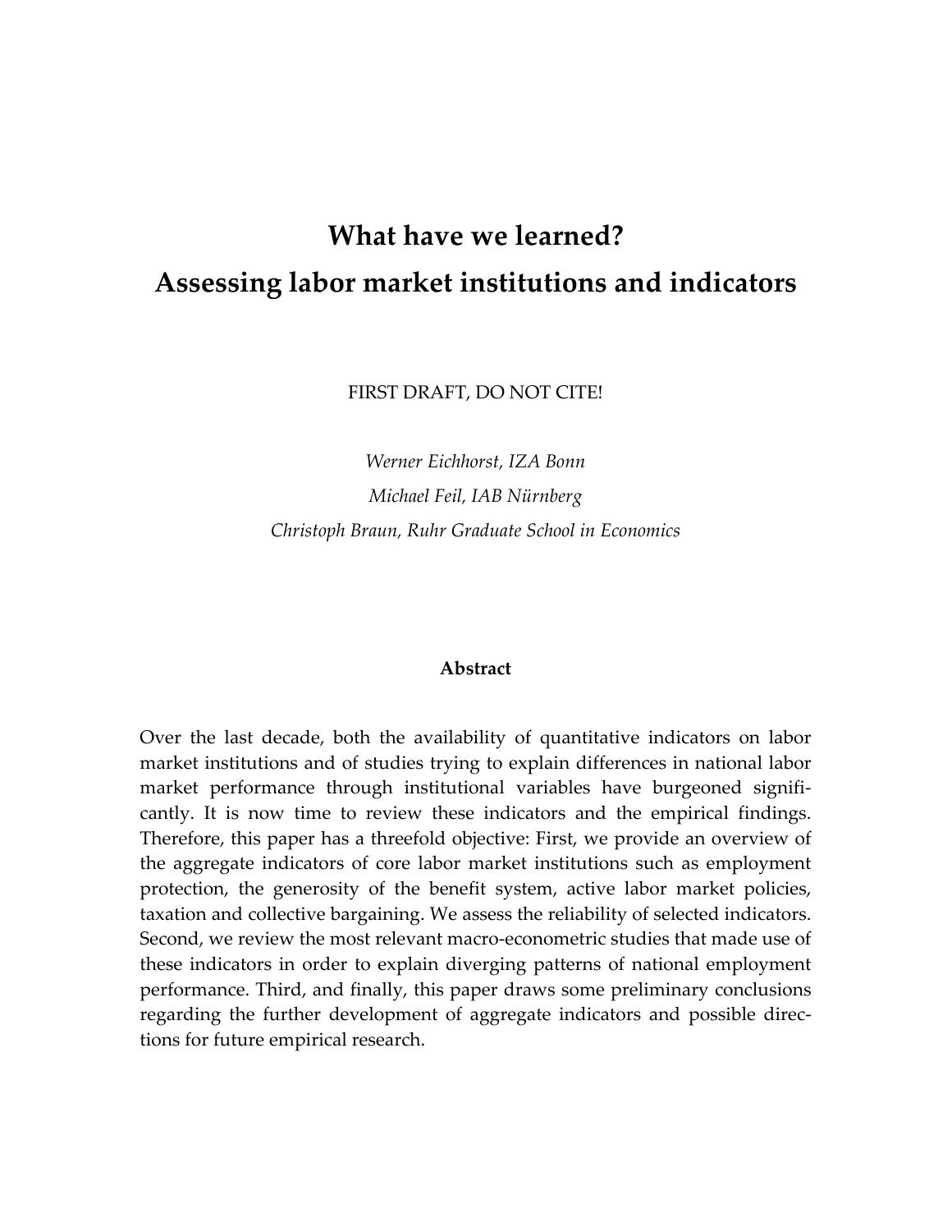# What have we learned?
# Assessing labor market institutions and indicators

FIRST DRAFT, DO NOT CITE!

*Werner Eichhorst, IZA Bonn*

*Michael Feil, IAB Nürnberg*

*Christoph Braun, Ruhr Graduate School in Economics*

**Abstract**

Over the last decade, both the availability of quantitative indicators on labor market institutions and of studies trying to explain differences in national labor market performance through institutional variables have burgeoned significantly. It is now time to review these indicators and the empirical findings. Therefore, this paper has a threefold objective: First, we provide an overview of the aggregate indicators of core labor market institutions such as employment protection, the generosity of the benefit system, active labor market policies, taxation and collective bargaining. We assess the reliability of selected indicators. Second, we review the most relevant macro-econometric studies that made use of these indicators in order to explain diverging patterns of national employment performance. Third, and finally, this paper draws some preliminary conclusions regarding the further development of aggregate indicators and possible directions for future empirical research.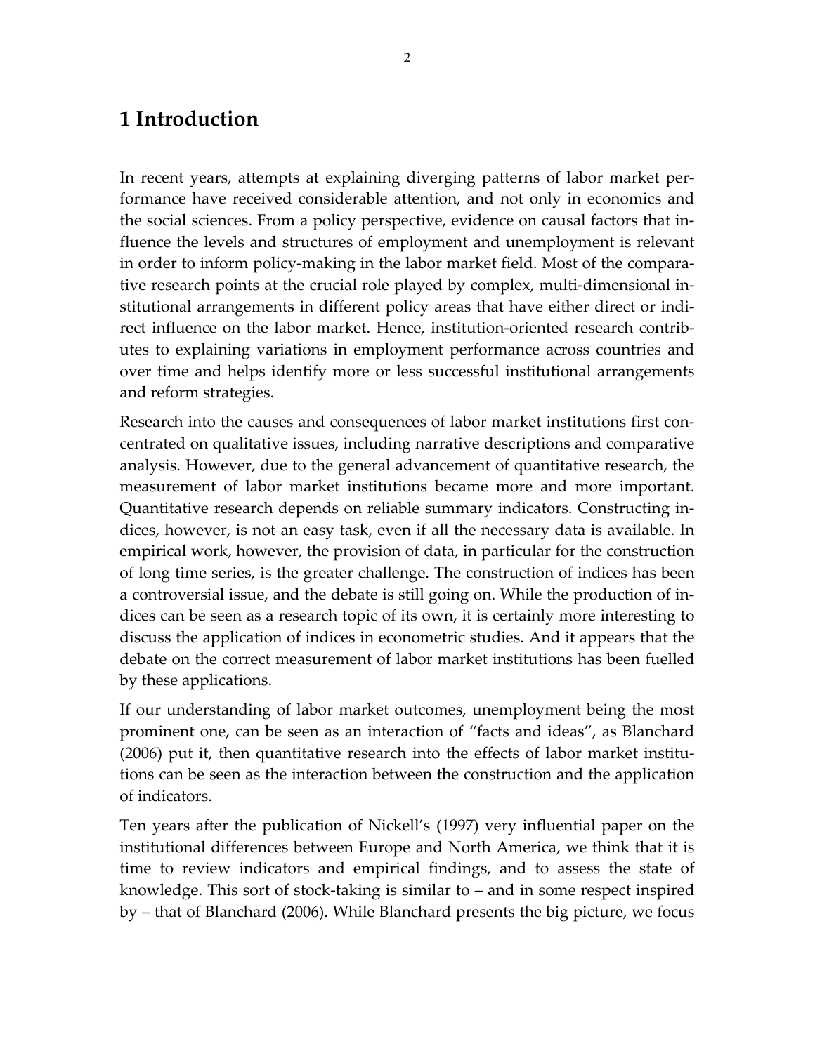# 1 Introduction

In recent years, attempts at explaining diverging patterns of labor market performance have received considerable attention, and not only in economics and the social sciences. From a policy perspective, evidence on causal factors that influence the levels and structures of employment and unemployment is relevant in order to inform policy-making in the labor market field. Most of the comparative research points at the crucial role played by complex, multi-dimensional institutional arrangements in different policy areas that have either direct or indirect influence on the labor market. Hence, institution-oriented research contributes to explaining variations in employment performance across countries and over time and helps identify more or less successful institutional arrangements and reform strategies.

Research into the causes and consequences of labor market institutions first concentrated on qualitative issues, including narrative descriptions and comparative analysis. However, due to the general advancement of quantitative research, the measurement of labor market institutions became more and more important. Quantitative research depends on reliable summary indicators. Constructing indices, however, is not an easy task, even if all the necessary data is available. In empirical work, however, the provision of data, in particular for the construction of long time series, is the greater challenge. The construction of indices has been a controversial issue, and the debate is still going on. While the production of indices can be seen as a research topic of its own, it is certainly more interesting to discuss the application of indices in econometric studies. And it appears that the debate on the correct measurement of labor market institutions has been fuelled by these applications.

If our understanding of labor market outcomes, unemployment being the most prominent one, can be seen as an interaction of "facts and ideas", as Blanchard (2006) put it, then quantitative research into the effects of labor market institutions can be seen as the interaction between the construction and the application of indicators.

Ten years after the publication of Nickell's (1997) very influential paper on the institutional differences between Europe and North America, we think that it is time to review indicators and empirical findings, and to assess the state of knowledge. This sort of stock-taking is similar to – and in some respect inspired by – that of Blanchard (2006). While Blanchard presents the big picture, we focus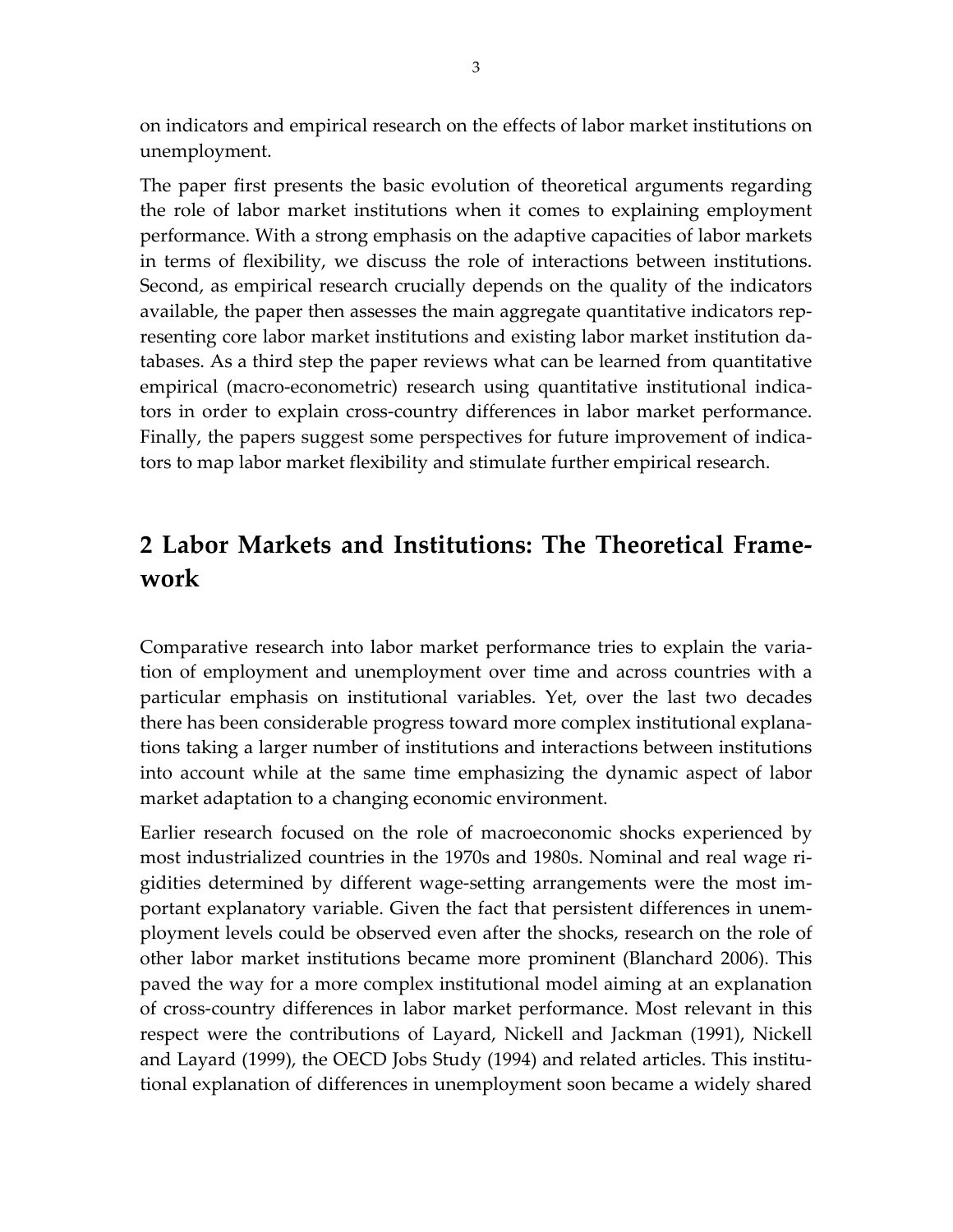on indicators and empirical research on the effects of labor market institutions on unemployment.

The paper first presents the basic evolution of theoretical arguments regarding the role of labor market institutions when it comes to explaining employment performance. With a strong emphasis on the adaptive capacities of labor markets in terms of flexibility, we discuss the role of interactions between institutions. Second, as empirical research crucially depends on the quality of the indicators available, the paper then assesses the main aggregate quantitative indicators representing core labor market institutions and existing labor market institution databases. As a third step the paper reviews what can be learned from quantitative empirical (macro-econometric) research using quantitative institutional indicators in order to explain cross-country differences in labor market performance. Finally, the papers suggest some perspectives for future improvement of indicators to map labor market flexibility and stimulate further empirical research.

# 2 Labor Markets and Institutions: The Theoretical Framework

Comparative research into labor market performance tries to explain the variation of employment and unemployment over time and across countries with a particular emphasis on institutional variables. Yet, over the last two decades there has been considerable progress toward more complex institutional explanations taking a larger number of institutions and interactions between institutions into account while at the same time emphasizing the dynamic aspect of labor market adaptation to a changing economic environment.

Earlier research focused on the role of macroeconomic shocks experienced by most industrialized countries in the 1970s and 1980s. Nominal and real wage rigidities determined by different wage-setting arrangements were the most important explanatory variable. Given the fact that persistent differences in unemployment levels could be observed even after the shocks, research on the role of other labor market institutions became more prominent (Blanchard 2006). This paved the way for a more complex institutional model aiming at an explanation of cross-country differences in labor market performance. Most relevant in this respect were the contributions of Layard, Nickell and Jackman (1991), Nickell and Layard (1999), the OECD Jobs Study (1994) and related articles. This institutional explanation of differences in unemployment soon became a widely shared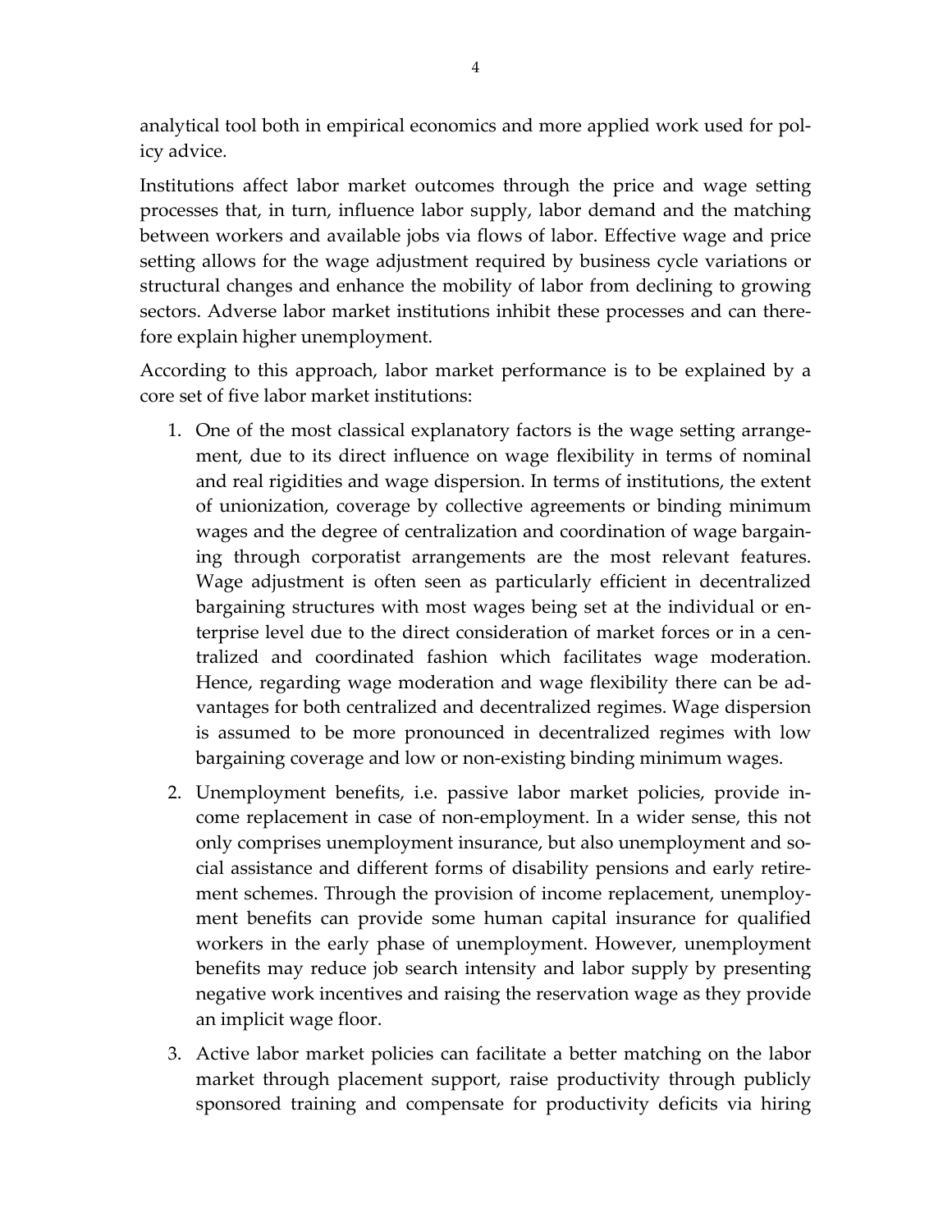analytical tool both in empirical economics and more applied work used for policy advice.

Institutions affect labor market outcomes through the price and wage setting processes that, in turn, influence labor supply, labor demand and the matching between workers and available jobs via flows of labor. Effective wage and price setting allows for the wage adjustment required by business cycle variations or structural changes and enhance the mobility of labor from declining to growing sectors. Adverse labor market institutions inhibit these processes and can therefore explain higher unemployment.

According to this approach, labor market performance is to be explained by a core set of five labor market institutions:

1. One of the most classical explanatory factors is the wage setting arrangement, due to its direct influence on wage flexibility in terms of nominal and real rigidities and wage dispersion. In terms of institutions, the extent of unionization, coverage by collective agreements or binding minimum wages and the degree of centralization and coordination of wage bargaining through corporatist arrangements are the most relevant features. Wage adjustment is often seen as particularly efficient in decentralized bargaining structures with most wages being set at the individual or enterprise level due to the direct consideration of market forces or in a centralized and coordinated fashion which facilitates wage moderation. Hence, regarding wage moderation and wage flexibility there can be advantages for both centralized and decentralized regimes. Wage dispersion is assumed to be more pronounced in decentralized regimes with low bargaining coverage and low or non-existing binding minimum wages.

2. Unemployment benefits, i.e. passive labor market policies, provide income replacement in case of non-employment. In a wider sense, this not only comprises unemployment insurance, but also unemployment and social assistance and different forms of disability pensions and early retirement schemes. Through the provision of income replacement, unemployment benefits can provide some human capital insurance for qualified workers in the early phase of unemployment. However, unemployment benefits may reduce job search intensity and labor supply by presenting negative work incentives and raising the reservation wage as they provide an implicit wage floor.

3. Active labor market policies can facilitate a better matching on the labor market through placement support, raise productivity through publicly sponsored training and compensate for productivity deficits via hiring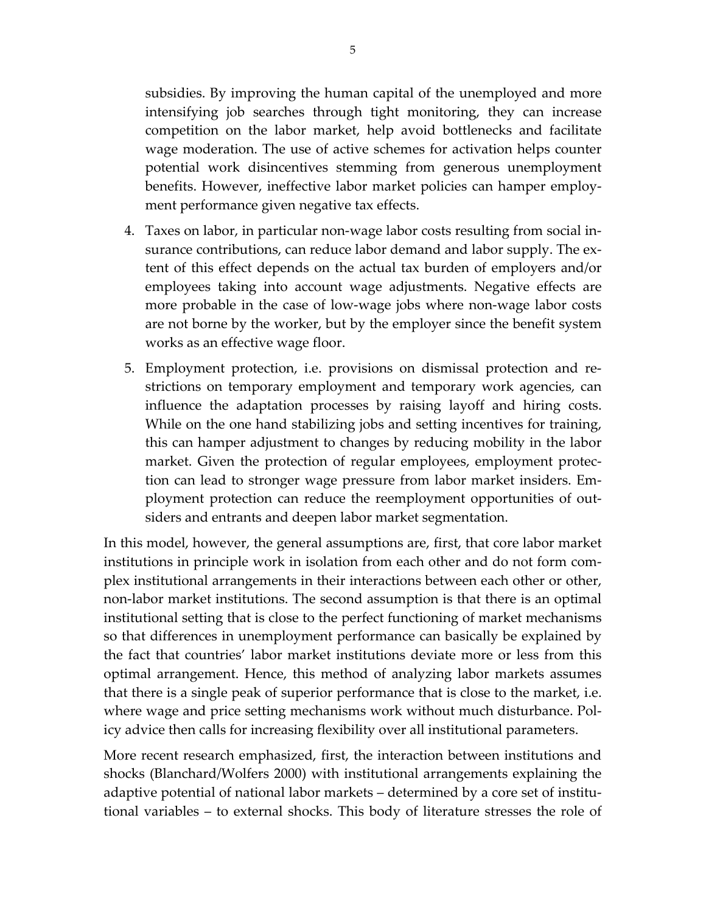subsidies. By improving the human capital of the unemployed and more intensifying job searches through tight monitoring, they can increase competition on the labor market, help avoid bottlenecks and facilitate wage moderation. The use of active schemes for activation helps counter potential work disincentives stemming from generous unemployment benefits. However, ineffective labor market policies can hamper employment performance given negative tax effects.

4. Taxes on labor, in particular non-wage labor costs resulting from social insurance contributions, can reduce labor demand and labor supply. The extent of this effect depends on the actual tax burden of employers and/or employees taking into account wage adjustments. Negative effects are more probable in the case of low-wage jobs where non-wage labor costs are not borne by the worker, but by the employer since the benefit system works as an effective wage floor.

5. Employment protection, i.e. provisions on dismissal protection and restrictions on temporary employment and temporary work agencies, can influence the adaptation processes by raising layoff and hiring costs. While on the one hand stabilizing jobs and setting incentives for training, this can hamper adjustment to changes by reducing mobility in the labor market. Given the protection of regular employees, employment protection can lead to stronger wage pressure from labor market insiders. Employment protection can reduce the reemployment opportunities of outsiders and entrants and deepen labor market segmentation.

In this model, however, the general assumptions are, first, that core labor market institutions in principle work in isolation from each other and do not form complex institutional arrangements in their interactions between each other or other, non-labor market institutions. The second assumption is that there is an optimal institutional setting that is close to the perfect functioning of market mechanisms so that differences in unemployment performance can basically be explained by the fact that countries' labor market institutions deviate more or less from this optimal arrangement. Hence, this method of analyzing labor markets assumes that there is a single peak of superior performance that is close to the market, i.e. where wage and price setting mechanisms work without much disturbance. Policy advice then calls for increasing flexibility over all institutional parameters.

More recent research emphasized, first, the interaction between institutions and shocks (Blanchard/Wolfers 2000) with institutional arrangements explaining the adaptive potential of national labor markets – determined by a core set of institutional variables – to external shocks. This body of literature stresses the role of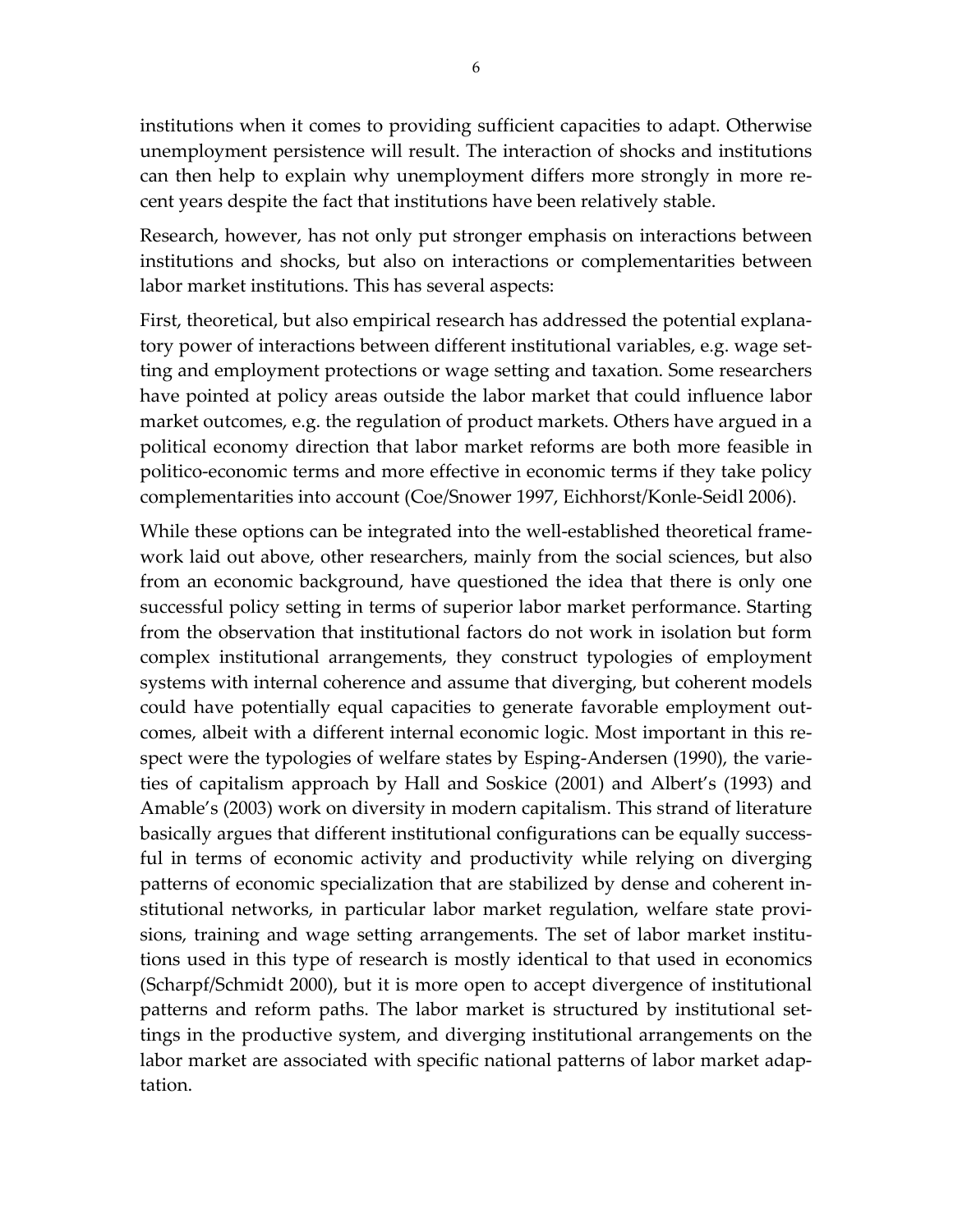institutions when it comes to providing sufficient capacities to adapt. Otherwise unemployment persistence will result. The interaction of shocks and institutions can then help to explain why unemployment differs more strongly in more recent years despite the fact that institutions have been relatively stable.

Research, however, has not only put stronger emphasis on interactions between institutions and shocks, but also on interactions or complementarities between labor market institutions. This has several aspects:

First, theoretical, but also empirical research has addressed the potential explanatory power of interactions between different institutional variables, e.g. wage setting and employment protections or wage setting and taxation. Some researchers have pointed at policy areas outside the labor market that could influence labor market outcomes, e.g. the regulation of product markets. Others have argued in a political economy direction that labor market reforms are both more feasible in politico-economic terms and more effective in economic terms if they take policy complementarities into account (Coe/Snower 1997, Eichhorst/Konle-Seidl 2006).

While these options can be integrated into the well-established theoretical framework laid out above, other researchers, mainly from the social sciences, but also from an economic background, have questioned the idea that there is only one successful policy setting in terms of superior labor market performance. Starting from the observation that institutional factors do not work in isolation but form complex institutional arrangements, they construct typologies of employment systems with internal coherence and assume that diverging, but coherent models could have potentially equal capacities to generate favorable employment outcomes, albeit with a different internal economic logic. Most important in this respect were the typologies of welfare states by Esping-Andersen (1990), the varieties of capitalism approach by Hall and Soskice (2001) and Albert's (1993) and Amable's (2003) work on diversity in modern capitalism. This strand of literature basically argues that different institutional configurations can be equally successful in terms of economic activity and productivity while relying on diverging patterns of economic specialization that are stabilized by dense and coherent institutional networks, in particular labor market regulation, welfare state provisions, training and wage setting arrangements. The set of labor market institutions used in this type of research is mostly identical to that used in economics (Scharpf/Schmidt 2000), but it is more open to accept divergence of institutional patterns and reform paths. The labor market is structured by institutional settings in the productive system, and diverging institutional arrangements on the labor market are associated with specific national patterns of labor market adaptation.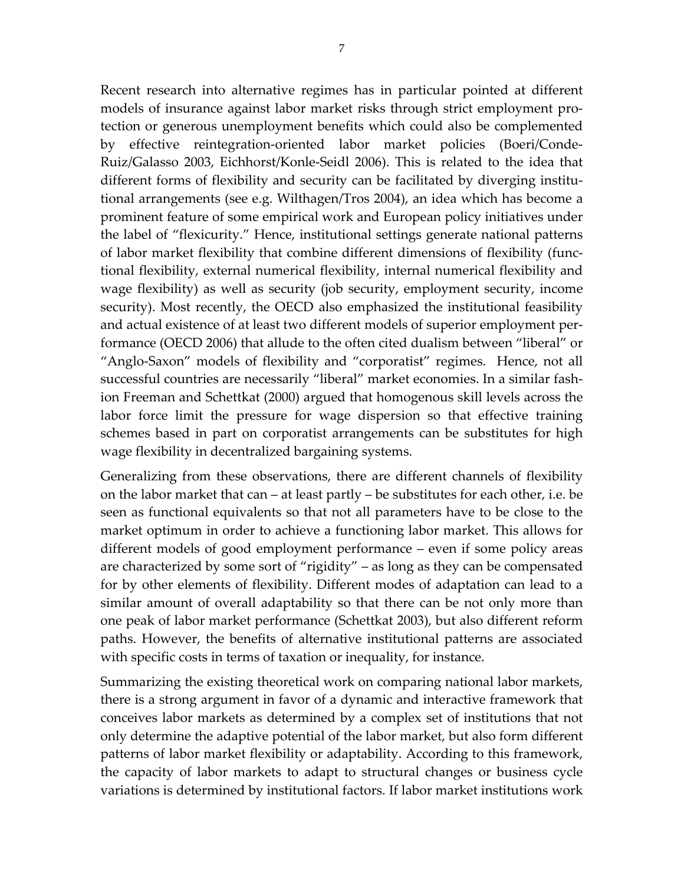Recent research into alternative regimes has in particular pointed at different models of insurance against labor market risks through strict employment protection or generous unemployment benefits which could also be complemented by effective reintegration-oriented labor market policies (Boeri/Conde-Ruiz/Galasso 2003, Eichhorst/Konle-Seidl 2006). This is related to the idea that different forms of flexibility and security can be facilitated by diverging institutional arrangements (see e.g. Wilthagen/Tros 2004), an idea which has become a prominent feature of some empirical work and European policy initiatives under the label of "flexicurity." Hence, institutional settings generate national patterns of labor market flexibility that combine different dimensions of flexibility (functional flexibility, external numerical flexibility, internal numerical flexibility and wage flexibility) as well as security (job security, employment security, income security). Most recently, the OECD also emphasized the institutional feasibility and actual existence of at least two different models of superior employment performance (OECD 2006) that allude to the often cited dualism between "liberal" or "Anglo-Saxon" models of flexibility and "corporatist" regimes. Hence, not all successful countries are necessarily "liberal" market economies. In a similar fashion Freeman and Schettkat (2000) argued that homogenous skill levels across the labor force limit the pressure for wage dispersion so that effective training schemes based in part on corporatist arrangements can be substitutes for high wage flexibility in decentralized bargaining systems.

Generalizing from these observations, there are different channels of flexibility on the labor market that can – at least partly – be substitutes for each other, i.e. be seen as functional equivalents so that not all parameters have to be close to the market optimum in order to achieve a functioning labor market. This allows for different models of good employment performance – even if some policy areas are characterized by some sort of "rigidity" – as long as they can be compensated for by other elements of flexibility. Different modes of adaptation can lead to a similar amount of overall adaptability so that there can be not only more than one peak of labor market performance (Schettkat 2003), but also different reform paths. However, the benefits of alternative institutional patterns are associated with specific costs in terms of taxation or inequality, for instance.

Summarizing the existing theoretical work on comparing national labor markets, there is a strong argument in favor of a dynamic and interactive framework that conceives labor markets as determined by a complex set of institutions that not only determine the adaptive potential of the labor market, but also form different patterns of labor market flexibility or adaptability. According to this framework, the capacity of labor markets to adapt to structural changes or business cycle variations is determined by institutional factors. If labor market institutions work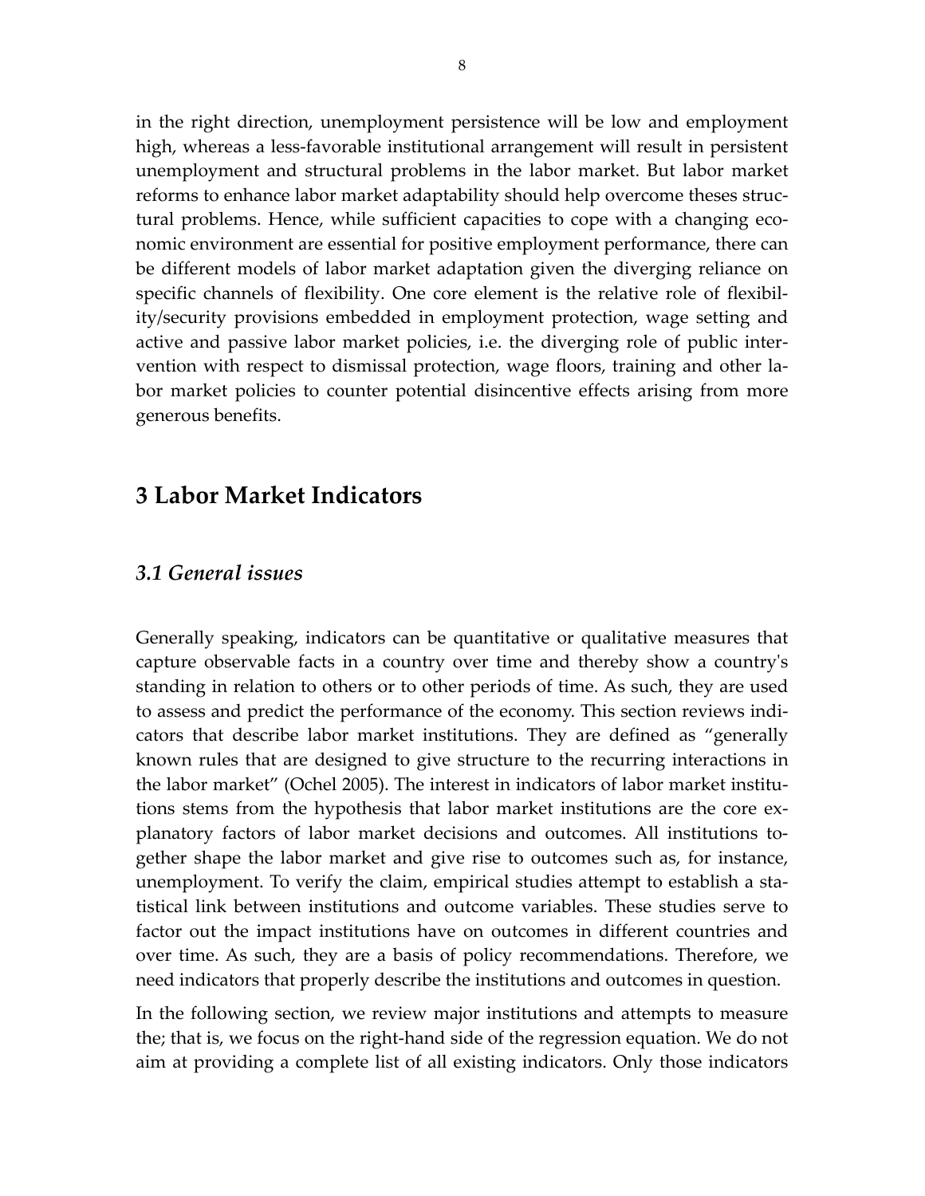in the right direction, unemployment persistence will be low and employment high, whereas a less-favorable institutional arrangement will result in persistent unemployment and structural problems in the labor market. But labor market reforms to enhance labor market adaptability should help overcome theses structural problems. Hence, while sufficient capacities to cope with a changing economic environment are essential for positive employment performance, there can be different models of labor market adaptation given the diverging reliance on specific channels of flexibility. One core element is the relative role of flexibility/security provisions embedded in employment protection, wage setting and active and passive labor market policies, i.e. the diverging role of public intervention with respect to dismissal protection, wage floors, training and other labor market policies to counter potential disincentive effects arising from more generous benefits.

# 3 Labor Market Indicators

## *3.1 General issues*

Generally speaking, indicators can be quantitative or qualitative measures that capture observable facts in a country over time and thereby show a country's standing in relation to others or to other periods of time. As such, they are used to assess and predict the performance of the economy. This section reviews indicators that describe labor market institutions. They are defined as "generally known rules that are designed to give structure to the recurring interactions in the labor market" (Ochel 2005). The interest in indicators of labor market institutions stems from the hypothesis that labor market institutions are the core explanatory factors of labor market decisions and outcomes. All institutions together shape the labor market and give rise to outcomes such as, for instance, unemployment. To verify the claim, empirical studies attempt to establish a statistical link between institutions and outcome variables. These studies serve to factor out the impact institutions have on outcomes in different countries and over time. As such, they are a basis of policy recommendations. Therefore, we need indicators that properly describe the institutions and outcomes in question.

In the following section, we review major institutions and attempts to measure the; that is, we focus on the right-hand side of the regression equation. We do not aim at providing a complete list of all existing indicators. Only those indicators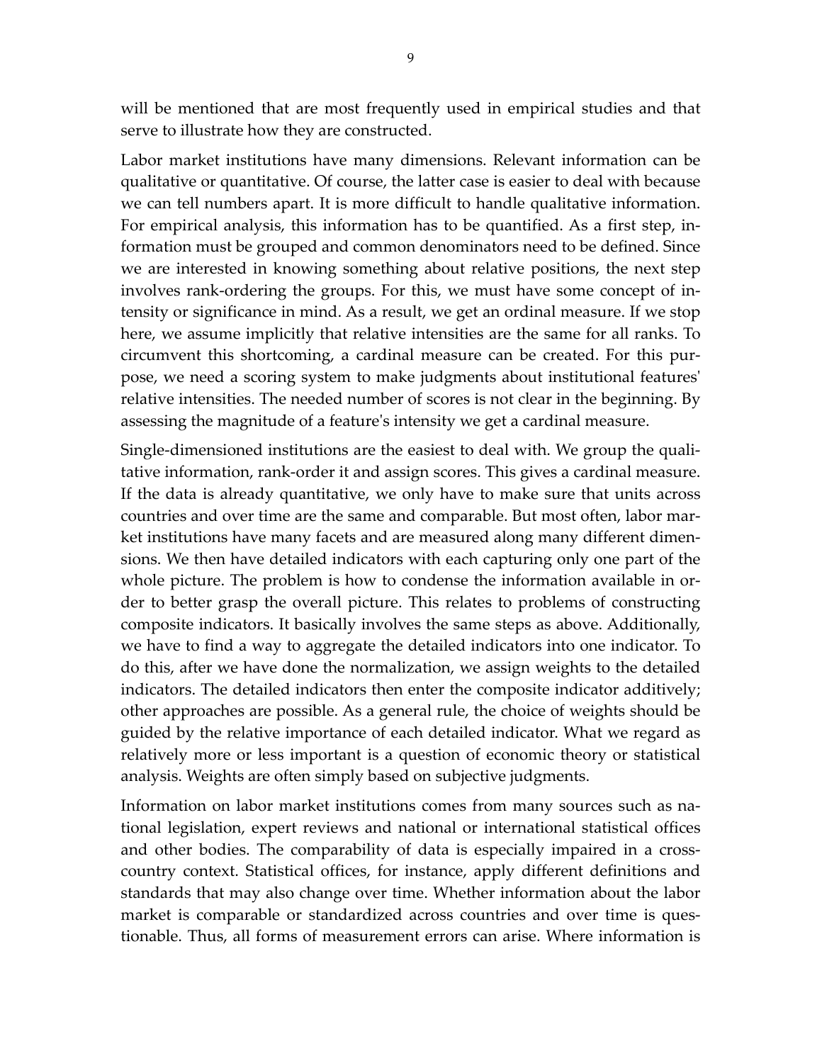will be mentioned that are most frequently used in empirical studies and that serve to illustrate how they are constructed.

Labor market institutions have many dimensions. Relevant information can be qualitative or quantitative. Of course, the latter case is easier to deal with because we can tell numbers apart. It is more difficult to handle qualitative information. For empirical analysis, this information has to be quantified. As a first step, information must be grouped and common denominators need to be defined. Since we are interested in knowing something about relative positions, the next step involves rank-ordering the groups. For this, we must have some concept of intensity or significance in mind. As a result, we get an ordinal measure. If we stop here, we assume implicitly that relative intensities are the same for all ranks. To circumvent this shortcoming, a cardinal measure can be created. For this purpose, we need a scoring system to make judgments about institutional features' relative intensities. The needed number of scores is not clear in the beginning. By assessing the magnitude of a feature's intensity we get a cardinal measure.

Single-dimensioned institutions are the easiest to deal with. We group the qualitative information, rank-order it and assign scores. This gives a cardinal measure. If the data is already quantitative, we only have to make sure that units across countries and over time are the same and comparable. But most often, labor market institutions have many facets and are measured along many different dimensions. We then have detailed indicators with each capturing only one part of the whole picture. The problem is how to condense the information available in order to better grasp the overall picture. This relates to problems of constructing composite indicators. It basically involves the same steps as above. Additionally, we have to find a way to aggregate the detailed indicators into one indicator. To do this, after we have done the normalization, we assign weights to the detailed indicators. The detailed indicators then enter the composite indicator additively; other approaches are possible. As a general rule, the choice of weights should be guided by the relative importance of each detailed indicator. What we regard as relatively more or less important is a question of economic theory or statistical analysis. Weights are often simply based on subjective judgments.

Information on labor market institutions comes from many sources such as national legislation, expert reviews and national or international statistical offices and other bodies. The comparability of data is especially impaired in a cross-country context. Statistical offices, for instance, apply different definitions and standards that may also change over time. Whether information about the labor market is comparable or standardized across countries and over time is questionable. Thus, all forms of measurement errors can arise. Where information is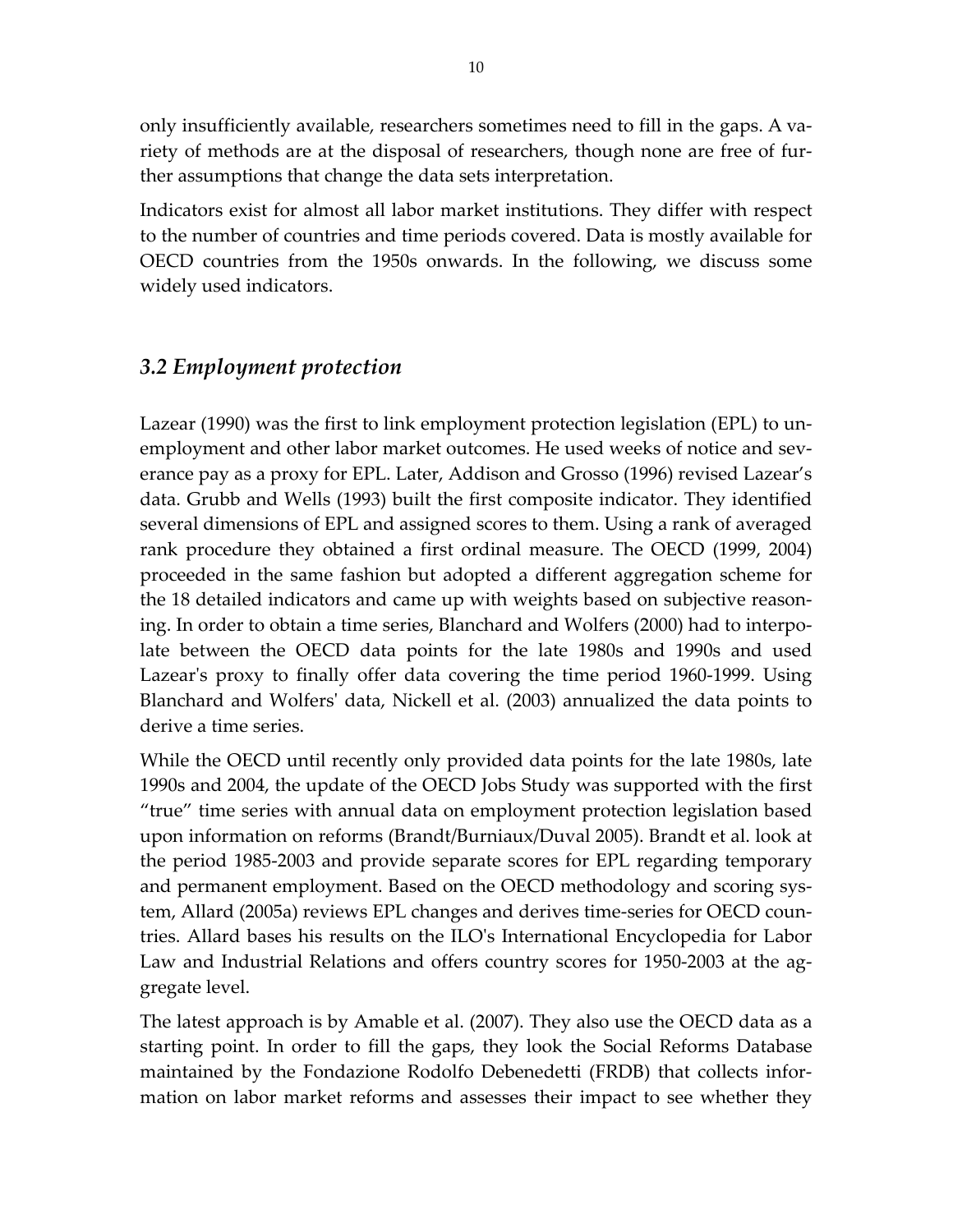only insufficiently available, researchers sometimes need to fill in the gaps. A variety of methods are at the disposal of researchers, though none are free of further assumptions that change the data sets interpretation.

Indicators exist for almost all labor market institutions. They differ with respect to the number of countries and time periods covered. Data is mostly available for OECD countries from the 1950s onwards. In the following, we discuss some widely used indicators.

## *3.2 Employment protection*

Lazear (1990) was the first to link employment protection legislation (EPL) to unemployment and other labor market outcomes. He used weeks of notice and severance pay as a proxy for EPL. Later, Addison and Grosso (1996) revised Lazear's data. Grubb and Wells (1993) built the first composite indicator. They identified several dimensions of EPL and assigned scores to them. Using a rank of averaged rank procedure they obtained a first ordinal measure. The OECD (1999, 2004) proceeded in the same fashion but adopted a different aggregation scheme for the 18 detailed indicators and came up with weights based on subjective reasoning. In order to obtain a time series, Blanchard and Wolfers (2000) had to interpolate between the OECD data points for the late 1980s and 1990s and used Lazear's proxy to finally offer data covering the time period 1960-1999. Using Blanchard and Wolfers' data, Nickell et al. (2003) annualized the data points to derive a time series.

While the OECD until recently only provided data points for the late 1980s, late 1990s and 2004, the update of the OECD Jobs Study was supported with the first "true" time series with annual data on employment protection legislation based upon information on reforms (Brandt/Burniaux/Duval 2005). Brandt et al. look at the period 1985-2003 and provide separate scores for EPL regarding temporary and permanent employment. Based on the OECD methodology and scoring system, Allard (2005a) reviews EPL changes and derives time-series for OECD countries. Allard bases his results on the ILO's International Encyclopedia for Labor Law and Industrial Relations and offers country scores for 1950-2003 at the aggregate level.

The latest approach is by Amable et al. (2007). They also use the OECD data as a starting point. In order to fill the gaps, they look the Social Reforms Database maintained by the Fondazione Rodolfo Debenedetti (FRDB) that collects information on labor market reforms and assesses their impact to see whether they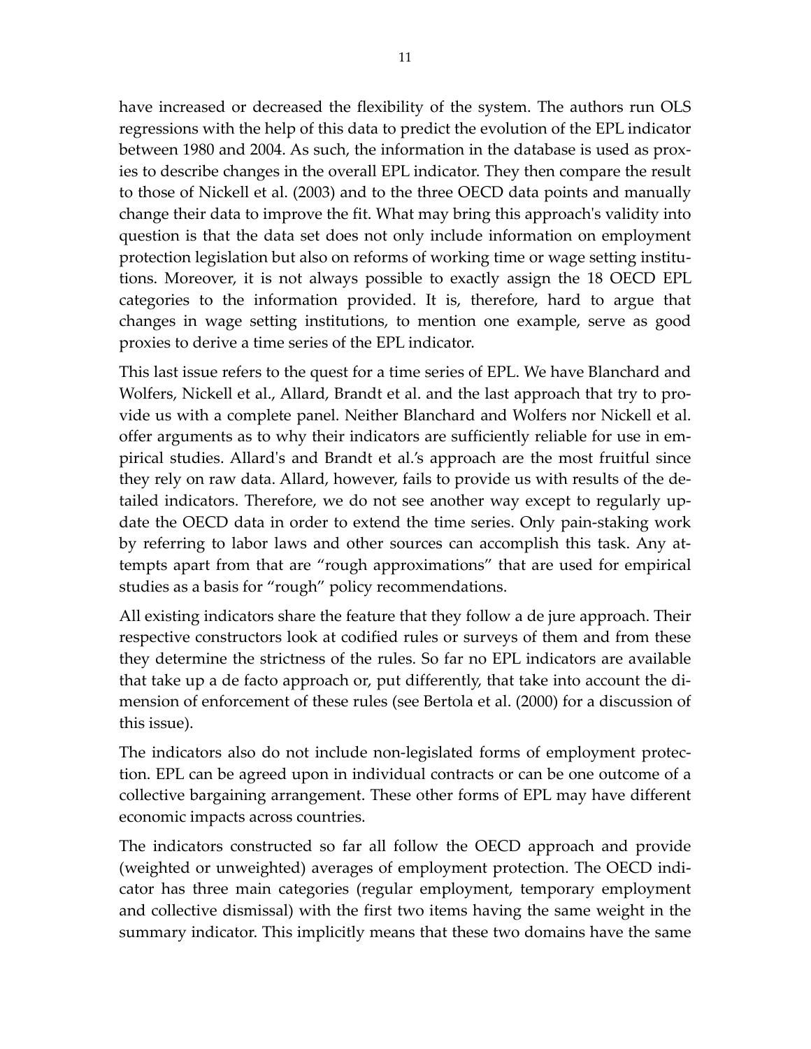have increased or decreased the flexibility of the system. The authors run OLS regressions with the help of this data to predict the evolution of the EPL indicator between 1980 and 2004. As such, the information in the database is used as proxies to describe changes in the overall EPL indicator. They then compare the result to those of Nickell et al. (2003) and to the three OECD data points and manually change their data to improve the fit. What may bring this approach's validity into question is that the data set does not only include information on employment protection legislation but also on reforms of working time or wage setting institutions. Moreover, it is not always possible to exactly assign the 18 OECD EPL categories to the information provided. It is, therefore, hard to argue that changes in wage setting institutions, to mention one example, serve as good proxies to derive a time series of the EPL indicator.

This last issue refers to the quest for a time series of EPL. We have Blanchard and Wolfers, Nickell et al., Allard, Brandt et al. and the last approach that try to provide us with a complete panel. Neither Blanchard and Wolfers nor Nickell et al. offer arguments as to why their indicators are sufficiently reliable for use in empirical studies. Allard's and Brandt et al.'s approach are the most fruitful since they rely on raw data. Allard, however, fails to provide us with results of the detailed indicators. Therefore, we do not see another way except to regularly update the OECD data in order to extend the time series. Only pain-staking work by referring to labor laws and other sources can accomplish this task. Any attempts apart from that are "rough approximations" that are used for empirical studies as a basis for "rough" policy recommendations.

All existing indicators share the feature that they follow a de jure approach. Their respective constructors look at codified rules or surveys of them and from these they determine the strictness of the rules. So far no EPL indicators are available that take up a de facto approach or, put differently, that take into account the dimension of enforcement of these rules (see Bertola et al. (2000) for a discussion of this issue).

The indicators also do not include non-legislated forms of employment protection. EPL can be agreed upon in individual contracts or can be one outcome of a collective bargaining arrangement. These other forms of EPL may have different economic impacts across countries.

The indicators constructed so far all follow the OECD approach and provide (weighted or unweighted) averages of employment protection. The OECD indicator has three main categories (regular employment, temporary employment and collective dismissal) with the first two items having the same weight in the summary indicator. This implicitly means that these two domains have the same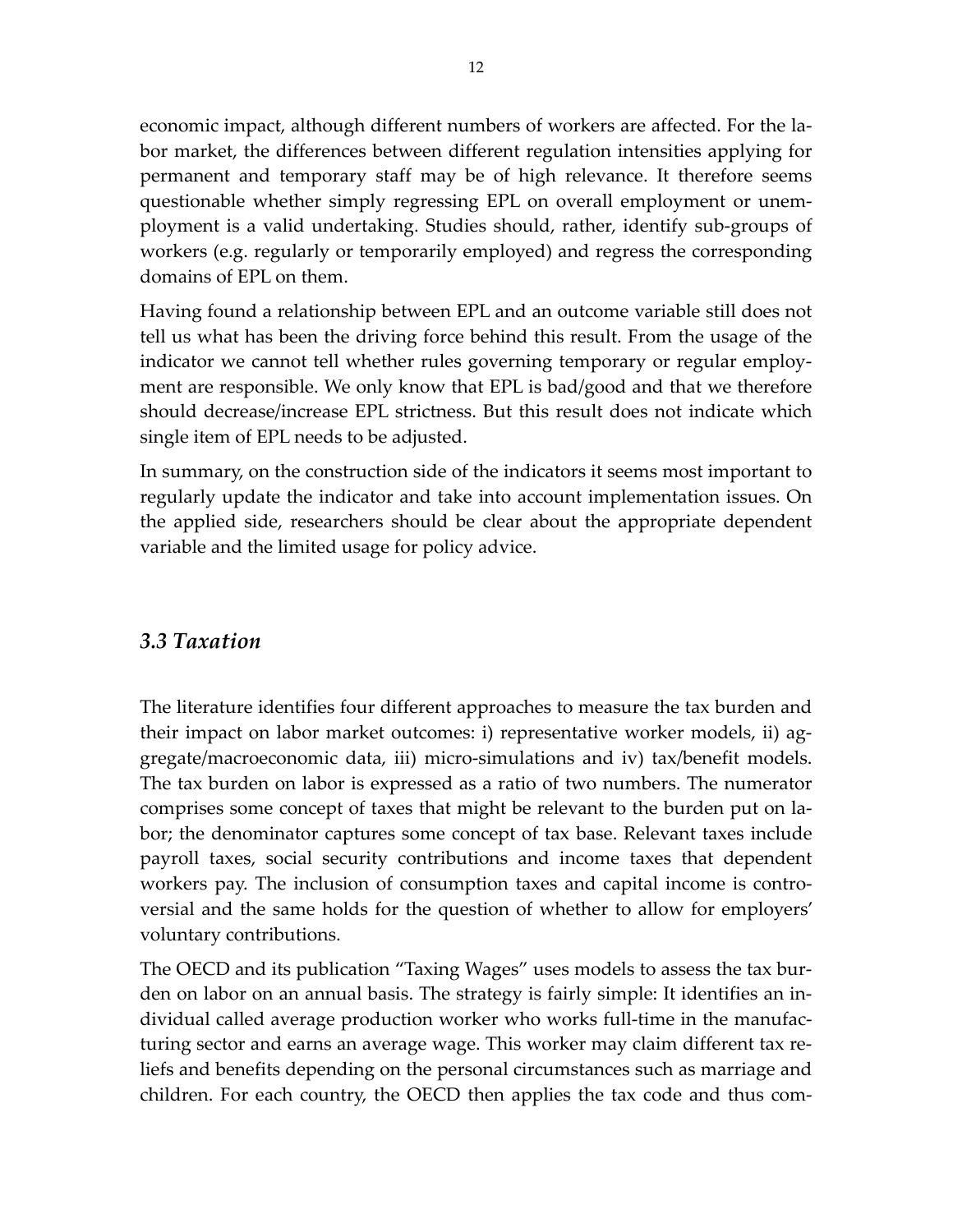economic impact, although different numbers of workers are affected. For the labor market, the differences between different regulation intensities applying for permanent and temporary staff may be of high relevance. It therefore seems questionable whether simply regressing EPL on overall employment or unemployment is a valid undertaking. Studies should, rather, identify sub-groups of workers (e.g. regularly or temporarily employed) and regress the corresponding domains of EPL on them.

Having found a relationship between EPL and an outcome variable still does not tell us what has been the driving force behind this result. From the usage of the indicator we cannot tell whether rules governing temporary or regular employment are responsible. We only know that EPL is bad/good and that we therefore should decrease/increase EPL strictness. But this result does not indicate which single item of EPL needs to be adjusted.

In summary, on the construction side of the indicators it seems most important to regularly update the indicator and take into account implementation issues. On the applied side, researchers should be clear about the appropriate dependent variable and the limited usage for policy advice.

### *3.3 Taxation*

The literature identifies four different approaches to measure the tax burden and their impact on labor market outcomes: i) representative worker models, ii) aggregate/macroeconomic data, iii) micro-simulations and iv) tax/benefit models. The tax burden on labor is expressed as a ratio of two numbers. The numerator comprises some concept of taxes that might be relevant to the burden put on labor; the denominator captures some concept of tax base. Relevant taxes include payroll taxes, social security contributions and income taxes that dependent workers pay. The inclusion of consumption taxes and capital income is controversial and the same holds for the question of whether to allow for employers' voluntary contributions.

The OECD and its publication "Taxing Wages" uses models to assess the tax burden on labor on an annual basis. The strategy is fairly simple: It identifies an individual called average production worker who works full-time in the manufacturing sector and earns an average wage. This worker may claim different tax reliefs and benefits depending on the personal circumstances such as marriage and children. For each country, the OECD then applies the tax code and thus com-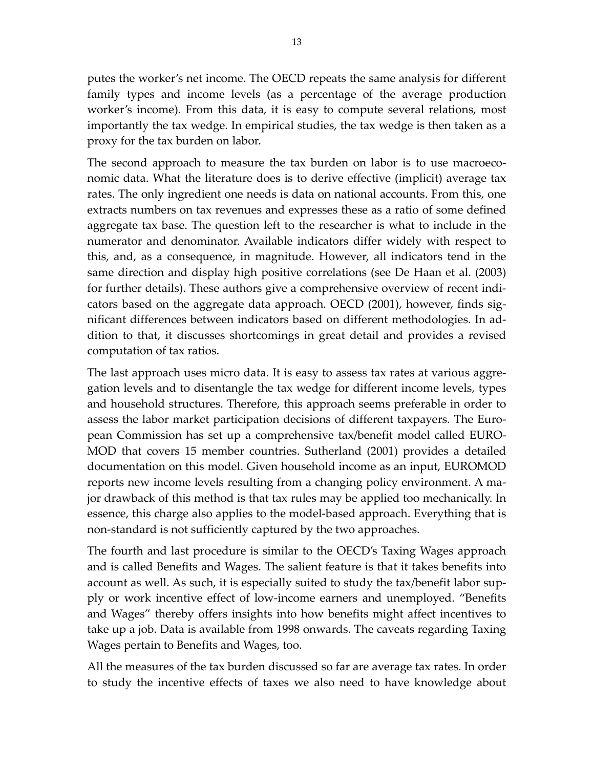putes the worker's net income. The OECD repeats the same analysis for different family types and income levels (as a percentage of the average production worker's income). From this data, it is easy to compute several relations, most importantly the tax wedge. In empirical studies, the tax wedge is then taken as a proxy for the tax burden on labor.

The second approach to measure the tax burden on labor is to use macroeconomic data. What the literature does is to derive effective (implicit) average tax rates. The only ingredient one needs is data on national accounts. From this, one extracts numbers on tax revenues and expresses these as a ratio of some defined aggregate tax base. The question left to the researcher is what to include in the numerator and denominator. Available indicators differ widely with respect to this, and, as a consequence, in magnitude. However, all indicators tend in the same direction and display high positive correlations (see De Haan et al. (2003) for further details). These authors give a comprehensive overview of recent indicators based on the aggregate data approach. OECD (2001), however, finds significant differences between indicators based on different methodologies. In addition to that, it discusses shortcomings in great detail and provides a revised computation of tax ratios.

The last approach uses micro data. It is easy to assess tax rates at various aggregation levels and to disentangle the tax wedge for different income levels, types and household structures. Therefore, this approach seems preferable in order to assess the labor market participation decisions of different taxpayers. The European Commission has set up a comprehensive tax/benefit model called EUROMOD that covers 15 member countries. Sutherland (2001) provides a detailed documentation on this model. Given household income as an input, EUROMOD reports new income levels resulting from a changing policy environment. A major drawback of this method is that tax rules may be applied too mechanically. In essence, this charge also applies to the model-based approach. Everything that is non-standard is not sufficiently captured by the two approaches.

The fourth and last procedure is similar to the OECD's Taxing Wages approach and is called Benefits and Wages. The salient feature is that it takes benefits into account as well. As such, it is especially suited to study the tax/benefit labor supply or work incentive effect of low-income earners and unemployed. "Benefits and Wages" thereby offers insights into how benefits might affect incentives to take up a job. Data is available from 1998 onwards. The caveats regarding Taxing Wages pertain to Benefits and Wages, too.

All the measures of the tax burden discussed so far are average tax rates. In order to study the incentive effects of taxes we also need to have knowledge about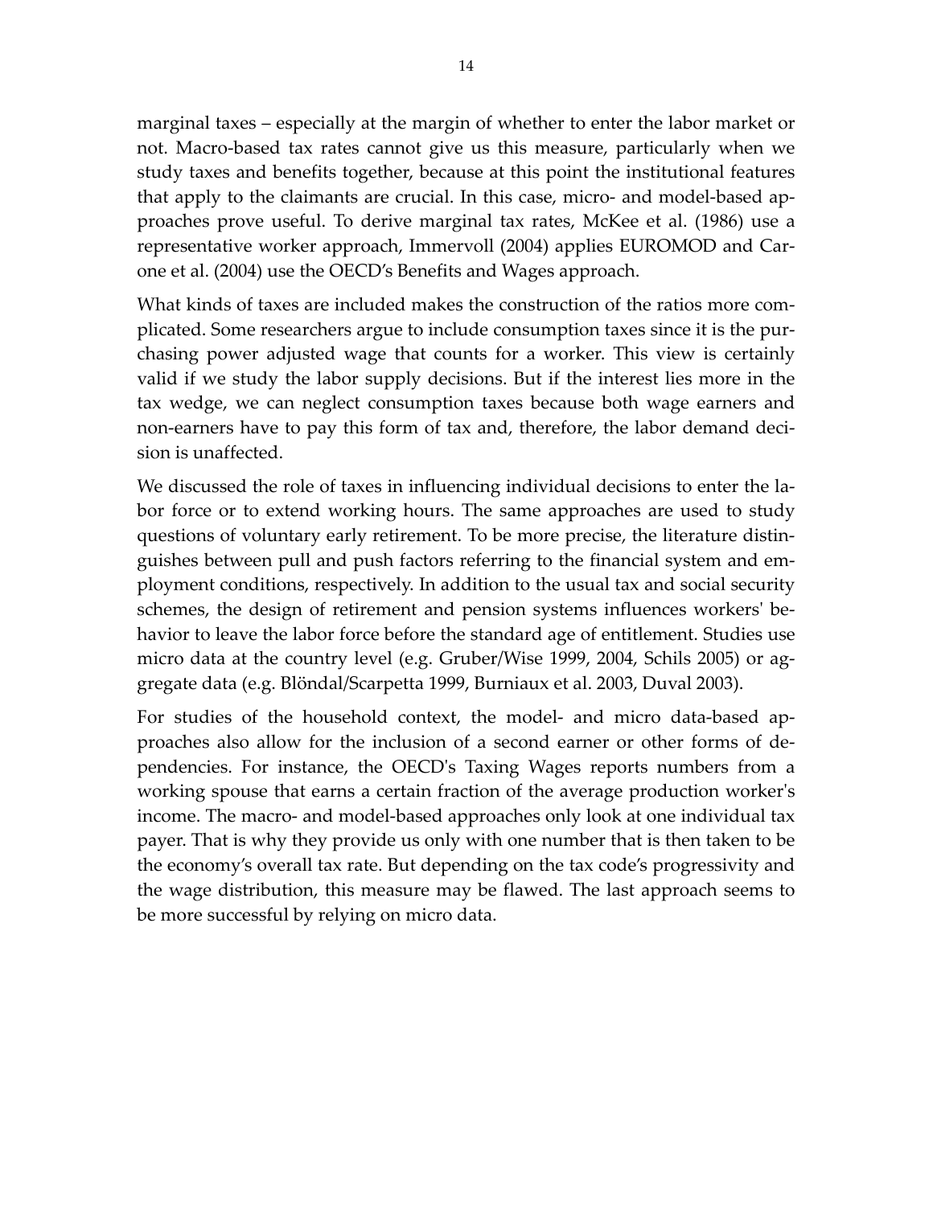marginal taxes – especially at the margin of whether to enter the labor market or not. Macro-based tax rates cannot give us this measure, particularly when we study taxes and benefits together, because at this point the institutional features that apply to the claimants are crucial. In this case, micro- and model-based approaches prove useful. To derive marginal tax rates, McKee et al. (1986) use a representative worker approach, Immervoll (2004) applies EUROMOD and Carone et al. (2004) use the OECD's Benefits and Wages approach.

What kinds of taxes are included makes the construction of the ratios more complicated. Some researchers argue to include consumption taxes since it is the purchasing power adjusted wage that counts for a worker. This view is certainly valid if we study the labor supply decisions. But if the interest lies more in the tax wedge, we can neglect consumption taxes because both wage earners and non-earners have to pay this form of tax and, therefore, the labor demand decision is unaffected.

We discussed the role of taxes in influencing individual decisions to enter the labor force or to extend working hours. The same approaches are used to study questions of voluntary early retirement. To be more precise, the literature distinguishes between pull and push factors referring to the financial system and employment conditions, respectively. In addition to the usual tax and social security schemes, the design of retirement and pension systems influences workers' behavior to leave the labor force before the standard age of entitlement. Studies use micro data at the country level (e.g. Gruber/Wise 1999, 2004, Schils 2005) or aggregate data (e.g. Blöndal/Scarpetta 1999, Burniaux et al. 2003, Duval 2003).

For studies of the household context, the model- and micro data-based approaches also allow for the inclusion of a second earner or other forms of dependencies. For instance, the OECD's Taxing Wages reports numbers from a working spouse that earns a certain fraction of the average production worker's income. The macro- and model-based approaches only look at one individual tax payer. That is why they provide us only with one number that is then taken to be the economy's overall tax rate. But depending on the tax code's progressivity and the wage distribution, this measure may be flawed. The last approach seems to be more successful by relying on micro data.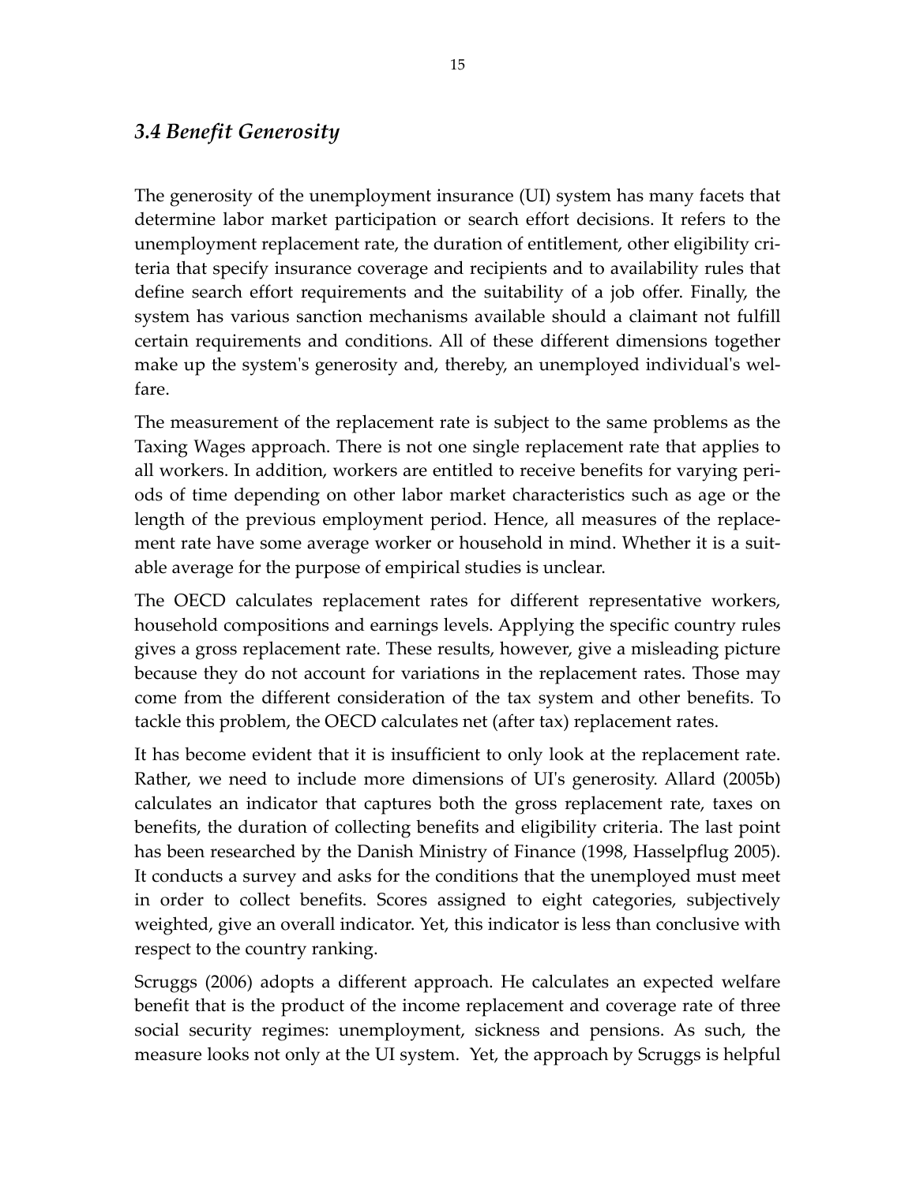### *3.4 Benefit Generosity*

The generosity of the unemployment insurance (UI) system has many facets that determine labor market participation or search effort decisions. It refers to the unemployment replacement rate, the duration of entitlement, other eligibility criteria that specify insurance coverage and recipients and to availability rules that define search effort requirements and the suitability of a job offer. Finally, the system has various sanction mechanisms available should a claimant not fulfill certain requirements and conditions. All of these different dimensions together make up the system's generosity and, thereby, an unemployed individual's welfare.

The measurement of the replacement rate is subject to the same problems as the Taxing Wages approach. There is not one single replacement rate that applies to all workers. In addition, workers are entitled to receive benefits for varying periods of time depending on other labor market characteristics such as age or the length of the previous employment period. Hence, all measures of the replacement rate have some average worker or household in mind. Whether it is a suitable average for the purpose of empirical studies is unclear.

The OECD calculates replacement rates for different representative workers, household compositions and earnings levels. Applying the specific country rules gives a gross replacement rate. These results, however, give a misleading picture because they do not account for variations in the replacement rates. Those may come from the different consideration of the tax system and other benefits. To tackle this problem, the OECD calculates net (after tax) replacement rates.

It has become evident that it is insufficient to only look at the replacement rate. Rather, we need to include more dimensions of UI's generosity. Allard (2005b) calculates an indicator that captures both the gross replacement rate, taxes on benefits, the duration of collecting benefits and eligibility criteria. The last point has been researched by the Danish Ministry of Finance (1998, Hasselpflug 2005). It conducts a survey and asks for the conditions that the unemployed must meet in order to collect benefits. Scores assigned to eight categories, subjectively weighted, give an overall indicator. Yet, this indicator is less than conclusive with respect to the country ranking.

Scruggs (2006) adopts a different approach. He calculates an expected welfare benefit that is the product of the income replacement and coverage rate of three social security regimes: unemployment, sickness and pensions. As such, the measure looks not only at the UI system. Yet, the approach by Scruggs is helpful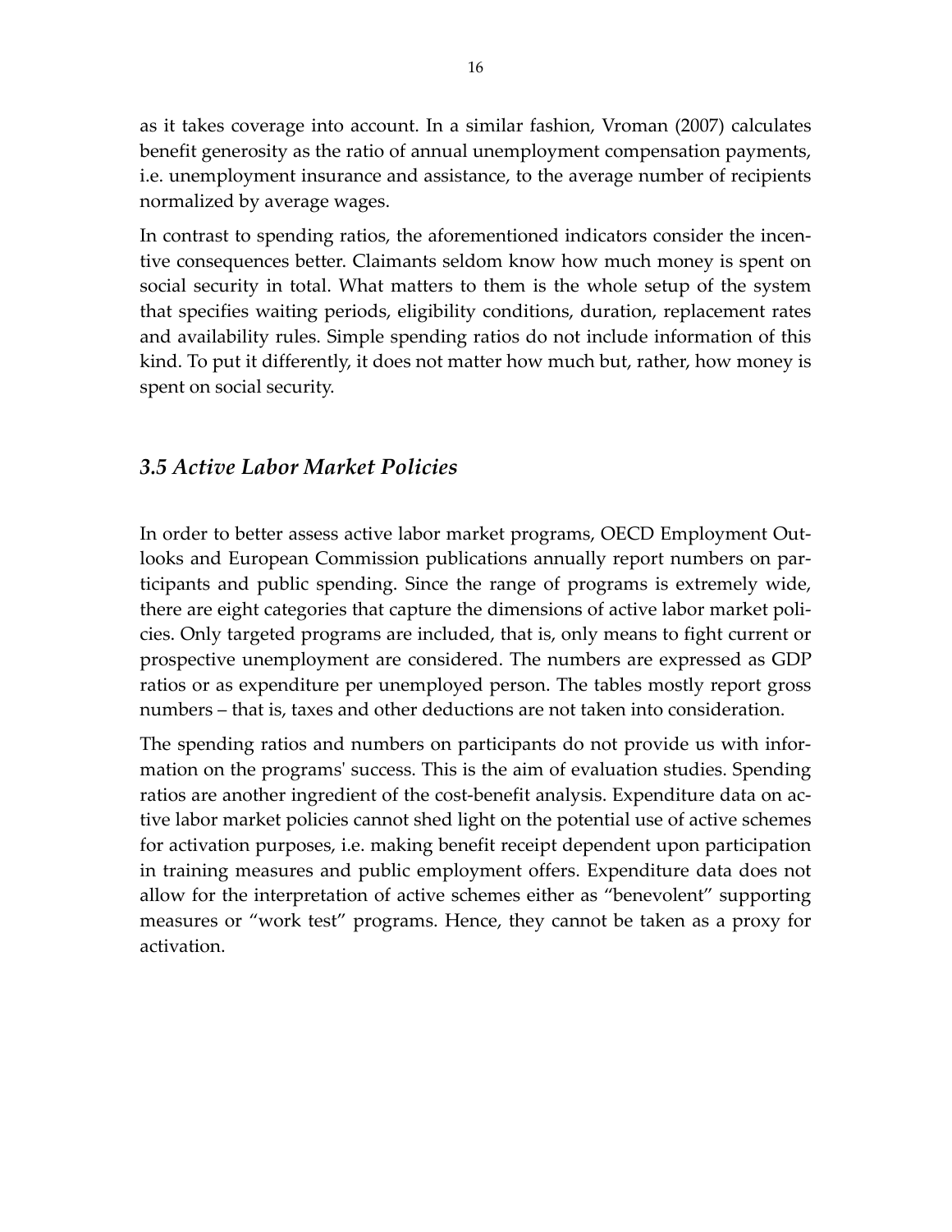as it takes coverage into account. In a similar fashion, Vroman (2007) calculates benefit generosity as the ratio of annual unemployment compensation payments, i.e. unemployment insurance and assistance, to the average number of recipients normalized by average wages.

In contrast to spending ratios, the aforementioned indicators consider the incentive consequences better. Claimants seldom know how much money is spent on social security in total. What matters to them is the whole setup of the system that specifies waiting periods, eligibility conditions, duration, replacement rates and availability rules. Simple spending ratios do not include information of this kind. To put it differently, it does not matter how much but, rather, how money is spent on social security.

### *3.5 Active Labor Market Policies*

In order to better assess active labor market programs, OECD Employment Outlooks and European Commission publications annually report numbers on participants and public spending. Since the range of programs is extremely wide, there are eight categories that capture the dimensions of active labor market policies. Only targeted programs are included, that is, only means to fight current or prospective unemployment are considered. The numbers are expressed as GDP ratios or as expenditure per unemployed person. The tables mostly report gross numbers – that is, taxes and other deductions are not taken into consideration.

The spending ratios and numbers on participants do not provide us with information on the programs' success. This is the aim of evaluation studies. Spending ratios are another ingredient of the cost-benefit analysis. Expenditure data on active labor market policies cannot shed light on the potential use of active schemes for activation purposes, i.e. making benefit receipt dependent upon participation in training measures and public employment offers. Expenditure data does not allow for the interpretation of active schemes either as "benevolent" supporting measures or "work test" programs. Hence, they cannot be taken as a proxy for activation.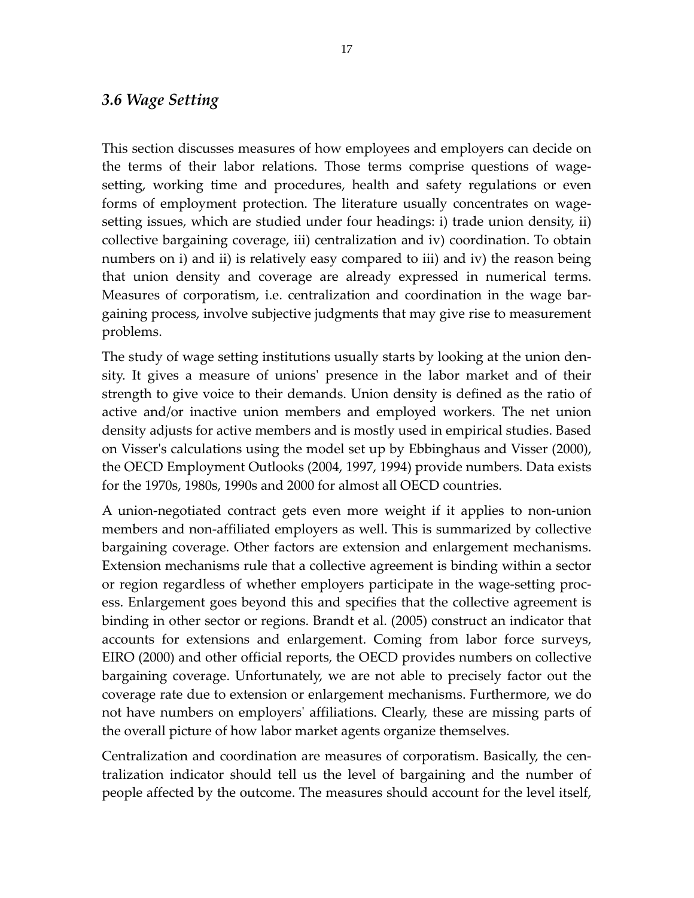### *3.6 Wage Setting*

This section discusses measures of how employees and employers can decide on the terms of their labor relations. Those terms comprise questions of wage-setting, working time and procedures, health and safety regulations or even forms of employment protection. The literature usually concentrates on wage-setting issues, which are studied under four headings: i) trade union density, ii) collective bargaining coverage, iii) centralization and iv) coordination. To obtain numbers on i) and ii) is relatively easy compared to iii) and iv) the reason being that union density and coverage are already expressed in numerical terms. Measures of corporatism, i.e. centralization and coordination in the wage bargaining process, involve subjective judgments that may give rise to measurement problems.

The study of wage setting institutions usually starts by looking at the union density. It gives a measure of unions' presence in the labor market and of their strength to give voice to their demands. Union density is defined as the ratio of active and/or inactive union members and employed workers. The net union density adjusts for active members and is mostly used in empirical studies. Based on Visser's calculations using the model set up by Ebbinghaus and Visser (2000), the OECD Employment Outlooks (2004, 1997, 1994) provide numbers. Data exists for the 1970s, 1980s, 1990s and 2000 for almost all OECD countries.

A union-negotiated contract gets even more weight if it applies to non-union members and non-affiliated employers as well. This is summarized by collective bargaining coverage. Other factors are extension and enlargement mechanisms. Extension mechanisms rule that a collective agreement is binding within a sector or region regardless of whether employers participate in the wage-setting process. Enlargement goes beyond this and specifies that the collective agreement is binding in other sector or regions. Brandt et al. (2005) construct an indicator that accounts for extensions and enlargement. Coming from labor force surveys, EIRO (2000) and other official reports, the OECD provides numbers on collective bargaining coverage. Unfortunately, we are not able to precisely factor out the coverage rate due to extension or enlargement mechanisms. Furthermore, we do not have numbers on employers' affiliations. Clearly, these are missing parts of the overall picture of how labor market agents organize themselves.

Centralization and coordination are measures of corporatism. Basically, the centralization indicator should tell us the level of bargaining and the number of people affected by the outcome. The measures should account for the level itself,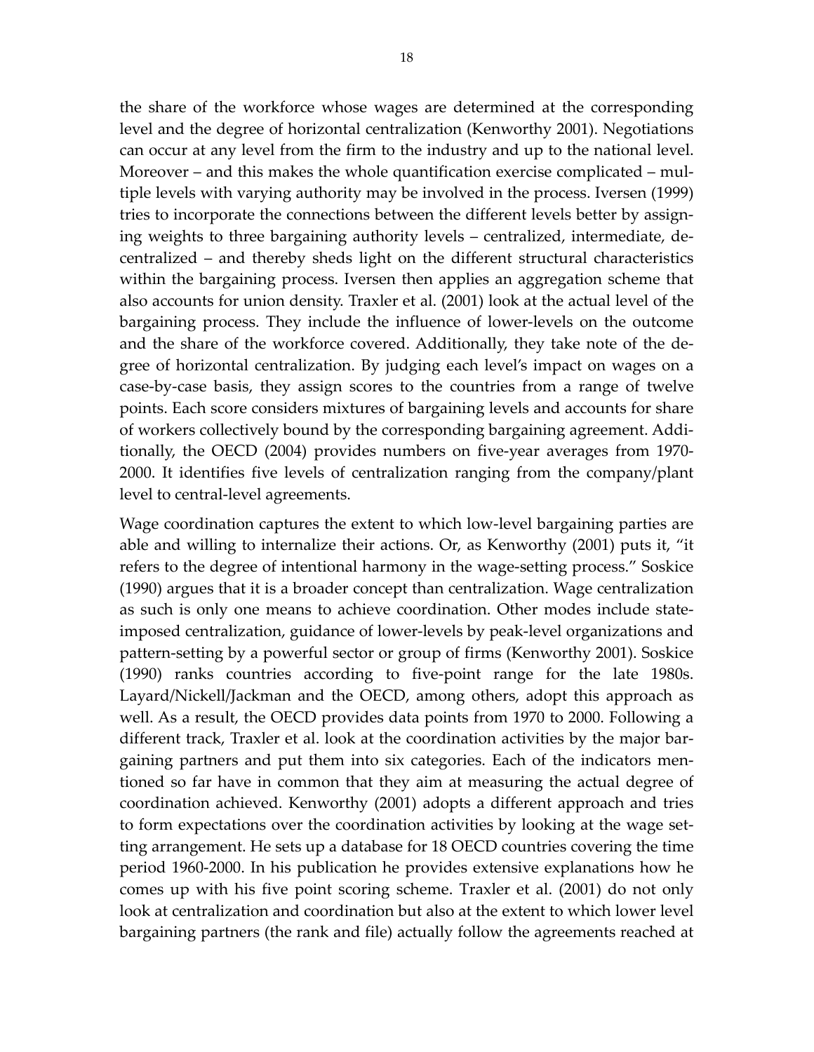the share of the workforce whose wages are determined at the corresponding level and the degree of horizontal centralization (Kenworthy 2001). Negotiations can occur at any level from the firm to the industry and up to the national level. Moreover – and this makes the whole quantification exercise complicated – multiple levels with varying authority may be involved in the process. Iversen (1999) tries to incorporate the connections between the different levels better by assigning weights to three bargaining authority levels – centralized, intermediate, decentralized – and thereby sheds light on the different structural characteristics within the bargaining process. Iversen then applies an aggregation scheme that also accounts for union density. Traxler et al. (2001) look at the actual level of the bargaining process. They include the influence of lower-levels on the outcome and the share of the workforce covered. Additionally, they take note of the degree of horizontal centralization. By judging each level's impact on wages on a case-by-case basis, they assign scores to the countries from a range of twelve points. Each score considers mixtures of bargaining levels and accounts for share of workers collectively bound by the corresponding bargaining agreement. Additionally, the OECD (2004) provides numbers on five-year averages from 1970-2000. It identifies five levels of centralization ranging from the company/plant level to central-level agreements.

Wage coordination captures the extent to which low-level bargaining parties are able and willing to internalize their actions. Or, as Kenworthy (2001) puts it, "it refers to the degree of intentional harmony in the wage-setting process." Soskice (1990) argues that it is a broader concept than centralization. Wage centralization as such is only one means to achieve coordination. Other modes include state-imposed centralization, guidance of lower-levels by peak-level organizations and pattern-setting by a powerful sector or group of firms (Kenworthy 2001). Soskice (1990) ranks countries according to five-point range for the late 1980s. Layard/Nickell/Jackman and the OECD, among others, adopt this approach as well. As a result, the OECD provides data points from 1970 to 2000. Following a different track, Traxler et al. look at the coordination activities by the major bargaining partners and put them into six categories. Each of the indicators mentioned so far have in common that they aim at measuring the actual degree of coordination achieved. Kenworthy (2001) adopts a different approach and tries to form expectations over the coordination activities by looking at the wage setting arrangement. He sets up a database for 18 OECD countries covering the time period 1960-2000. In his publication he provides extensive explanations how he comes up with his five point scoring scheme. Traxler et al. (2001) do not only look at centralization and coordination but also at the extent to which lower level bargaining partners (the rank and file) actually follow the agreements reached at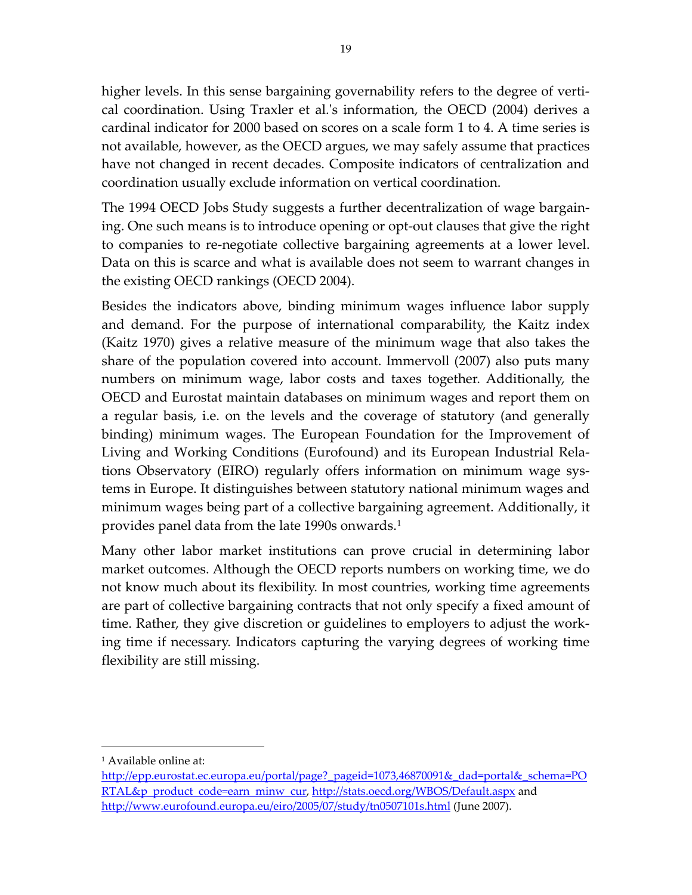higher levels. In this sense bargaining governability refers to the degree of vertical coordination. Using Traxler et al.'s information, the OECD (2004) derives a cardinal indicator for 2000 based on scores on a scale form 1 to 4. A time series is not available, however, as the OECD argues, we may safely assume that practices have not changed in recent decades. Composite indicators of centralization and coordination usually exclude information on vertical coordination.

The 1994 OECD Jobs Study suggests a further decentralization of wage bargaining. One such means is to introduce opening or opt-out clauses that give the right to companies to re-negotiate collective bargaining agreements at a lower level. Data on this is scarce and what is available does not seem to warrant changes in the existing OECD rankings (OECD 2004).

Besides the indicators above, binding minimum wages influence labor supply and demand. For the purpose of international comparability, the Kaitz index (Kaitz 1970) gives a relative measure of the minimum wage that also takes the share of the population covered into account. Immervoll (2007) also puts many numbers on minimum wage, labor costs and taxes together. Additionally, the OECD and Eurostat maintain databases on minimum wages and report them on a regular basis, i.e. on the levels and the coverage of statutory (and generally binding) minimum wages. The European Foundation for the Improvement of Living and Working Conditions (Eurofound) and its European Industrial Relations Observatory (EIRO) regularly offers information on minimum wage systems in Europe. It distinguishes between statutory national minimum wages and minimum wages being part of a collective bargaining agreement. Additionally, it provides panel data from the late 1990s onwards.[1]

Many other labor market institutions can prove crucial in determining labor market outcomes. Although the OECD reports numbers on working time, we do not know much about its flexibility. In most countries, working time agreements are part of collective bargaining contracts that not only specify a fixed amount of time. Rather, they give discretion or guidelines to employers to adjust the working time if necessary. Indicators capturing the varying degrees of working time flexibility are still missing.

---

[1] Available online at: http://epp.eurostat.ec.europa.eu/portal/page?_pageid=1073,46870091&_dad=portal&_schema=PORTAL&p_product_code=earn_minw_cur, http://stats.oecd.org/WBOS/Default.aspx and http://www.eurofound.europa.eu/eiro/2005/07/study/tn0507101s.html (June 2007).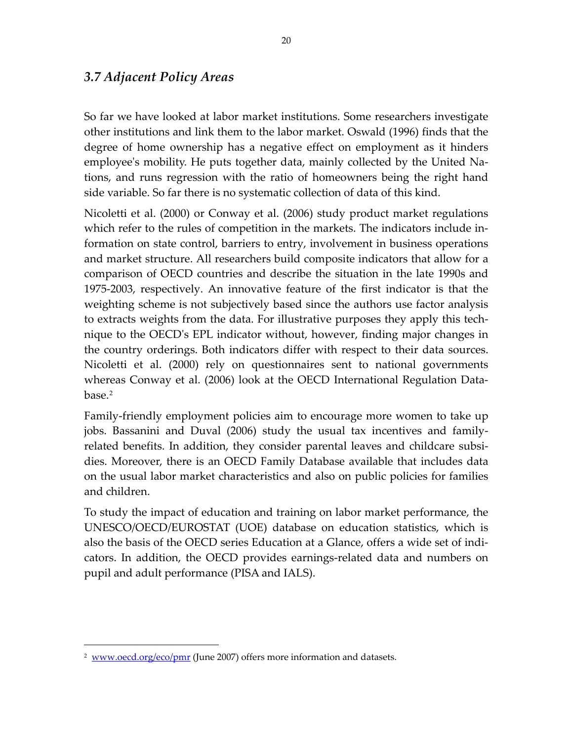### *3.7 Adjacent Policy Areas*

So far we have looked at labor market institutions. Some researchers investigate other institutions and link them to the labor market. Oswald (1996) finds that the degree of home ownership has a negative effect on employment as it hinders employee's mobility. He puts together data, mainly collected by the United Nations, and runs regression with the ratio of homeowners being the right hand side variable. So far there is no systematic collection of data of this kind.

Nicoletti et al. (2000) or Conway et al. (2006) study product market regulations which refer to the rules of competition in the markets. The indicators include information on state control, barriers to entry, involvement in business operations and market structure. All researchers build composite indicators that allow for a comparison of OECD countries and describe the situation in the late 1990s and 1975-2003, respectively. An innovative feature of the first indicator is that the weighting scheme is not subjectively based since the authors use factor analysis to extracts weights from the data. For illustrative purposes they apply this technique to the OECD's EPL indicator without, however, finding major changes in the country orderings. Both indicators differ with respect to their data sources. Nicoletti et al. (2000) rely on questionnaires sent to national governments whereas Conway et al. (2006) look at the OECD International Regulation Database.[2]

Family-friendly employment policies aim to encourage more women to take up jobs. Bassanini and Duval (2006) study the usual tax incentives and family-related benefits. In addition, they consider parental leaves and childcare subsidies. Moreover, there is an OECD Family Database available that includes data on the usual labor market characteristics and also on public policies for families and children.

To study the impact of education and training on labor market performance, the UNESCO/OECD/EUROSTAT (UOE) database on education statistics, which is also the basis of the OECD series Education at a Glance, offers a wide set of indicators. In addition, the OECD provides earnings-related data and numbers on pupil and adult performance (PISA and IALS).

---

[2] www.oecd.org/eco/pmr (June 2007) offers more information and datasets.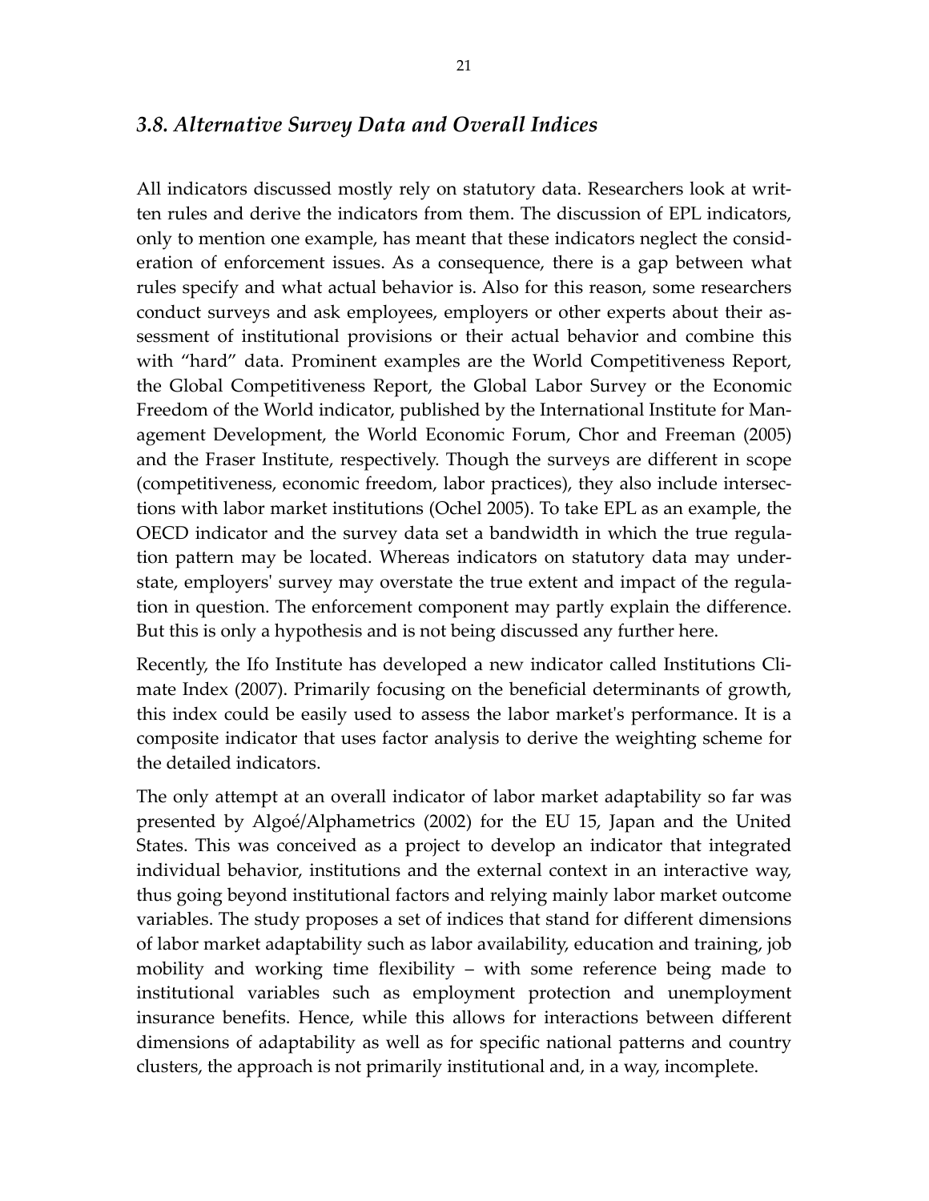### 3.8. Alternative Survey Data and Overall Indices

All indicators discussed mostly rely on statutory data. Researchers look at written rules and derive the indicators from them. The discussion of EPL indicators, only to mention one example, has meant that these indicators neglect the consideration of enforcement issues. As a consequence, there is a gap between what rules specify and what actual behavior is. Also for this reason, some researchers conduct surveys and ask employees, employers or other experts about their assessment of institutional provisions or their actual behavior and combine this with "hard" data. Prominent examples are the World Competitiveness Report, the Global Competitiveness Report, the Global Labor Survey or the Economic Freedom of the World indicator, published by the International Institute for Management Development, the World Economic Forum, Chor and Freeman (2005) and the Fraser Institute, respectively. Though the surveys are different in scope (competitiveness, economic freedom, labor practices), they also include intersections with labor market institutions (Ochel 2005). To take EPL as an example, the OECD indicator and the survey data set a bandwidth in which the true regulation pattern may be located. Whereas indicators on statutory data may understate, employers' survey may overstate the true extent and impact of the regulation in question. The enforcement component may partly explain the difference. But this is only a hypothesis and is not being discussed any further here.

Recently, the Ifo Institute has developed a new indicator called Institutions Climate Index (2007). Primarily focusing on the beneficial determinants of growth, this index could be easily used to assess the labor market's performance. It is a composite indicator that uses factor analysis to derive the weighting scheme for the detailed indicators.

The only attempt at an overall indicator of labor market adaptability so far was presented by Algoé/Alphametrics (2002) for the EU 15, Japan and the United States. This was conceived as a project to develop an indicator that integrated individual behavior, institutions and the external context in an interactive way, thus going beyond institutional factors and relying mainly labor market outcome variables. The study proposes a set of indices that stand for different dimensions of labor market adaptability such as labor availability, education and training, job mobility and working time flexibility – with some reference being made to institutional variables such as employment protection and unemployment insurance benefits. Hence, while this allows for interactions between different dimensions of adaptability as well as for specific national patterns and country clusters, the approach is not primarily institutional and, in a way, incomplete.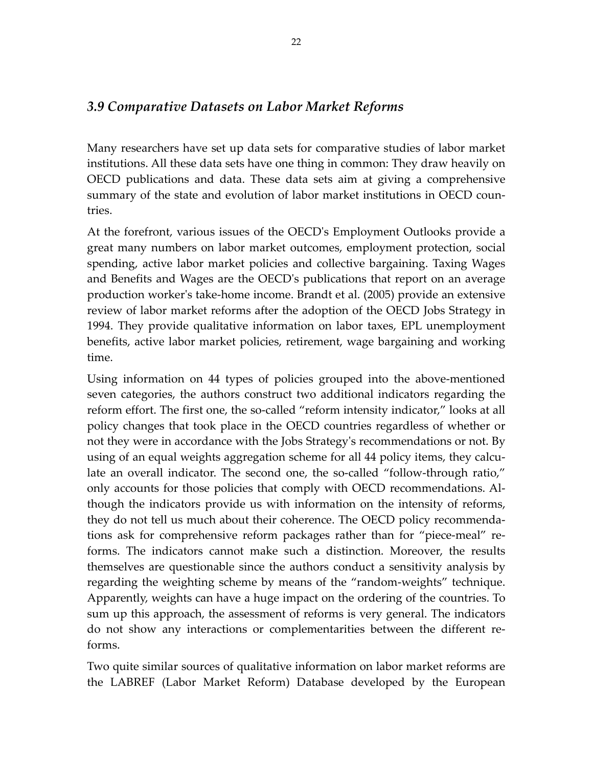### *3.9 Comparative Datasets on Labor Market Reforms*

Many researchers have set up data sets for comparative studies of labor market institutions. All these data sets have one thing in common: They draw heavily on OECD publications and data. These data sets aim at giving a comprehensive summary of the state and evolution of labor market institutions in OECD countries.

At the forefront, various issues of the OECD's Employment Outlooks provide a great many numbers on labor market outcomes, employment protection, social spending, active labor market policies and collective bargaining. Taxing Wages and Benefits and Wages are the OECD's publications that report on an average production worker's take-home income. Brandt et al. (2005) provide an extensive review of labor market reforms after the adoption of the OECD Jobs Strategy in 1994. They provide qualitative information on labor taxes, EPL unemployment benefits, active labor market policies, retirement, wage bargaining and working time.

Using information on 44 types of policies grouped into the above-mentioned seven categories, the authors construct two additional indicators regarding the reform effort. The first one, the so-called "reform intensity indicator," looks at all policy changes that took place in the OECD countries regardless of whether or not they were in accordance with the Jobs Strategy's recommendations or not. By using of an equal weights aggregation scheme for all 44 policy items, they calculate an overall indicator. The second one, the so-called "follow-through ratio," only accounts for those policies that comply with OECD recommendations. Although the indicators provide us with information on the intensity of reforms, they do not tell us much about their coherence. The OECD policy recommendations ask for comprehensive reform packages rather than for "piece-meal" reforms. The indicators cannot make such a distinction. Moreover, the results themselves are questionable since the authors conduct a sensitivity analysis by regarding the weighting scheme by means of the "random-weights" technique. Apparently, weights can have a huge impact on the ordering of the countries. To sum up this approach, the assessment of reforms is very general. The indicators do not show any interactions or complementarities between the different reforms.

Two quite similar sources of qualitative information on labor market reforms are the LABREF (Labor Market Reform) Database developed by the European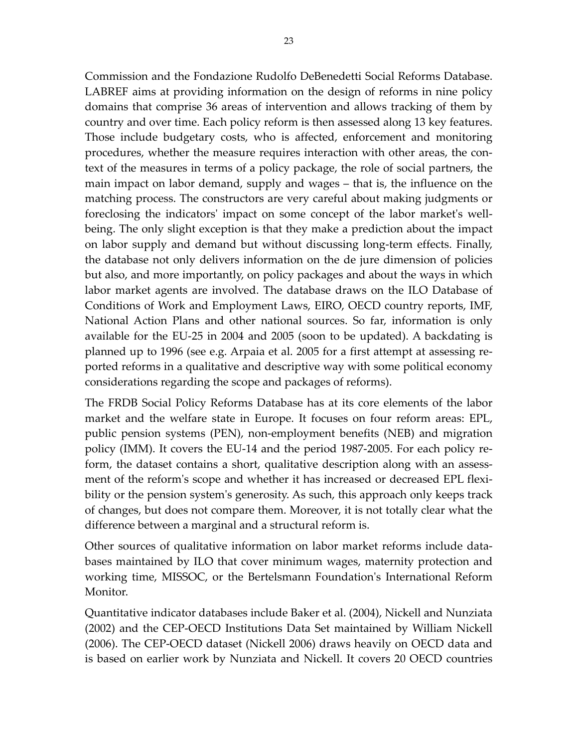Commission and the Fondazione Rudolfo DeBenedetti Social Reforms Database. LABREF aims at providing information on the design of reforms in nine policy domains that comprise 36 areas of intervention and allows tracking of them by country and over time. Each policy reform is then assessed along 13 key features. Those include budgetary costs, who is affected, enforcement and monitoring procedures, whether the measure requires interaction with other areas, the context of the measures in terms of a policy package, the role of social partners, the main impact on labor demand, supply and wages – that is, the influence on the matching process. The constructors are very careful about making judgments or foreclosing the indicators' impact on some concept of the labor market's well-being. The only slight exception is that they make a prediction about the impact on labor supply and demand but without discussing long-term effects. Finally, the database not only delivers information on the de jure dimension of policies but also, and more importantly, on policy packages and about the ways in which labor market agents are involved. The database draws on the ILO Database of Conditions of Work and Employment Laws, EIRO, OECD country reports, IMF, National Action Plans and other national sources. So far, information is only available for the EU-25 in 2004 and 2005 (soon to be updated). A backdating is planned up to 1996 (see e.g. Arpaia et al. 2005 for a first attempt at assessing reported reforms in a qualitative and descriptive way with some political economy considerations regarding the scope and packages of reforms).

The FRDB Social Policy Reforms Database has at its core elements of the labor market and the welfare state in Europe. It focuses on four reform areas: EPL, public pension systems (PEN), non-employment benefits (NEB) and migration policy (IMM). It covers the EU-14 and the period 1987-2005. For each policy reform, the dataset contains a short, qualitative description along with an assessment of the reform's scope and whether it has increased or decreased EPL flexibility or the pension system's generosity. As such, this approach only keeps track of changes, but does not compare them. Moreover, it is not totally clear what the difference between a marginal and a structural reform is.

Other sources of qualitative information on labor market reforms include databases maintained by ILO that cover minimum wages, maternity protection and working time, MISSOC, or the Bertelsmann Foundation's International Reform Monitor.

Quantitative indicator databases include Baker et al. (2004), Nickell and Nunziata (2002) and the CEP-OECD Institutions Data Set maintained by William Nickell (2006). The CEP-OECD dataset (Nickell 2006) draws heavily on OECD data and is based on earlier work by Nunziata and Nickell. It covers 20 OECD countries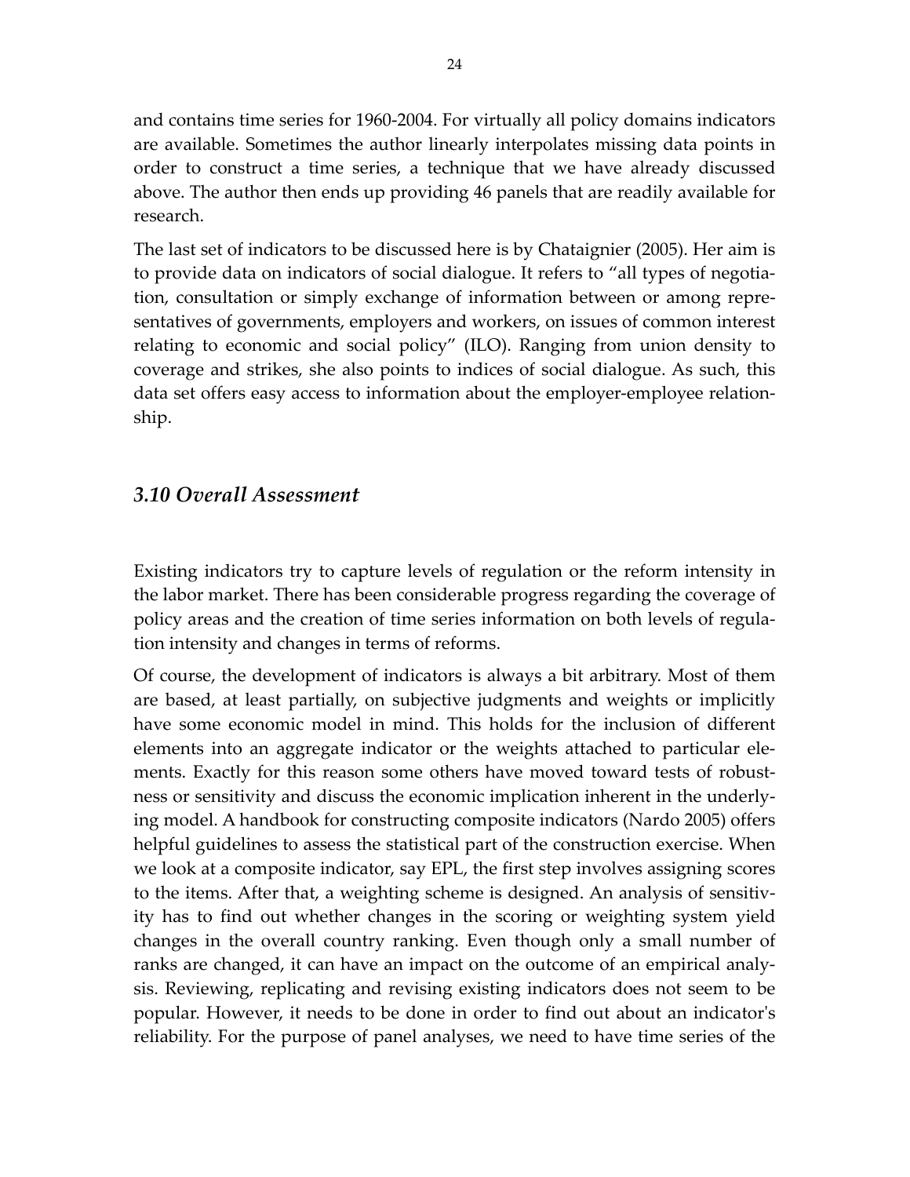and contains time series for 1960-2004. For virtually all policy domains indicators are available. Sometimes the author linearly interpolates missing data points in order to construct a time series, a technique that we have already discussed above. The author then ends up providing 46 panels that are readily available for research.

The last set of indicators to be discussed here is by Chataignier (2005). Her aim is to provide data on indicators of social dialogue. It refers to "all types of negotiation, consultation or simply exchange of information between or among representatives of governments, employers and workers, on issues of common interest relating to economic and social policy" (ILO). Ranging from union density to coverage and strikes, she also points to indices of social dialogue. As such, this data set offers easy access to information about the employer-employee relationship.

### *3.10 Overall Assessment*

Existing indicators try to capture levels of regulation or the reform intensity in the labor market. There has been considerable progress regarding the coverage of policy areas and the creation of time series information on both levels of regulation intensity and changes in terms of reforms.

Of course, the development of indicators is always a bit arbitrary. Most of them are based, at least partially, on subjective judgments and weights or implicitly have some economic model in mind. This holds for the inclusion of different elements into an aggregate indicator or the weights attached to particular elements. Exactly for this reason some others have moved toward tests of robustness or sensitivity and discuss the economic implication inherent in the underlying model. A handbook for constructing composite indicators (Nardo 2005) offers helpful guidelines to assess the statistical part of the construction exercise. When we look at a composite indicator, say EPL, the first step involves assigning scores to the items. After that, a weighting scheme is designed. An analysis of sensitivity has to find out whether changes in the scoring or weighting system yield changes in the overall country ranking. Even though only a small number of ranks are changed, it can have an impact on the outcome of an empirical analysis. Reviewing, replicating and revising existing indicators does not seem to be popular. However, it needs to be done in order to find out about an indicator's reliability. For the purpose of panel analyses, we need to have time series of the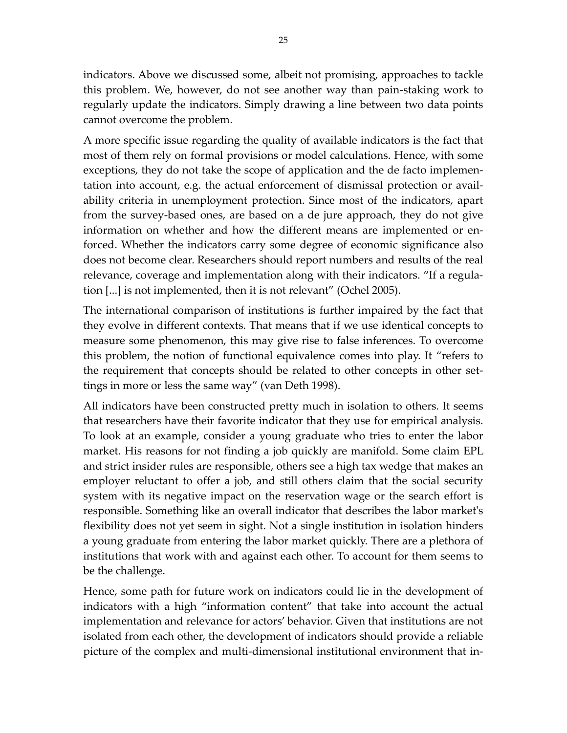indicators. Above we discussed some, albeit not promising, approaches to tackle this problem. We, however, do not see another way than pain-staking work to regularly update the indicators. Simply drawing a line between two data points cannot overcome the problem.

A more specific issue regarding the quality of available indicators is the fact that most of them rely on formal provisions or model calculations. Hence, with some exceptions, they do not take the scope of application and the de facto implementation into account, e.g. the actual enforcement of dismissal protection or availability criteria in unemployment protection. Since most of the indicators, apart from the survey-based ones, are based on a de jure approach, they do not give information on whether and how the different means are implemented or enforced. Whether the indicators carry some degree of economic significance also does not become clear. Researchers should report numbers and results of the real relevance, coverage and implementation along with their indicators. "If a regulation [...] is not implemented, then it is not relevant" (Ochel 2005).

The international comparison of institutions is further impaired by the fact that they evolve in different contexts. That means that if we use identical concepts to measure some phenomenon, this may give rise to false inferences. To overcome this problem, the notion of functional equivalence comes into play. It "refers to the requirement that concepts should be related to other concepts in other settings in more or less the same way" (van Deth 1998).

All indicators have been constructed pretty much in isolation to others. It seems that researchers have their favorite indicator that they use for empirical analysis. To look at an example, consider a young graduate who tries to enter the labor market. His reasons for not finding a job quickly are manifold. Some claim EPL and strict insider rules are responsible, others see a high tax wedge that makes an employer reluctant to offer a job, and still others claim that the social security system with its negative impact on the reservation wage or the search effort is responsible. Something like an overall indicator that describes the labor market's flexibility does not yet seem in sight. Not a single institution in isolation hinders a young graduate from entering the labor market quickly. There are a plethora of institutions that work with and against each other. To account for them seems to be the challenge.

Hence, some path for future work on indicators could lie in the development of indicators with a high "information content" that take into account the actual implementation and relevance for actors' behavior. Given that institutions are not isolated from each other, the development of indicators should provide a reliable picture of the complex and multi-dimensional institutional environment that in-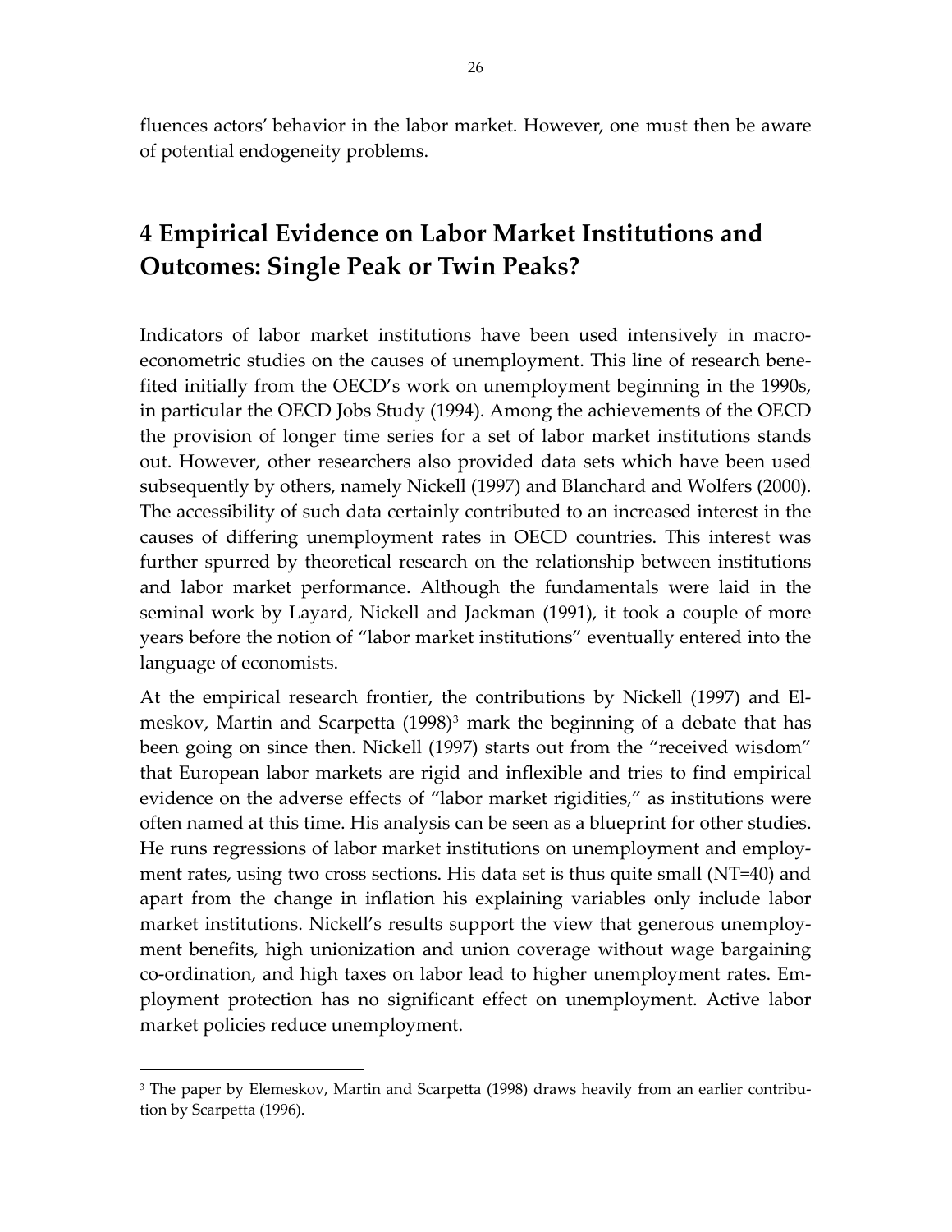fluences actors' behavior in the labor market. However, one must then be aware of potential endogeneity problems.

# 4 Empirical Evidence on Labor Market Institutions and Outcomes: Single Peak or Twin Peaks?

Indicators of labor market institutions have been used intensively in macro-econometric studies on the causes of unemployment. This line of research benefited initially from the OECD's work on unemployment beginning in the 1990s, in particular the OECD Jobs Study (1994). Among the achievements of the OECD the provision of longer time series for a set of labor market institutions stands out. However, other researchers also provided data sets which have been used subsequently by others, namely Nickell (1997) and Blanchard and Wolfers (2000). The accessibility of such data certainly contributed to an increased interest in the causes of differing unemployment rates in OECD countries. This interest was further spurred by theoretical research on the relationship between institutions and labor market performance. Although the fundamentals were laid in the seminal work by Layard, Nickell and Jackman (1991), it took a couple of more years before the notion of "labor market institutions" eventually entered into the language of economists.

At the empirical research frontier, the contributions by Nickell (1997) and Elmeskov, Martin and Scarpetta (1998)[3] mark the beginning of a debate that has been going on since then. Nickell (1997) starts out from the "received wisdom" that European labor markets are rigid and inflexible and tries to find empirical evidence on the adverse effects of "labor market rigidities," as institutions were often named at this time. His analysis can be seen as a blueprint for other studies. He runs regressions of labor market institutions on unemployment and employment rates, using two cross sections. His data set is thus quite small (NT=40) and apart from the change in inflation his explaining variables only include labor market institutions. Nickell's results support the view that generous unemployment benefits, high unionization and union coverage without wage bargaining co-ordination, and high taxes on labor lead to higher unemployment rates. Employment protection has no significant effect on unemployment. Active labor market policies reduce unemployment.

[3] The paper by Elemeskov, Martin and Scarpetta (1998) draws heavily from an earlier contribution by Scarpetta (1996).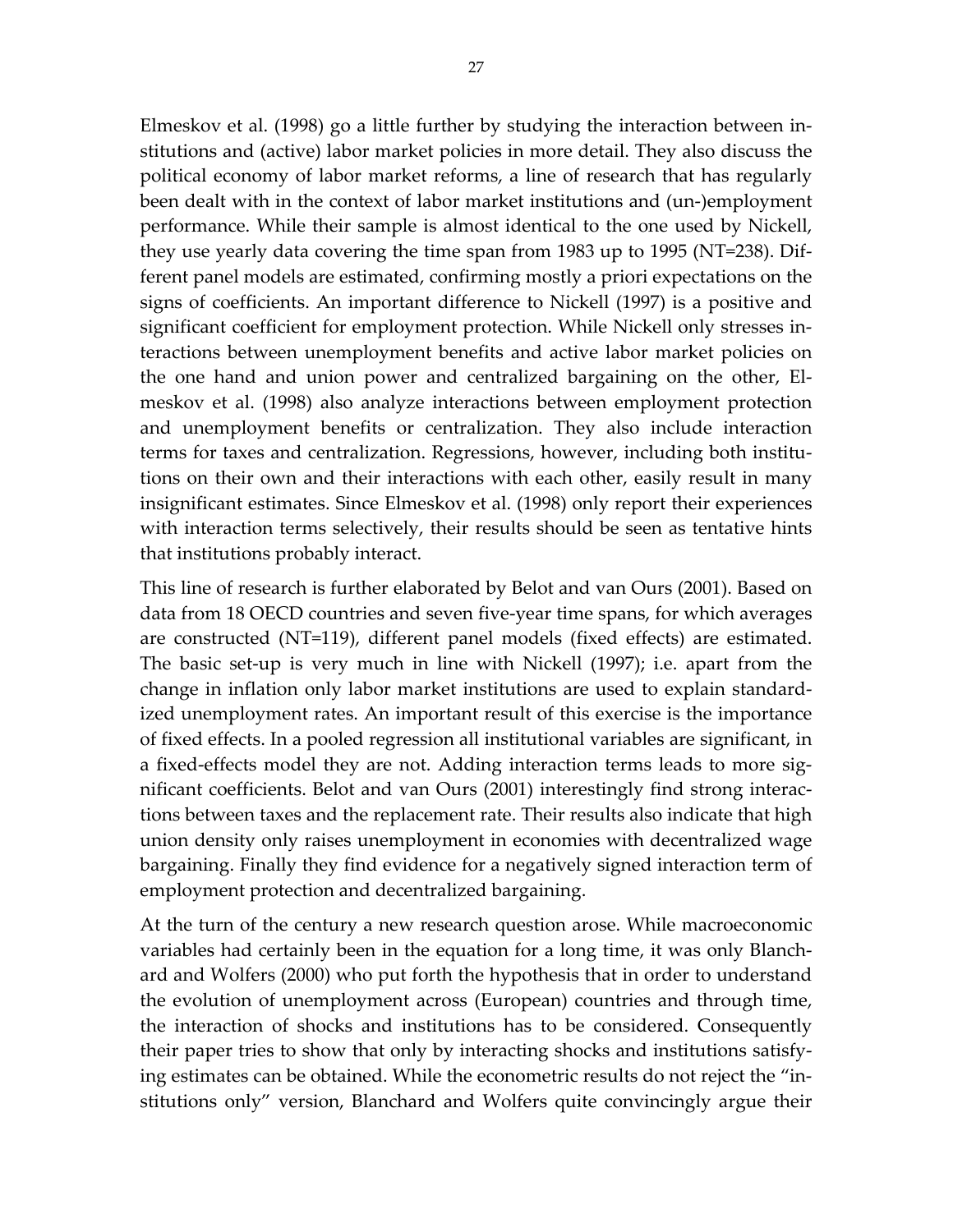Elmeskov et al. (1998) go a little further by studying the interaction between institutions and (active) labor market policies in more detail. They also discuss the political economy of labor market reforms, a line of research that has regularly been dealt with in the context of labor market institutions and (un-)employment performance. While their sample is almost identical to the one used by Nickell, they use yearly data covering the time span from 1983 up to 1995 (NT=238). Different panel models are estimated, confirming mostly a priori expectations on the signs of coefficients. An important difference to Nickell (1997) is a positive and significant coefficient for employment protection. While Nickell only stresses interactions between unemployment benefits and active labor market policies on the one hand and union power and centralized bargaining on the other, Elmeskov et al. (1998) also analyze interactions between employment protection and unemployment benefits or centralization. They also include interaction terms for taxes and centralization. Regressions, however, including both institutions on their own and their interactions with each other, easily result in many insignificant estimates. Since Elmeskov et al. (1998) only report their experiences with interaction terms selectively, their results should be seen as tentative hints that institutions probably interact.

This line of research is further elaborated by Belot and van Ours (2001). Based on data from 18 OECD countries and seven five-year time spans, for which averages are constructed (NT=119), different panel models (fixed effects) are estimated. The basic set-up is very much in line with Nickell (1997); i.e. apart from the change in inflation only labor market institutions are used to explain standardized unemployment rates. An important result of this exercise is the importance of fixed effects. In a pooled regression all institutional variables are significant, in a fixed-effects model they are not. Adding interaction terms leads to more significant coefficients. Belot and van Ours (2001) interestingly find strong interactions between taxes and the replacement rate. Their results also indicate that high union density only raises unemployment in economies with decentralized wage bargaining. Finally they find evidence for a negatively signed interaction term of employment protection and decentralized bargaining.

At the turn of the century a new research question arose. While macroeconomic variables had certainly been in the equation for a long time, it was only Blanchard and Wolfers (2000) who put forth the hypothesis that in order to understand the evolution of unemployment across (European) countries and through time, the interaction of shocks and institutions has to be considered. Consequently their paper tries to show that only by interacting shocks and institutions satisfying estimates can be obtained. While the econometric results do not reject the "institutions only" version, Blanchard and Wolfers quite convincingly argue their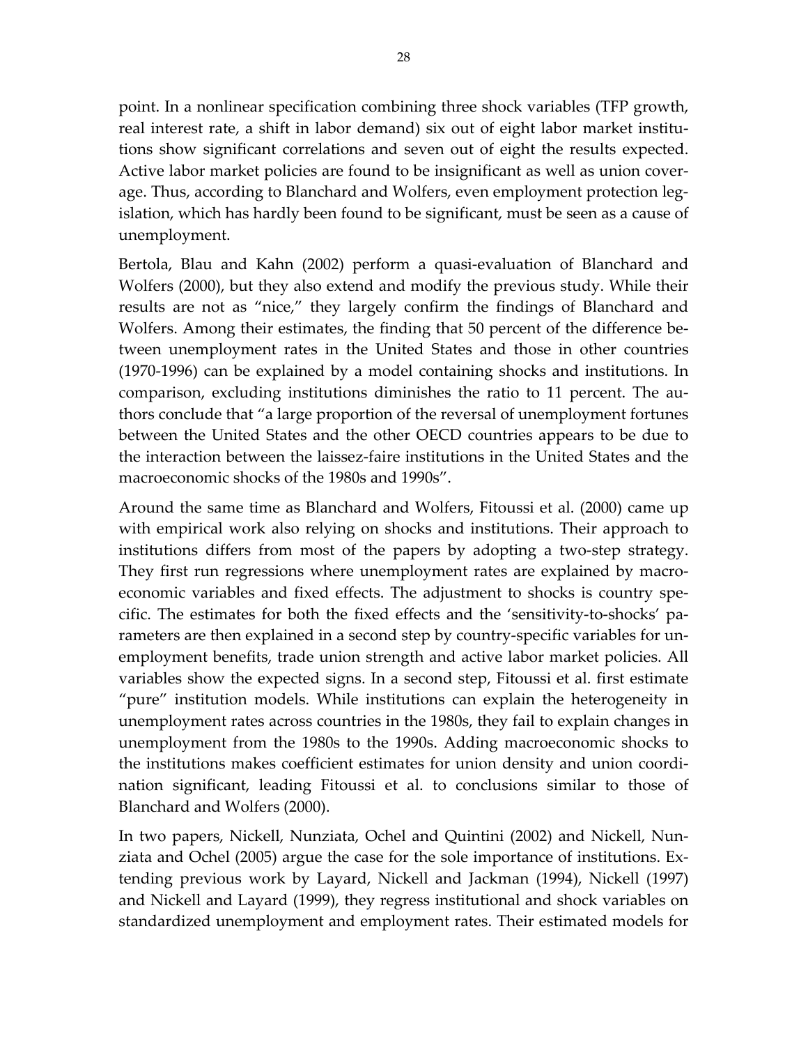point. In a nonlinear specification combining three shock variables (TFP growth, real interest rate, a shift in labor demand) six out of eight labor market institutions show significant correlations and seven out of eight the results expected. Active labor market policies are found to be insignificant as well as union coverage. Thus, according to Blanchard and Wolfers, even employment protection legislation, which has hardly been found to be significant, must be seen as a cause of unemployment.

Bertola, Blau and Kahn (2002) perform a quasi-evaluation of Blanchard and Wolfers (2000), but they also extend and modify the previous study. While their results are not as "nice," they largely confirm the findings of Blanchard and Wolfers. Among their estimates, the finding that 50 percent of the difference between unemployment rates in the United States and those in other countries (1970-1996) can be explained by a model containing shocks and institutions. In comparison, excluding institutions diminishes the ratio to 11 percent. The authors conclude that "a large proportion of the reversal of unemployment fortunes between the United States and the other OECD countries appears to be due to the interaction between the laissez-faire institutions in the United States and the macroeconomic shocks of the 1980s and 1990s".

Around the same time as Blanchard and Wolfers, Fitoussi et al. (2000) came up with empirical work also relying on shocks and institutions. Their approach to institutions differs from most of the papers by adopting a two-step strategy. They first run regressions where unemployment rates are explained by macroeconomic variables and fixed effects. The adjustment to shocks is country specific. The estimates for both the fixed effects and the 'sensitivity-to-shocks' parameters are then explained in a second step by country-specific variables for unemployment benefits, trade union strength and active labor market policies. All variables show the expected signs. In a second step, Fitoussi et al. first estimate "pure" institution models. While institutions can explain the heterogeneity in unemployment rates across countries in the 1980s, they fail to explain changes in unemployment from the 1980s to the 1990s. Adding macroeconomic shocks to the institutions makes coefficient estimates for union density and union coordination significant, leading Fitoussi et al. to conclusions similar to those of Blanchard and Wolfers (2000).

In two papers, Nickell, Nunziata, Ochel and Quintini (2002) and Nickell, Nunziata and Ochel (2005) argue the case for the sole importance of institutions. Extending previous work by Layard, Nickell and Jackman (1994), Nickell (1997) and Nickell and Layard (1999), they regress institutional and shock variables on standardized unemployment and employment rates. Their estimated models for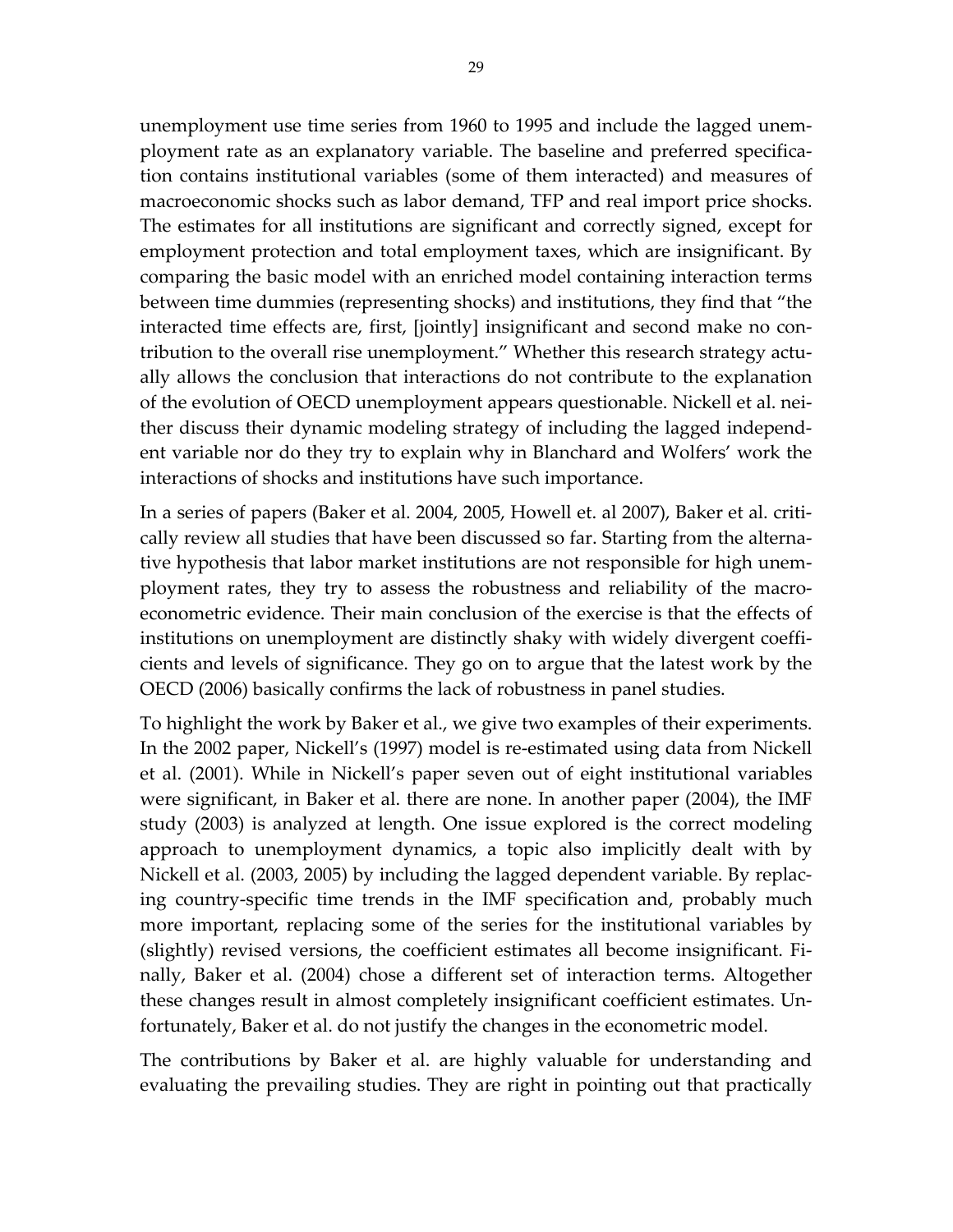unemployment use time series from 1960 to 1995 and include the lagged unemployment rate as an explanatory variable. The baseline and preferred specification contains institutional variables (some of them interacted) and measures of macroeconomic shocks such as labor demand, TFP and real import price shocks. The estimates for all institutions are significant and correctly signed, except for employment protection and total employment taxes, which are insignificant. By comparing the basic model with an enriched model containing interaction terms between time dummies (representing shocks) and institutions, they find that "the interacted time effects are, first, [jointly] insignificant and second make no contribution to the overall rise unemployment." Whether this research strategy actually allows the conclusion that interactions do not contribute to the explanation of the evolution of OECD unemployment appears questionable. Nickell et al. neither discuss their dynamic modeling strategy of including the lagged independent variable nor do they try to explain why in Blanchard and Wolfers' work the interactions of shocks and institutions have such importance.

In a series of papers (Baker et al. 2004, 2005, Howell et. al 2007), Baker et al. critically review all studies that have been discussed so far. Starting from the alternative hypothesis that labor market institutions are not responsible for high unemployment rates, they try to assess the robustness and reliability of the macroeconometric evidence. Their main conclusion of the exercise is that the effects of institutions on unemployment are distinctly shaky with widely divergent coefficients and levels of significance. They go on to argue that the latest work by the OECD (2006) basically confirms the lack of robustness in panel studies.

To highlight the work by Baker et al., we give two examples of their experiments. In the 2002 paper, Nickell's (1997) model is re-estimated using data from Nickell et al. (2001). While in Nickell's paper seven out of eight institutional variables were significant, in Baker et al. there are none. In another paper (2004), the IMF study (2003) is analyzed at length. One issue explored is the correct modeling approach to unemployment dynamics, a topic also implicitly dealt with by Nickell et al. (2003, 2005) by including the lagged dependent variable. By replacing country-specific time trends in the IMF specification and, probably much more important, replacing some of the series for the institutional variables by (slightly) revised versions, the coefficient estimates all become insignificant. Finally, Baker et al. (2004) chose a different set of interaction terms. Altogether these changes result in almost completely insignificant coefficient estimates. Unfortunately, Baker et al. do not justify the changes in the econometric model.

The contributions by Baker et al. are highly valuable for understanding and evaluating the prevailing studies. They are right in pointing out that practically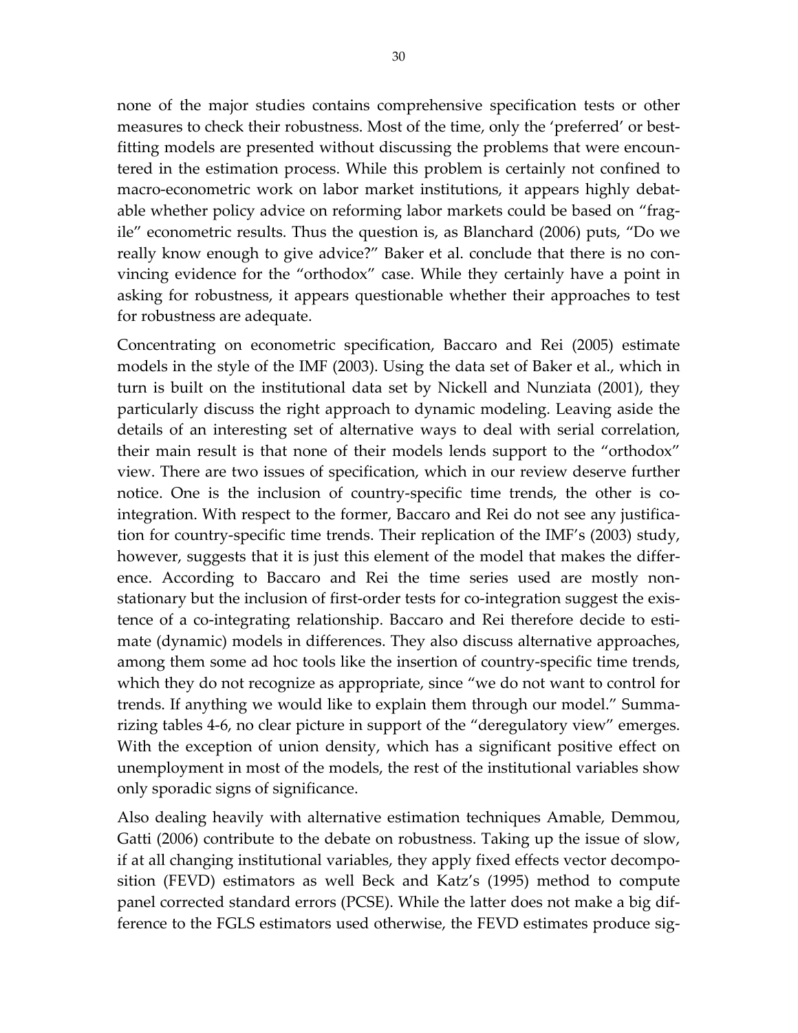none of the major studies contains comprehensive specification tests or other measures to check their robustness. Most of the time, only the 'preferred' or best-fitting models are presented without discussing the problems that were encountered in the estimation process. While this problem is certainly not confined to macro-econometric work on labor market institutions, it appears highly debatable whether policy advice on reforming labor markets could be based on "fragile" econometric results. Thus the question is, as Blanchard (2006) puts, "Do we really know enough to give advice?" Baker et al. conclude that there is no convincing evidence for the "orthodox" case. While they certainly have a point in asking for robustness, it appears questionable whether their approaches to test for robustness are adequate.

Concentrating on econometric specification, Baccaro and Rei (2005) estimate models in the style of the IMF (2003). Using the data set of Baker et al., which in turn is built on the institutional data set by Nickell and Nunziata (2001), they particularly discuss the right approach to dynamic modeling. Leaving aside the details of an interesting set of alternative ways to deal with serial correlation, their main result is that none of their models lends support to the "orthodox" view. There are two issues of specification, which in our review deserve further notice. One is the inclusion of country-specific time trends, the other is co-integration. With respect to the former, Baccaro and Rei do not see any justification for country-specific time trends. Their replication of the IMF's (2003) study, however, suggests that it is just this element of the model that makes the difference. According to Baccaro and Rei the time series used are mostly non-stationary but the inclusion of first-order tests for co-integration suggest the existence of a co-integrating relationship. Baccaro and Rei therefore decide to estimate (dynamic) models in differences. They also discuss alternative approaches, among them some ad hoc tools like the insertion of country-specific time trends, which they do not recognize as appropriate, since "we do not want to control for trends. If anything we would like to explain them through our model." Summarizing tables 4-6, no clear picture in support of the "deregulatory view" emerges. With the exception of union density, which has a significant positive effect on unemployment in most of the models, the rest of the institutional variables show only sporadic signs of significance.

Also dealing heavily with alternative estimation techniques Amable, Demmou, Gatti (2006) contribute to the debate on robustness. Taking up the issue of slow, if at all changing institutional variables, they apply fixed effects vector decomposition (FEVD) estimators as well Beck and Katz's (1995) method to compute panel corrected standard errors (PCSE). While the latter does not make a big difference to the FGLS estimators used otherwise, the FEVD estimates produce sig-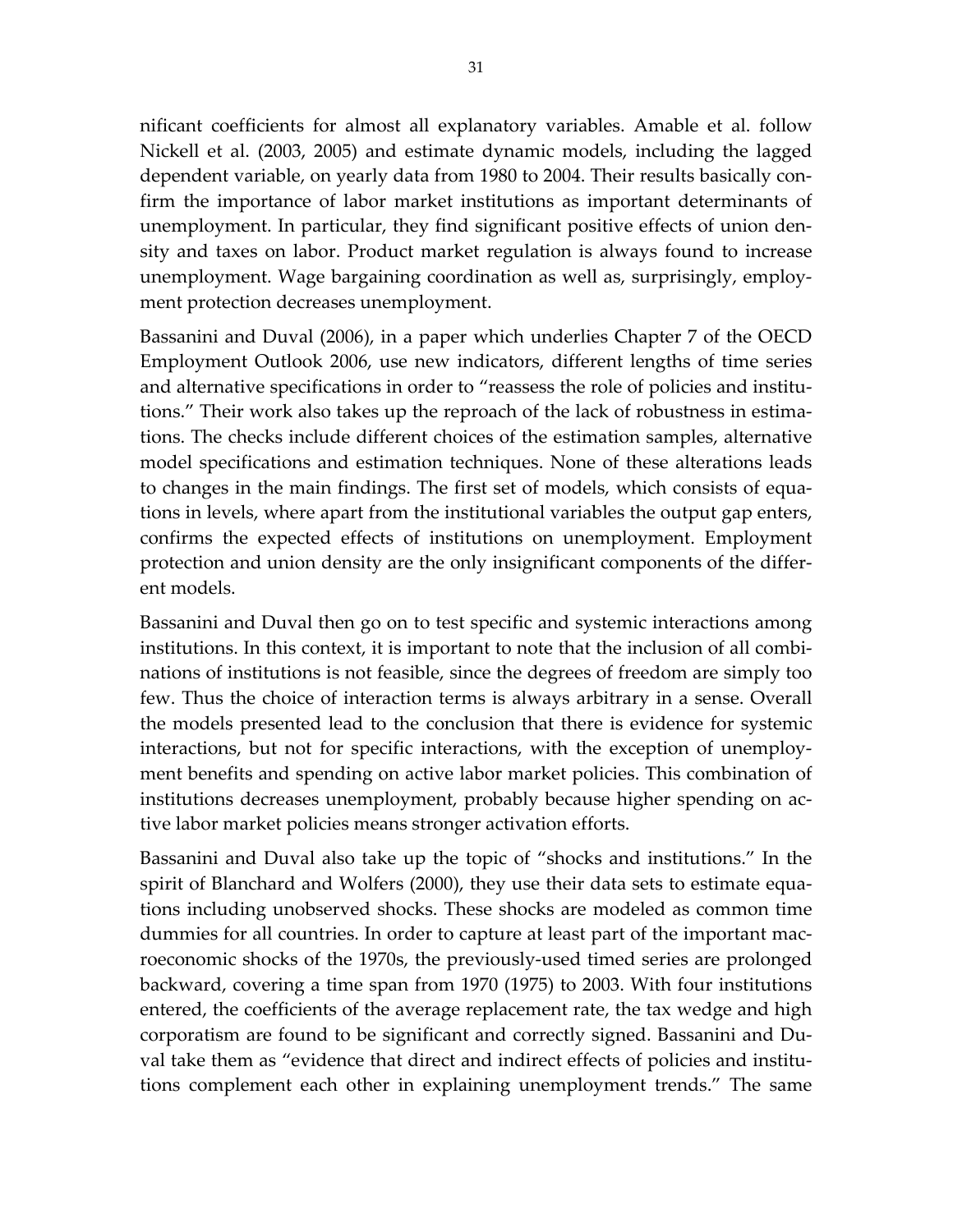nificant coefficients for almost all explanatory variables. Amable et al. follow Nickell et al. (2003, 2005) and estimate dynamic models, including the lagged dependent variable, on yearly data from 1980 to 2004. Their results basically confirm the importance of labor market institutions as important determinants of unemployment. In particular, they find significant positive effects of union density and taxes on labor. Product market regulation is always found to increase unemployment. Wage bargaining coordination as well as, surprisingly, employment protection decreases unemployment.

Bassanini and Duval (2006), in a paper which underlies Chapter 7 of the OECD Employment Outlook 2006, use new indicators, different lengths of time series and alternative specifications in order to "reassess the role of policies and institutions." Their work also takes up the reproach of the lack of robustness in estimations. The checks include different choices of the estimation samples, alternative model specifications and estimation techniques. None of these alterations leads to changes in the main findings. The first set of models, which consists of equations in levels, where apart from the institutional variables the output gap enters, confirms the expected effects of institutions on unemployment. Employment protection and union density are the only insignificant components of the different models.

Bassanini and Duval then go on to test specific and systemic interactions among institutions. In this context, it is important to note that the inclusion of all combinations of institutions is not feasible, since the degrees of freedom are simply too few. Thus the choice of interaction terms is always arbitrary in a sense. Overall the models presented lead to the conclusion that there is evidence for systemic interactions, but not for specific interactions, with the exception of unemployment benefits and spending on active labor market policies. This combination of institutions decreases unemployment, probably because higher spending on active labor market policies means stronger activation efforts.

Bassanini and Duval also take up the topic of "shocks and institutions." In the spirit of Blanchard and Wolfers (2000), they use their data sets to estimate equations including unobserved shocks. These shocks are modeled as common time dummies for all countries. In order to capture at least part of the important macroeconomic shocks of the 1970s, the previously-used timed series are prolonged backward, covering a time span from 1970 (1975) to 2003. With four institutions entered, the coefficients of the average replacement rate, the tax wedge and high corporatism are found to be significant and correctly signed. Bassanini and Duval take them as "evidence that direct and indirect effects of policies and institutions complement each other in explaining unemployment trends." The same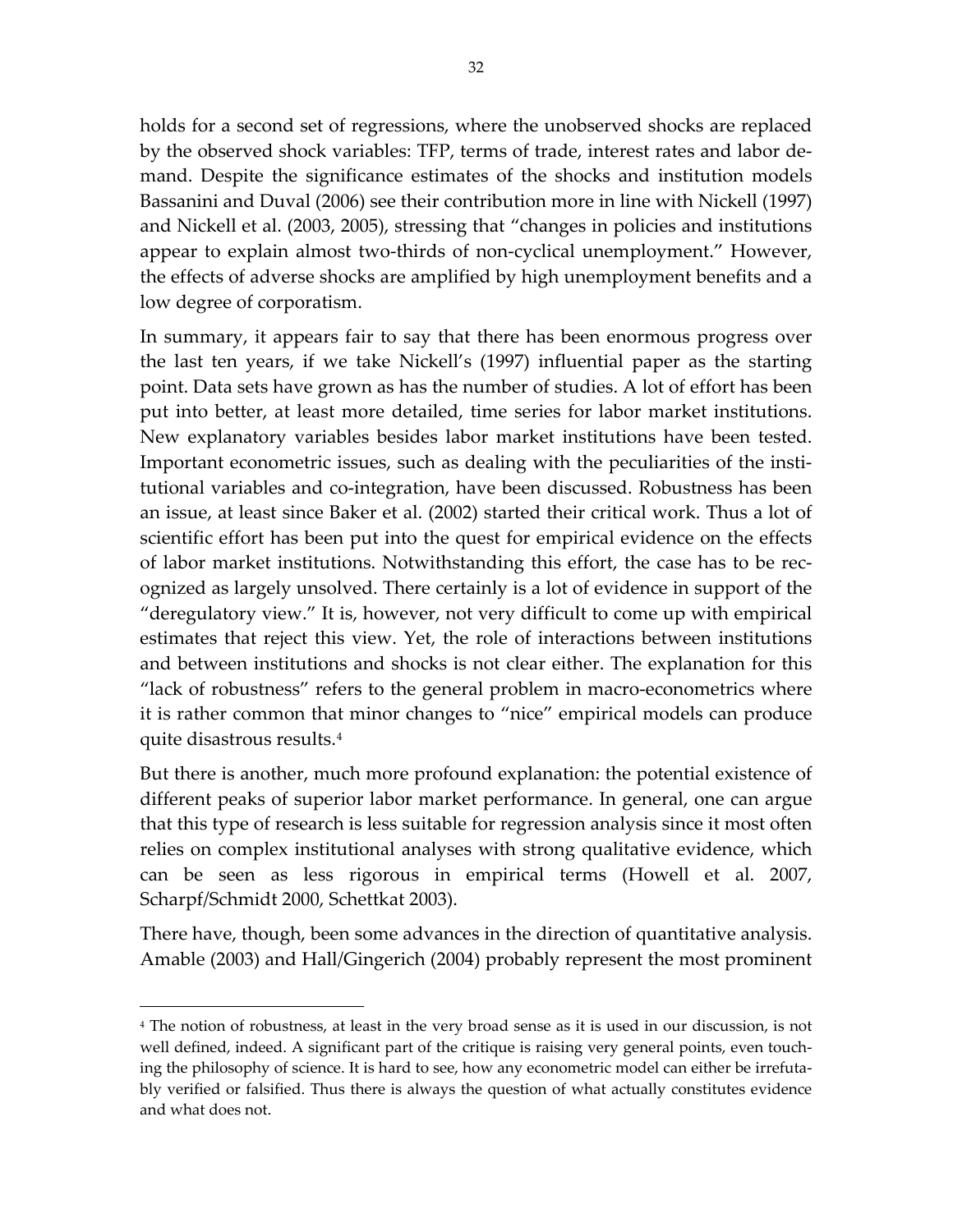holds for a second set of regressions, where the unobserved shocks are replaced by the observed shock variables: TFP, terms of trade, interest rates and labor demand. Despite the significance estimates of the shocks and institution models Bassanini and Duval (2006) see their contribution more in line with Nickell (1997) and Nickell et al. (2003, 2005), stressing that "changes in policies and institutions appear to explain almost two-thirds of non-cyclical unemployment." However, the effects of adverse shocks are amplified by high unemployment benefits and a low degree of corporatism.

In summary, it appears fair to say that there has been enormous progress over the last ten years, if we take Nickell's (1997) influential paper as the starting point. Data sets have grown as has the number of studies. A lot of effort has been put into better, at least more detailed, time series for labor market institutions. New explanatory variables besides labor market institutions have been tested. Important econometric issues, such as dealing with the peculiarities of the institutional variables and co-integration, have been discussed. Robustness has been an issue, at least since Baker et al. (2002) started their critical work. Thus a lot of scientific effort has been put into the quest for empirical evidence on the effects of labor market institutions. Notwithstanding this effort, the case has to be recognized as largely unsolved. There certainly is a lot of evidence in support of the "deregulatory view." It is, however, not very difficult to come up with empirical estimates that reject this view. Yet, the role of interactions between institutions and between institutions and shocks is not clear either. The explanation for this "lack of robustness" refers to the general problem in macro-econometrics where it is rather common that minor changes to "nice" empirical models can produce quite disastrous results.[4]

But there is another, much more profound explanation: the potential existence of different peaks of superior labor market performance. In general, one can argue that this type of research is less suitable for regression analysis since it most often relies on complex institutional analyses with strong qualitative evidence, which can be seen as less rigorous in empirical terms (Howell et al. 2007, Scharpf/Schmidt 2000, Schettkat 2003).

There have, though, been some advances in the direction of quantitative analysis. Amable (2003) and Hall/Gingerich (2004) probably represent the most prominent

[4] The notion of robustness, at least in the very broad sense as it is used in our discussion, is not well defined, indeed. A significant part of the critique is raising very general points, even touching the philosophy of science. It is hard to see, how any econometric model can either be irrefutably verified or falsified. Thus there is always the question of what actually constitutes evidence and what does not.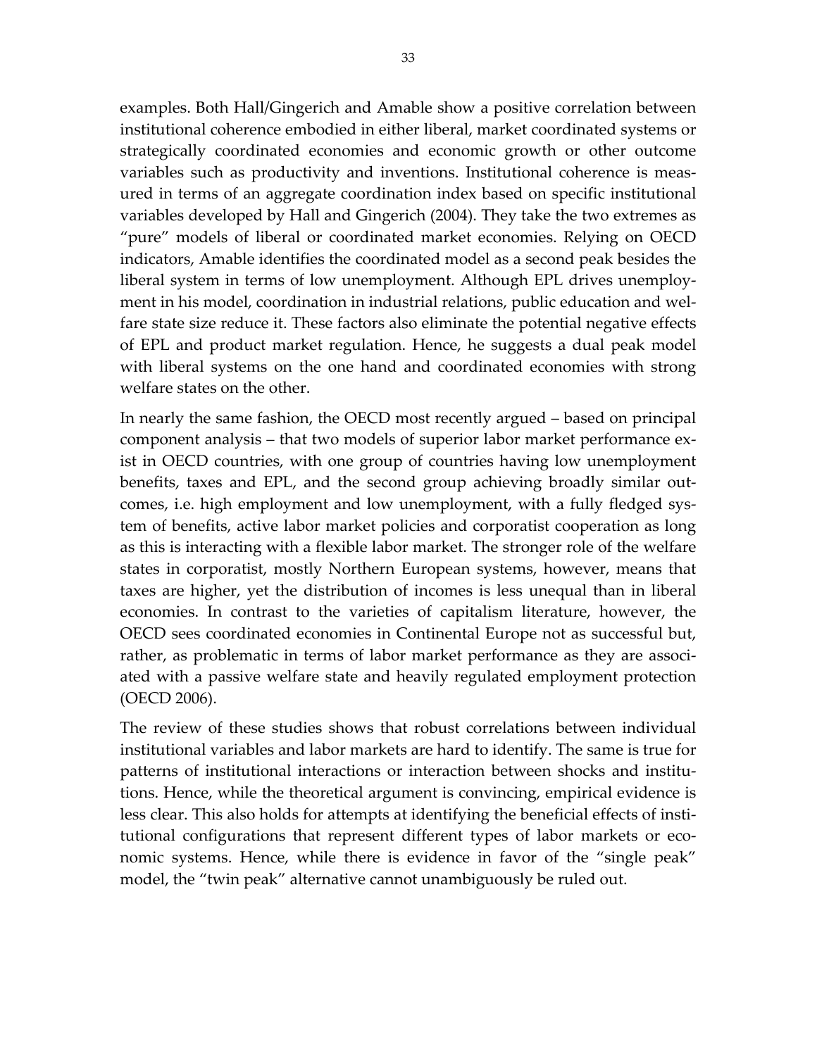examples. Both Hall/Gingerich and Amable show a positive correlation between institutional coherence embodied in either liberal, market coordinated systems or strategically coordinated economies and economic growth or other outcome variables such as productivity and inventions. Institutional coherence is measured in terms of an aggregate coordination index based on specific institutional variables developed by Hall and Gingerich (2004). They take the two extremes as "pure" models of liberal or coordinated market economies. Relying on OECD indicators, Amable identifies the coordinated model as a second peak besides the liberal system in terms of low unemployment. Although EPL drives unemployment in his model, coordination in industrial relations, public education and welfare state size reduce it. These factors also eliminate the potential negative effects of EPL and product market regulation. Hence, he suggests a dual peak model with liberal systems on the one hand and coordinated economies with strong welfare states on the other.

In nearly the same fashion, the OECD most recently argued – based on principal component analysis – that two models of superior labor market performance exist in OECD countries, with one group of countries having low unemployment benefits, taxes and EPL, and the second group achieving broadly similar outcomes, i.e. high employment and low unemployment, with a fully fledged system of benefits, active labor market policies and corporatist cooperation as long as this is interacting with a flexible labor market. The stronger role of the welfare states in corporatist, mostly Northern European systems, however, means that taxes are higher, yet the distribution of incomes is less unequal than in liberal economies. In contrast to the varieties of capitalism literature, however, the OECD sees coordinated economies in Continental Europe not as successful but, rather, as problematic in terms of labor market performance as they are associated with a passive welfare state and heavily regulated employment protection (OECD 2006).

The review of these studies shows that robust correlations between individual institutional variables and labor markets are hard to identify. The same is true for patterns of institutional interactions or interaction between shocks and institutions. Hence, while the theoretical argument is convincing, empirical evidence is less clear. This also holds for attempts at identifying the beneficial effects of institutional configurations that represent different types of labor markets or economic systems. Hence, while there is evidence in favor of the "single peak" model, the "twin peak" alternative cannot unambiguously be ruled out.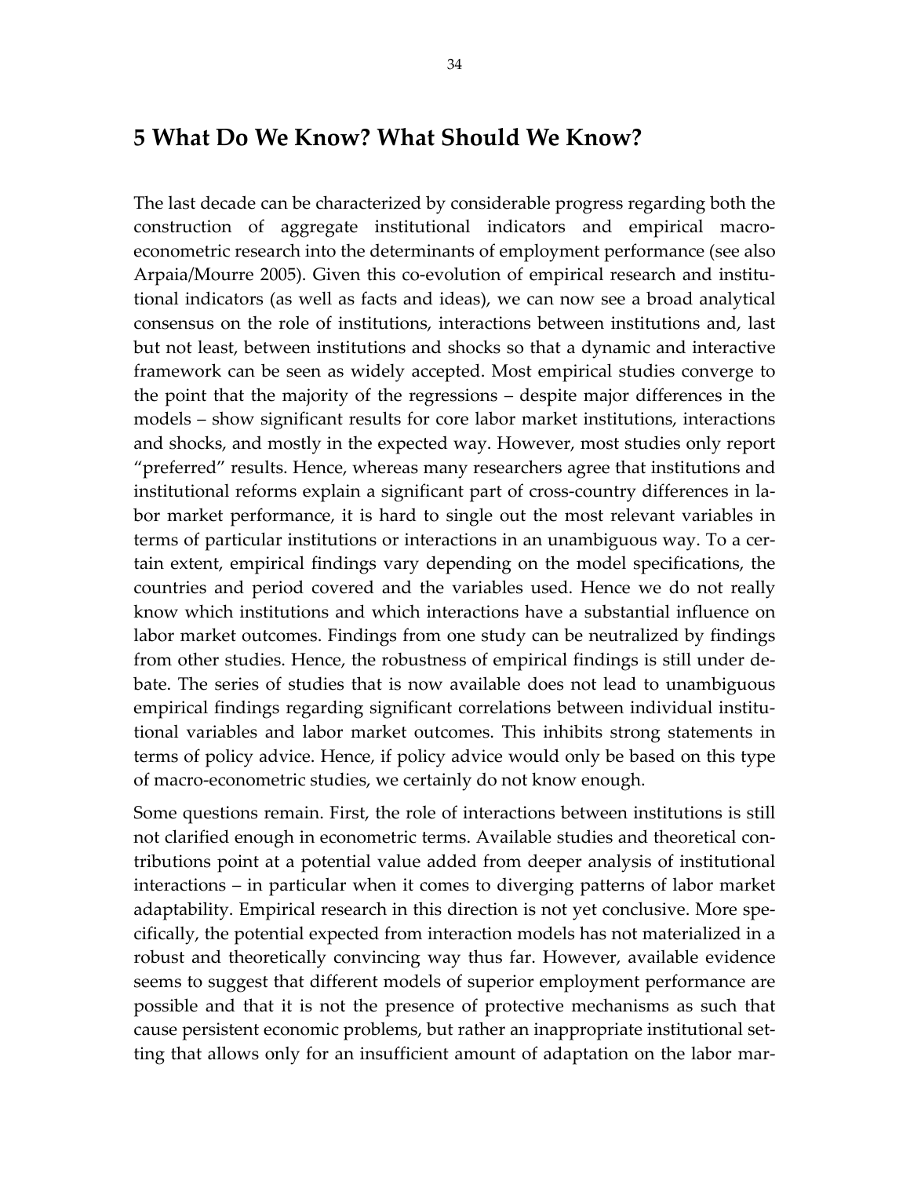## 5 What Do We Know? What Should We Know?

The last decade can be characterized by considerable progress regarding both the construction of aggregate institutional indicators and empirical macro-econometric research into the determinants of employment performance (see also Arpaia/Mourre 2005). Given this co-evolution of empirical research and institutional indicators (as well as facts and ideas), we can now see a broad analytical consensus on the role of institutions, interactions between institutions and, last but not least, between institutions and shocks so that a dynamic and interactive framework can be seen as widely accepted. Most empirical studies converge to the point that the majority of the regressions – despite major differences in the models – show significant results for core labor market institutions, interactions and shocks, and mostly in the expected way. However, most studies only report "preferred" results. Hence, whereas many researchers agree that institutions and institutional reforms explain a significant part of cross-country differences in labor market performance, it is hard to single out the most relevant variables in terms of particular institutions or interactions in an unambiguous way. To a certain extent, empirical findings vary depending on the model specifications, the countries and period covered and the variables used. Hence we do not really know which institutions and which interactions have a substantial influence on labor market outcomes. Findings from one study can be neutralized by findings from other studies. Hence, the robustness of empirical findings is still under debate. The series of studies that is now available does not lead to unambiguous empirical findings regarding significant correlations between individual institutional variables and labor market outcomes. This inhibits strong statements in terms of policy advice. Hence, if policy advice would only be based on this type of macro-econometric studies, we certainly do not know enough.

Some questions remain. First, the role of interactions between institutions is still not clarified enough in econometric terms. Available studies and theoretical contributions point at a potential value added from deeper analysis of institutional interactions – in particular when it comes to diverging patterns of labor market adaptability. Empirical research in this direction is not yet conclusive. More specifically, the potential expected from interaction models has not materialized in a robust and theoretically convincing way thus far. However, available evidence seems to suggest that different models of superior employment performance are possible and that it is not the presence of protective mechanisms as such that cause persistent economic problems, but rather an inappropriate institutional setting that allows only for an insufficient amount of adaptation on the labor mar-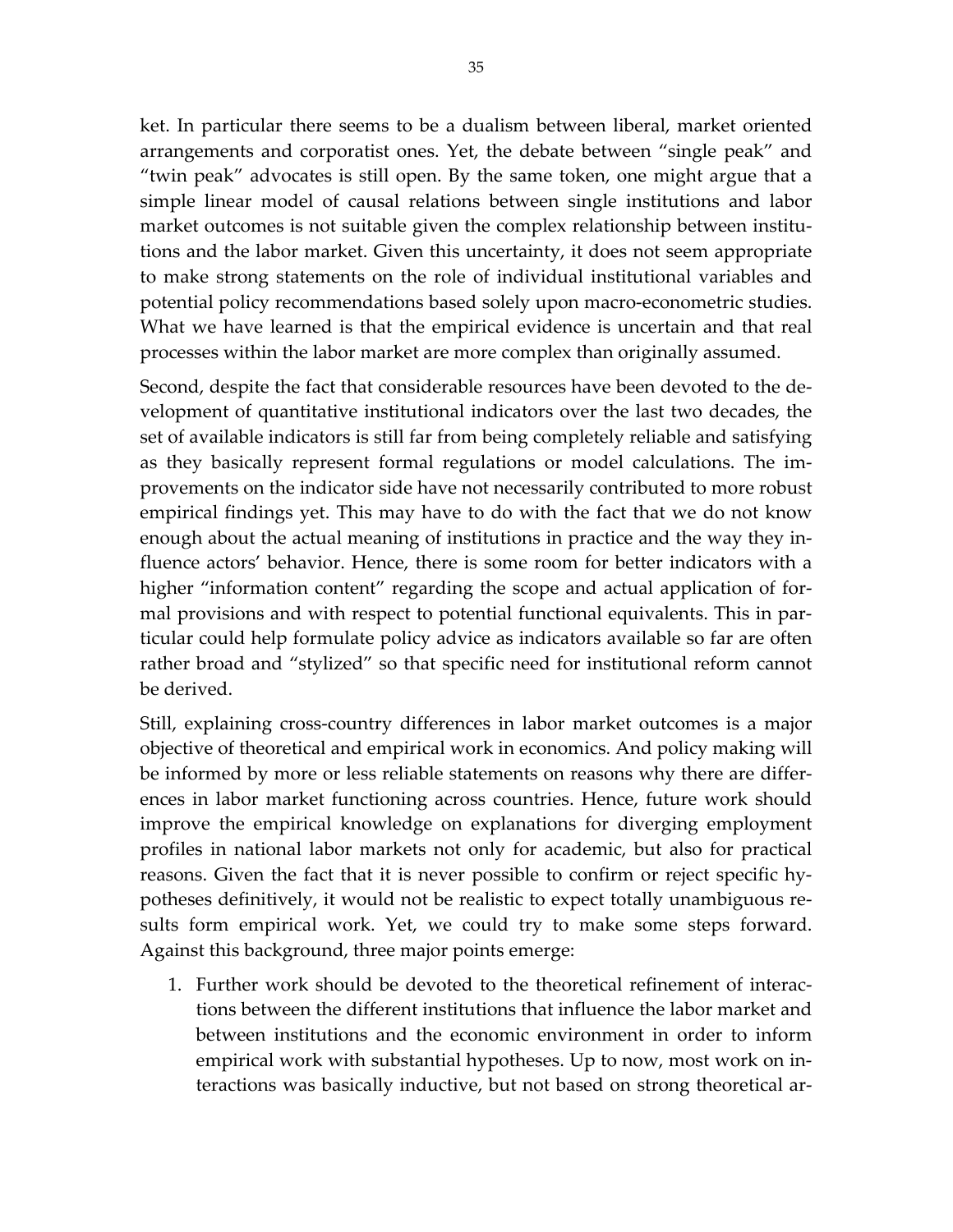ket. In particular there seems to be a dualism between liberal, market oriented arrangements and corporatist ones. Yet, the debate between "single peak" and "twin peak" advocates is still open. By the same token, one might argue that a simple linear model of causal relations between single institutions and labor market outcomes is not suitable given the complex relationship between institutions and the labor market. Given this uncertainty, it does not seem appropriate to make strong statements on the role of individual institutional variables and potential policy recommendations based solely upon macro-econometric studies. What we have learned is that the empirical evidence is uncertain and that real processes within the labor market are more complex than originally assumed.

Second, despite the fact that considerable resources have been devoted to the development of quantitative institutional indicators over the last two decades, the set of available indicators is still far from being completely reliable and satisfying as they basically represent formal regulations or model calculations. The improvements on the indicator side have not necessarily contributed to more robust empirical findings yet. This may have to do with the fact that we do not know enough about the actual meaning of institutions in practice and the way they influence actors' behavior. Hence, there is some room for better indicators with a higher "information content" regarding the scope and actual application of formal provisions and with respect to potential functional equivalents. This in particular could help formulate policy advice as indicators available so far are often rather broad and "stylized" so that specific need for institutional reform cannot be derived.

Still, explaining cross-country differences in labor market outcomes is a major objective of theoretical and empirical work in economics. And policy making will be informed by more or less reliable statements on reasons why there are differences in labor market functioning across countries. Hence, future work should improve the empirical knowledge on explanations for diverging employment profiles in national labor markets not only for academic, but also for practical reasons. Given the fact that it is never possible to confirm or reject specific hypotheses definitively, it would not be realistic to expect totally unambiguous results form empirical work. Yet, we could try to make some steps forward. Against this background, three major points emerge:

1. Further work should be devoted to the theoretical refinement of interactions between the different institutions that influence the labor market and between institutions and the economic environment in order to inform empirical work with substantial hypotheses. Up to now, most work on interactions was basically inductive, but not based on strong theoretical ar-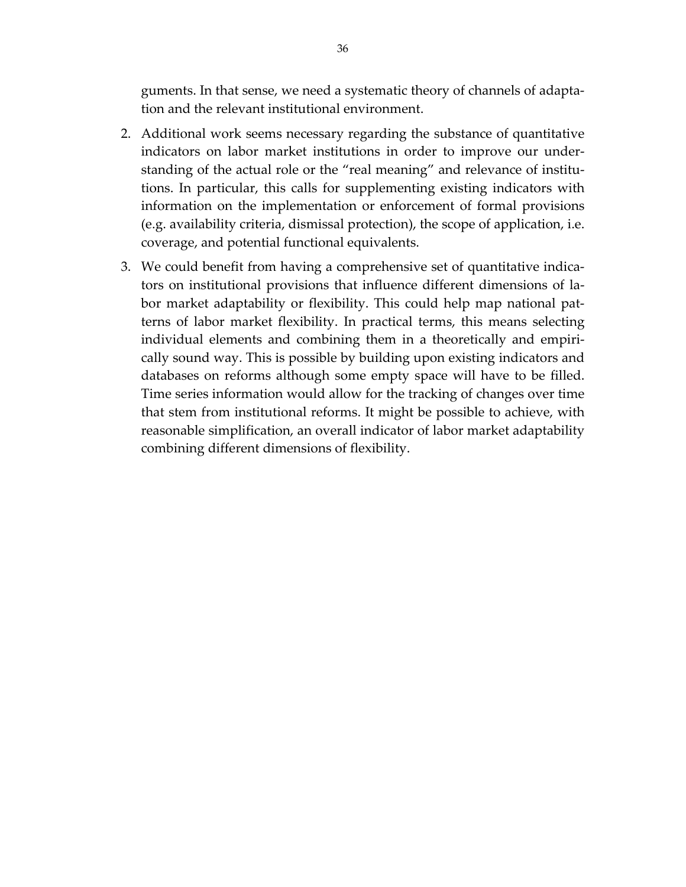guments. In that sense, we need a systematic theory of channels of adaptation and the relevant institutional environment.

2. Additional work seems necessary regarding the substance of quantitative indicators on labor market institutions in order to improve our understanding of the actual role or the "real meaning" and relevance of institutions. In particular, this calls for supplementing existing indicators with information on the implementation or enforcement of formal provisions (e.g. availability criteria, dismissal protection), the scope of application, i.e. coverage, and potential functional equivalents.

3. We could benefit from having a comprehensive set of quantitative indicators on institutional provisions that influence different dimensions of labor market adaptability or flexibility. This could help map national patterns of labor market flexibility. In practical terms, this means selecting individual elements and combining them in a theoretically and empirically sound way. This is possible by building upon existing indicators and databases on reforms although some empty space will have to be filled. Time series information would allow for the tracking of changes over time that stem from institutional reforms. It might be possible to achieve, with reasonable simplification, an overall indicator of labor market adaptability combining different dimensions of flexibility.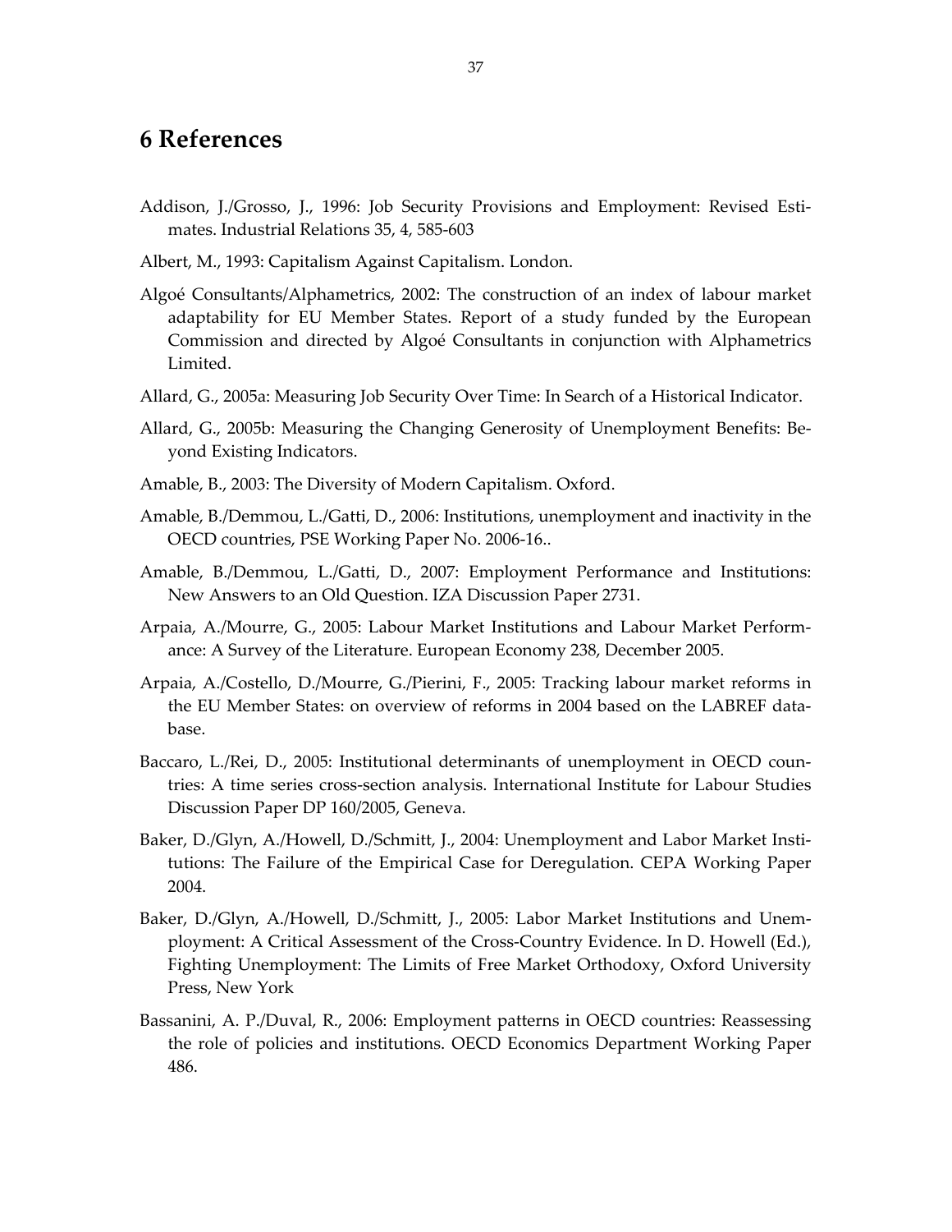# 6 References

Addison, J./Grosso, J., 1996: Job Security Provisions and Employment: Revised Estimates. Industrial Relations 35, 4, 585-603

Albert, M., 1993: Capitalism Against Capitalism. London.

Algoé Consultants/Alphametrics, 2002: The construction of an index of labour market adaptability for EU Member States. Report of a study funded by the European Commission and directed by Algoé Consultants in conjunction with Alphametrics Limited.

Allard, G., 2005a: Measuring Job Security Over Time: In Search of a Historical Indicator.

Allard, G., 2005b: Measuring the Changing Generosity of Unemployment Benefits: Beyond Existing Indicators.

Amable, B., 2003: The Diversity of Modern Capitalism. Oxford.

Amable, B./Demmou, L./Gatti, D., 2006: Institutions, unemployment and inactivity in the OECD countries, PSE Working Paper No. 2006-16..

Amable, B./Demmou, L./Gatti, D., 2007: Employment Performance and Institutions: New Answers to an Old Question. IZA Discussion Paper 2731.

Arpaia, A./Mourre, G., 2005: Labour Market Institutions and Labour Market Performance: A Survey of the Literature. European Economy 238, December 2005.

Arpaia, A./Costello, D./Mourre, G./Pierini, F., 2005: Tracking labour market reforms in the EU Member States: on overview of reforms in 2004 based on the LABREF database.

Baccaro, L./Rei, D., 2005: Institutional determinants of unemployment in OECD countries: A time series cross-section analysis. International Institute for Labour Studies Discussion Paper DP 160/2005, Geneva.

Baker, D./Glyn, A./Howell, D./Schmitt, J., 2004: Unemployment and Labor Market Institutions: The Failure of the Empirical Case for Deregulation. CEPA Working Paper 2004.

Baker, D./Glyn, A./Howell, D./Schmitt, J., 2005: Labor Market Institutions and Unemployment: A Critical Assessment of the Cross-Country Evidence. In D. Howell (Ed.), Fighting Unemployment: The Limits of Free Market Orthodoxy, Oxford University Press, New York

Bassanini, A. P./Duval, R., 2006: Employment patterns in OECD countries: Reassessing the role of policies and institutions. OECD Economics Department Working Paper 486.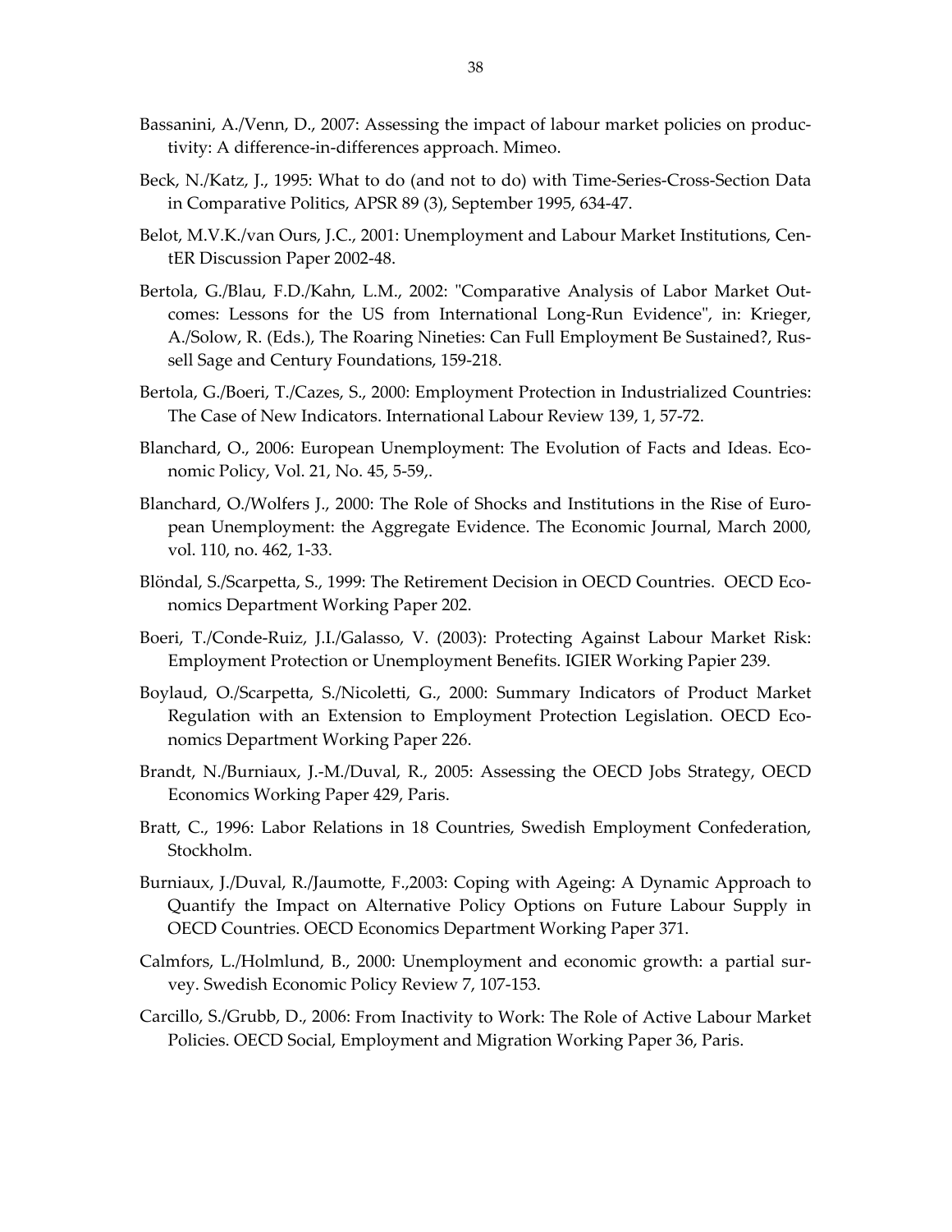Bassanini, A./Venn, D., 2007: Assessing the impact of labour market policies on productivity: A difference-in-differences approach. Mimeo.

Beck, N./Katz, J., 1995: What to do (and not to do) with Time-Series-Cross-Section Data in Comparative Politics, APSR 89 (3), September 1995, 634-47.

Belot, M.V.K./van Ours, J.C., 2001: Unemployment and Labour Market Institutions, CentER Discussion Paper 2002-48.

Bertola, G./Blau, F.D./Kahn, L.M., 2002: "Comparative Analysis of Labor Market Outcomes: Lessons for the US from International Long-Run Evidence", in: Krieger, A./Solow, R. (Eds.), The Roaring Nineties: Can Full Employment Be Sustained?, Russell Sage and Century Foundations, 159-218.

Bertola, G./Boeri, T./Cazes, S., 2000: Employment Protection in Industrialized Countries: The Case of New Indicators. International Labour Review 139, 1, 57-72.

Blanchard, O., 2006: European Unemployment: The Evolution of Facts and Ideas. Economic Policy, Vol. 21, No. 45, 5-59,.

Blanchard, O./Wolfers J., 2000: The Role of Shocks and Institutions in the Rise of European Unemployment: the Aggregate Evidence. The Economic Journal, March 2000, vol. 110, no. 462, 1-33.

Blöndal, S./Scarpetta, S., 1999: The Retirement Decision in OECD Countries. OECD Economics Department Working Paper 202.

Boeri, T./Conde-Ruiz, J.I./Galasso, V. (2003): Protecting Against Labour Market Risk: Employment Protection or Unemployment Benefits. IGIER Working Papier 239.

Boylaud, O./Scarpetta, S./Nicoletti, G., 2000: Summary Indicators of Product Market Regulation with an Extension to Employment Protection Legislation. OECD Economics Department Working Paper 226.

Brandt, N./Burniaux, J.-M./Duval, R., 2005: Assessing the OECD Jobs Strategy, OECD Economics Working Paper 429, Paris.

Bratt, C., 1996: Labor Relations in 18 Countries, Swedish Employment Confederation, Stockholm.

Burniaux, J./Duval, R./Jaumotte, F.,2003: Coping with Ageing: A Dynamic Approach to Quantify the Impact on Alternative Policy Options on Future Labour Supply in OECD Countries. OECD Economics Department Working Paper 371.

Calmfors, L./Holmlund, B., 2000: Unemployment and economic growth: a partial survey. Swedish Economic Policy Review 7, 107-153.

Carcillo, S./Grubb, D., 2006: From Inactivity to Work: The Role of Active Labour Market Policies. OECD Social, Employment and Migration Working Paper 36, Paris.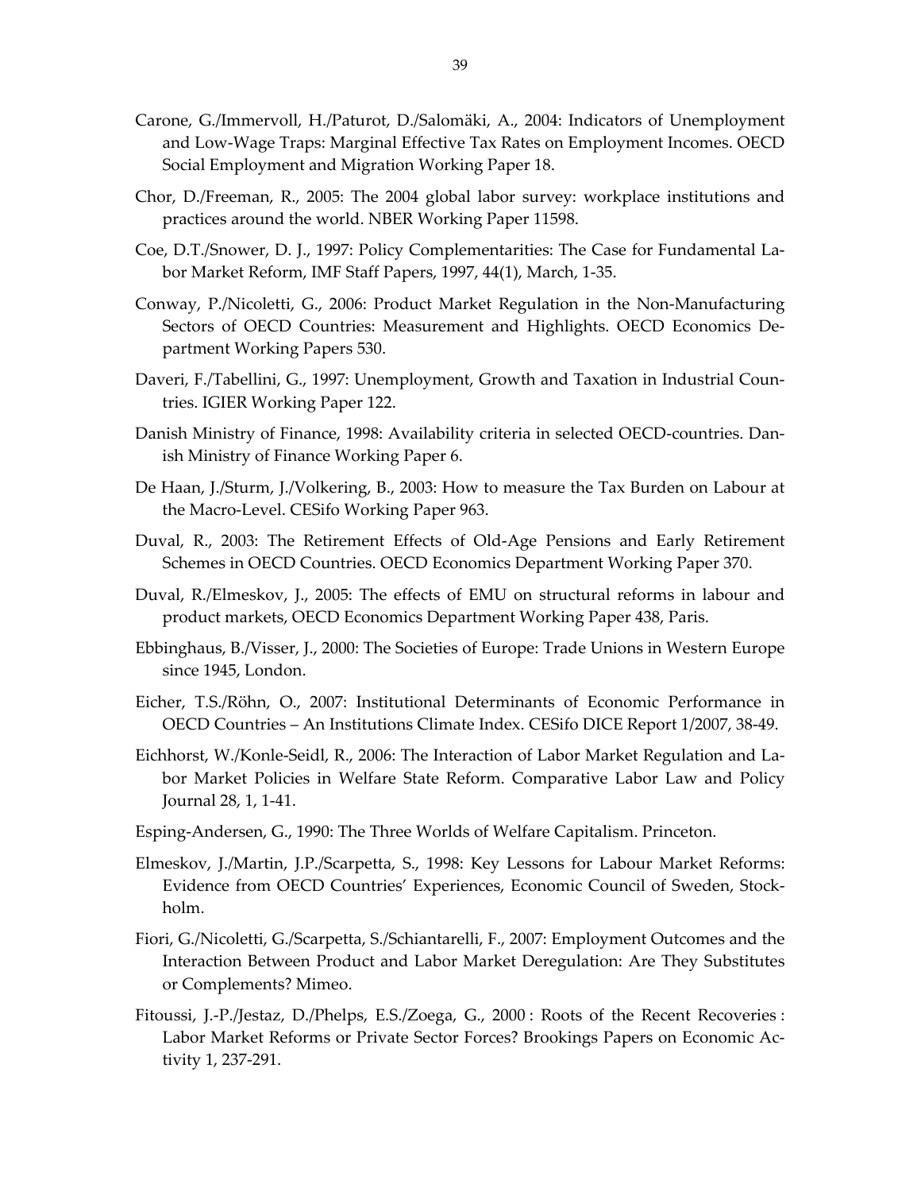Carone, G./Immervoll, H./Paturot, D./Salomäki, A., 2004: Indicators of Unemployment and Low-Wage Traps: Marginal Effective Tax Rates on Employment Incomes. OECD Social Employment and Migration Working Paper 18.

Chor, D./Freeman, R., 2005: The 2004 global labor survey: workplace institutions and practices around the world. NBER Working Paper 11598.

Coe, D.T./Snower, D. J., 1997: Policy Complementarities: The Case for Fundamental Labor Market Reform, IMF Staff Papers, 1997, 44(1), March, 1-35.

Conway, P./Nicoletti, G., 2006: Product Market Regulation in the Non-Manufacturing Sectors of OECD Countries: Measurement and Highlights. OECD Economics Department Working Papers 530.

Daveri, F./Tabellini, G., 1997: Unemployment, Growth and Taxation in Industrial Countries. IGIER Working Paper 122.

Danish Ministry of Finance, 1998: Availability criteria in selected OECD-countries. Danish Ministry of Finance Working Paper 6.

De Haan, J./Sturm, J./Volkering, B., 2003: How to measure the Tax Burden on Labour at the Macro-Level. CESifo Working Paper 963.

Duval, R., 2003: The Retirement Effects of Old-Age Pensions and Early Retirement Schemes in OECD Countries. OECD Economics Department Working Paper 370.

Duval, R./Elmeskov, J., 2005: The effects of EMU on structural reforms in labour and product markets, OECD Economics Department Working Paper 438, Paris.

Ebbinghaus, B./Visser, J., 2000: The Societies of Europe: Trade Unions in Western Europe since 1945, London.

Eicher, T.S./Röhn, O., 2007: Institutional Determinants of Economic Performance in OECD Countries – An Institutions Climate Index. CESifo DICE Report 1/2007, 38-49.

Eichhorst, W./Konle-Seidl, R., 2006: The Interaction of Labor Market Regulation and Labor Market Policies in Welfare State Reform. Comparative Labor Law and Policy Journal 28, 1, 1-41.

Esping-Andersen, G., 1990: The Three Worlds of Welfare Capitalism. Princeton.

Elmeskov, J./Martin, J.P./Scarpetta, S., 1998: Key Lessons for Labour Market Reforms: Evidence from OECD Countries' Experiences, Economic Council of Sweden, Stockholm.

Fiori, G./Nicoletti, G./Scarpetta, S./Schiantarelli, F., 2007: Employment Outcomes and the Interaction Between Product and Labor Market Deregulation: Are They Substitutes or Complements? Mimeo.

Fitoussi, J.-P./Jestaz, D./Phelps, E.S./Zoega, G., 2000 : Roots of the Recent Recoveries : Labor Market Reforms or Private Sector Forces? Brookings Papers on Economic Activity 1, 237-291.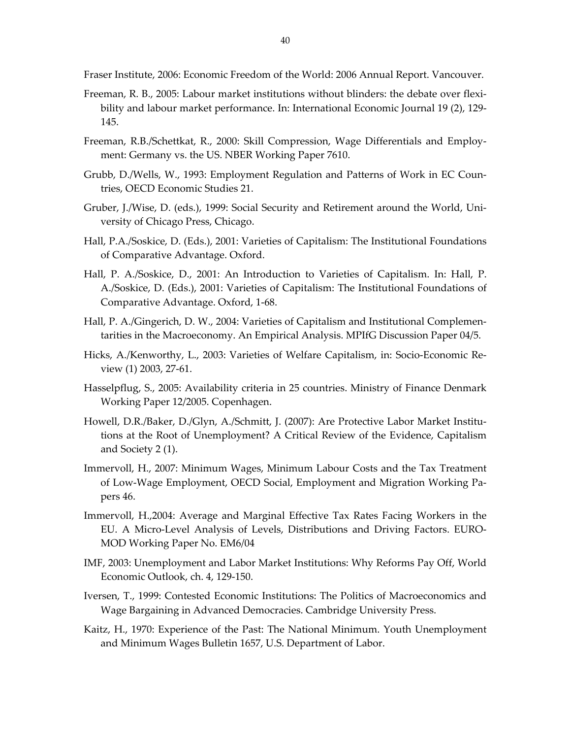Fraser Institute, 2006: Economic Freedom of the World: 2006 Annual Report. Vancouver.

Freeman, R. B., 2005: Labour market institutions without blinders: the debate over flexibility and labour market performance. In: International Economic Journal 19 (2), 129-145.

Freeman, R.B./Schettkat, R., 2000: Skill Compression, Wage Differentials and Employment: Germany vs. the US. NBER Working Paper 7610.

Grubb, D./Wells, W., 1993: Employment Regulation and Patterns of Work in EC Countries, OECD Economic Studies 21.

Gruber, J./Wise, D. (eds.), 1999: Social Security and Retirement around the World, University of Chicago Press, Chicago.

Hall, P.A./Soskice, D. (Eds.), 2001: Varieties of Capitalism: The Institutional Foundations of Comparative Advantage. Oxford.

Hall, P. A./Soskice, D., 2001: An Introduction to Varieties of Capitalism. In: Hall, P. A./Soskice, D. (Eds.), 2001: Varieties of Capitalism: The Institutional Foundations of Comparative Advantage. Oxford, 1-68.

Hall, P. A./Gingerich, D. W., 2004: Varieties of Capitalism and Institutional Complementarities in the Macroeconomy. An Empirical Analysis. MPIfG Discussion Paper 04/5.

Hicks, A./Kenworthy, L., 2003: Varieties of Welfare Capitalism, in: Socio-Economic Review (1) 2003, 27-61.

Hasselpflug, S., 2005: Availability criteria in 25 countries. Ministry of Finance Denmark Working Paper 12/2005. Copenhagen.

Howell, D.R./Baker, D./Glyn, A./Schmitt, J. (2007): Are Protective Labor Market Institutions at the Root of Unemployment? A Critical Review of the Evidence, Capitalism and Society 2 (1).

Immervoll, H., 2007: Minimum Wages, Minimum Labour Costs and the Tax Treatment of Low-Wage Employment, OECD Social, Employment and Migration Working Papers 46.

Immervoll, H.,2004: Average and Marginal Effective Tax Rates Facing Workers in the EU. A Micro-Level Analysis of Levels, Distributions and Driving Factors. EUROMOD Working Paper No. EM6/04

IMF, 2003: Unemployment and Labor Market Institutions: Why Reforms Pay Off, World Economic Outlook, ch. 4, 129-150.

Iversen, T., 1999: Contested Economic Institutions: The Politics of Macroeconomics and Wage Bargaining in Advanced Democracies. Cambridge University Press.

Kaitz, H., 1970: Experience of the Past: The National Minimum. Youth Unemployment and Minimum Wages Bulletin 1657, U.S. Department of Labor.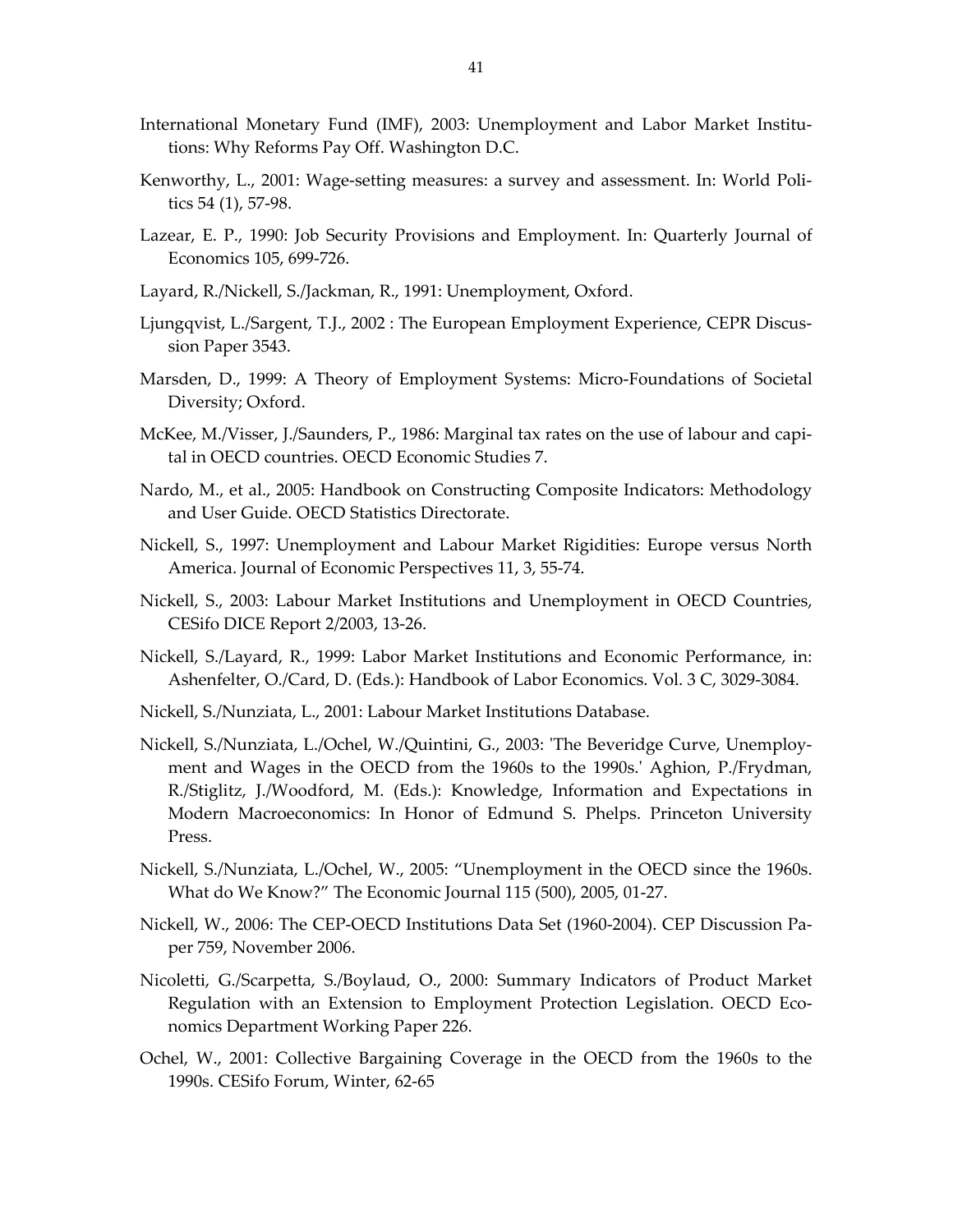International Monetary Fund (IMF), 2003: Unemployment and Labor Market Institutions: Why Reforms Pay Off. Washington D.C.

Kenworthy, L., 2001: Wage-setting measures: a survey and assessment. In: World Politics 54 (1), 57-98.

Lazear, E. P., 1990: Job Security Provisions and Employment. In: Quarterly Journal of Economics 105, 699-726.

Layard, R./Nickell, S./Jackman, R., 1991: Unemployment, Oxford.

Ljungqvist, L./Sargent, T.J., 2002 : The European Employment Experience, CEPR Discussion Paper 3543.

Marsden, D., 1999: A Theory of Employment Systems: Micro-Foundations of Societal Diversity; Oxford.

McKee, M./Visser, J./Saunders, P., 1986: Marginal tax rates on the use of labour and capital in OECD countries. OECD Economic Studies 7.

Nardo, M., et al., 2005: Handbook on Constructing Composite Indicators: Methodology and User Guide. OECD Statistics Directorate.

Nickell, S., 1997: Unemployment and Labour Market Rigidities: Europe versus North America. Journal of Economic Perspectives 11, 3, 55-74.

Nickell, S., 2003: Labour Market Institutions and Unemployment in OECD Countries, CESifo DICE Report 2/2003, 13-26.

Nickell, S./Layard, R., 1999: Labor Market Institutions and Economic Performance, in: Ashenfelter, O./Card, D. (Eds.): Handbook of Labor Economics. Vol. 3 C, 3029-3084.

Nickell, S./Nunziata, L., 2001: Labour Market Institutions Database.

Nickell, S./Nunziata, L./Ochel, W./Quintini, G., 2003: 'The Beveridge Curve, Unemployment and Wages in the OECD from the 1960s to the 1990s.' Aghion, P./Frydman, R./Stiglitz, J./Woodford, M. (Eds.): Knowledge, Information and Expectations in Modern Macroeconomics: In Honor of Edmund S. Phelps. Princeton University Press.

Nickell, S./Nunziata, L./Ochel, W., 2005: "Unemployment in the OECD since the 1960s. What do We Know?" The Economic Journal 115 (500), 2005, 01-27.

Nickell, W., 2006: The CEP-OECD Institutions Data Set (1960-2004). CEP Discussion Paper 759, November 2006.

Nicoletti, G./Scarpetta, S./Boylaud, O., 2000: Summary Indicators of Product Market Regulation with an Extension to Employment Protection Legislation. OECD Economics Department Working Paper 226.

Ochel, W., 2001: Collective Bargaining Coverage in the OECD from the 1960s to the 1990s. CESifo Forum, Winter, 62-65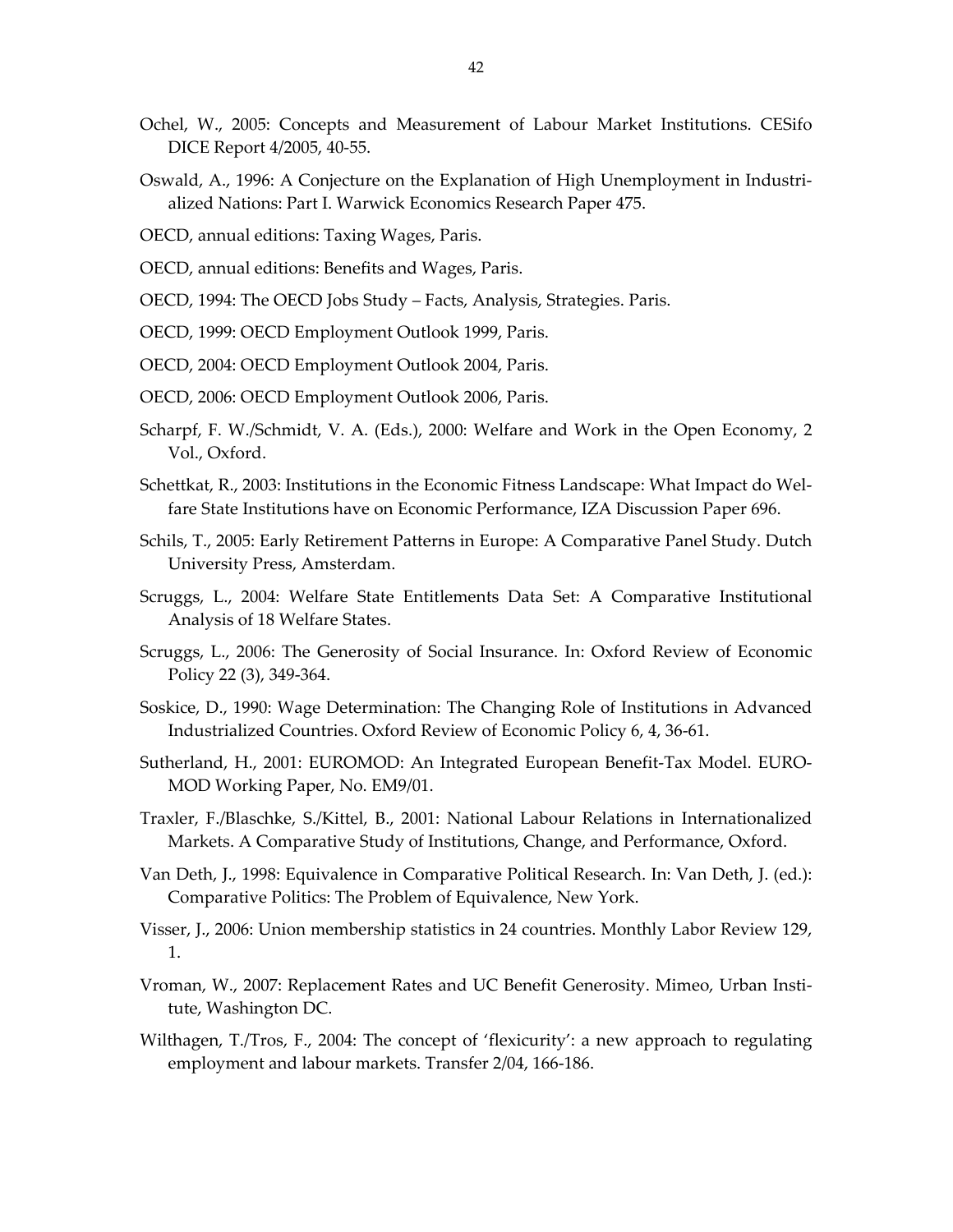Ochel, W., 2005: Concepts and Measurement of Labour Market Institutions. CESifo DICE Report 4/2005, 40-55.

Oswald, A., 1996: A Conjecture on the Explanation of High Unemployment in Industrialized Nations: Part I. Warwick Economics Research Paper 475.

OECD, annual editions: Taxing Wages, Paris.

OECD, annual editions: Benefits and Wages, Paris.

OECD, 1994: The OECD Jobs Study – Facts, Analysis, Strategies. Paris.

OECD, 1999: OECD Employment Outlook 1999, Paris.

OECD, 2004: OECD Employment Outlook 2004, Paris.

OECD, 2006: OECD Employment Outlook 2006, Paris.

Scharpf, F. W./Schmidt, V. A. (Eds.), 2000: Welfare and Work in the Open Economy, 2 Vol., Oxford.

Schettkat, R., 2003: Institutions in the Economic Fitness Landscape: What Impact do Welfare State Institutions have on Economic Performance, IZA Discussion Paper 696.

Schils, T., 2005: Early Retirement Patterns in Europe: A Comparative Panel Study. Dutch University Press, Amsterdam.

Scruggs, L., 2004: Welfare State Entitlements Data Set: A Comparative Institutional Analysis of 18 Welfare States.

Scruggs, L., 2006: The Generosity of Social Insurance. In: Oxford Review of Economic Policy 22 (3), 349-364.

Soskice, D., 1990: Wage Determination: The Changing Role of Institutions in Advanced Industrialized Countries. Oxford Review of Economic Policy 6, 4, 36-61.

Sutherland, H., 2001: EUROMOD: An Integrated European Benefit-Tax Model. EUROMOD Working Paper, No. EM9/01.

Traxler, F./Blaschke, S./Kittel, B., 2001: National Labour Relations in Internationalized Markets. A Comparative Study of Institutions, Change, and Performance, Oxford.

Van Deth, J., 1998: Equivalence in Comparative Political Research. In: Van Deth, J. (ed.): Comparative Politics: The Problem of Equivalence, New York.

Visser, J., 2006: Union membership statistics in 24 countries. Monthly Labor Review 129, 1.

Vroman, W., 2007: Replacement Rates and UC Benefit Generosity. Mimeo, Urban Institute, Washington DC.

Wilthagen, T./Tros, F., 2004: The concept of 'flexicurity': a new approach to regulating employment and labour markets. Transfer 2/04, 166-186.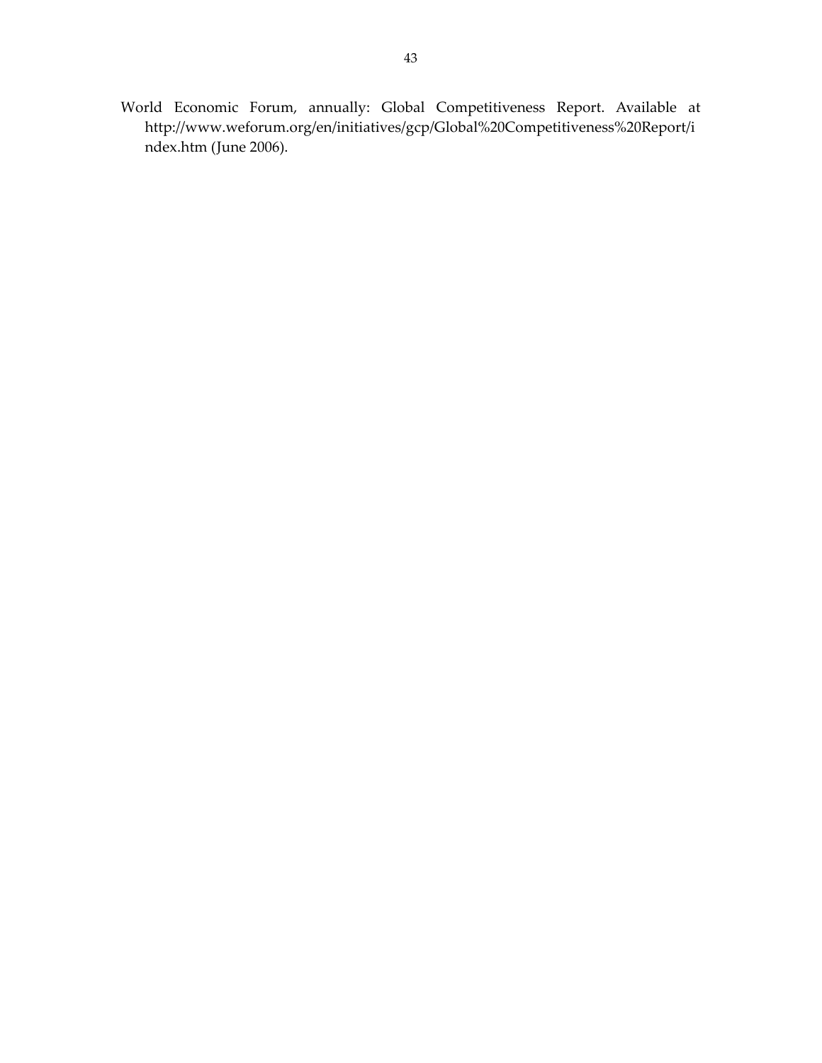World Economic Forum, annually: Global Competitiveness Report. Available at http://www.weforum.org/en/initiatives/gcp/Global%20Competitiveness%20Report/index.htm (June 2006).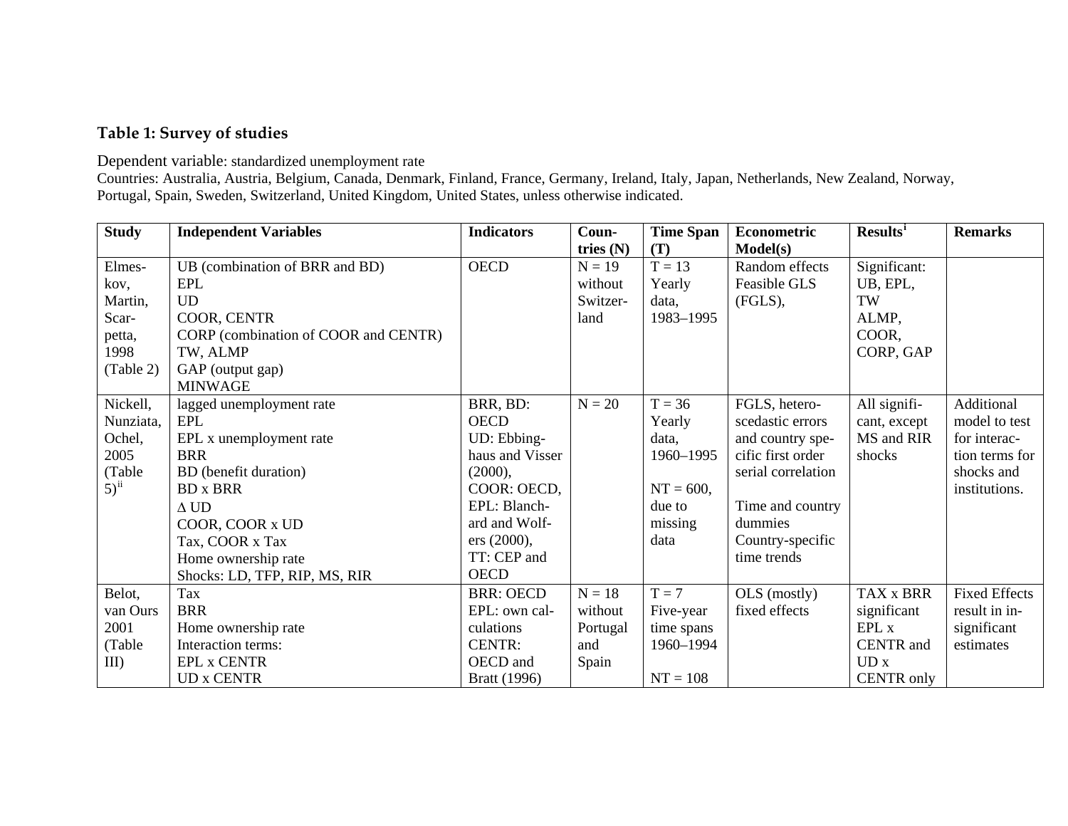**Table 1: Survey of studies**

Dependent variable: standardized unemployment rate
Countries: Australia, Austria, Belgium, Canada, Denmark, Finland, France, Germany, Ireland, Italy, Japan, Netherlands, New Zealand, Norway, Portugal, Spain, Sweden, Switzerland, United Kingdom, United States, unless otherwise indicated.

| Study | Independent Variables | Indicators | Countries (N) | Time Span (T) | Econometric Model(s) | Results[i] | Remarks |
|---|---|---|---|---|---|---|---|
| Elmeskov, Martin, Scarpetta, 1998 (Table 2) | UB (combination of BRR and BD)<br>EPL<br>UD<br>COOR, CENTR<br>CORP (combination of COOR and CENTR)<br>TW, ALMP<br>GAP (output gap)<br>MINWAGE | OECD | N = 19 without Switzerland | T = 13 Yearly data, 1983–1995 | Random effects Feasible GLS (FGLS), | Significant: UB, EPL, TW ALMP, COOR, CORP, GAP | |
| Nickell, Nunziata, Ochel, 2005 (Table 5)[ii] | lagged unemployment rate<br>EPL<br>EPL x unemployment rate<br>BRR<br>BD (benefit duration)<br>BD x BRR<br>Δ UD<br>COOR, COOR x UD<br>Tax, COOR x Tax<br>Home ownership rate<br>Shocks: LD, TFP, RIP, MS, RIR | BRR, BD: OECD<br>UD: Ebbinghaus and Visser (2000),<br>COOR: OECD,<br>EPL: Blanchard and Wolfers (2000),<br>TT: CEP and OECD | N = 20 | T = 36 Yearly data, 1960–1995<br><br>NT = 600, due to missing data | FGLS, heteroscedastic errors and country specific first order serial correlation<br><br>Time and country dummies<br>Country-specific time trends | All significant, except MS and RIR shocks | Additional model to test for interaction terms for shocks and institutions. |
| Belot, van Ours 2001 (Table III) | Tax<br>BRR<br>Home ownership rate<br>Interaction terms:<br>EPL x CENTR<br>UD x CENTR | BRR: OECD<br>EPL: own calculations<br>CENTR: OECD and Bratt (1996) | N = 18 without Portugal and Spain | T = 7 Five-year time spans 1960–1994<br><br>NT = 108 | OLS (mostly) fixed effects | TAX x BRR significant EPL x CENTR and UD x CENTR only | Fixed Effects result in insignificant estimates |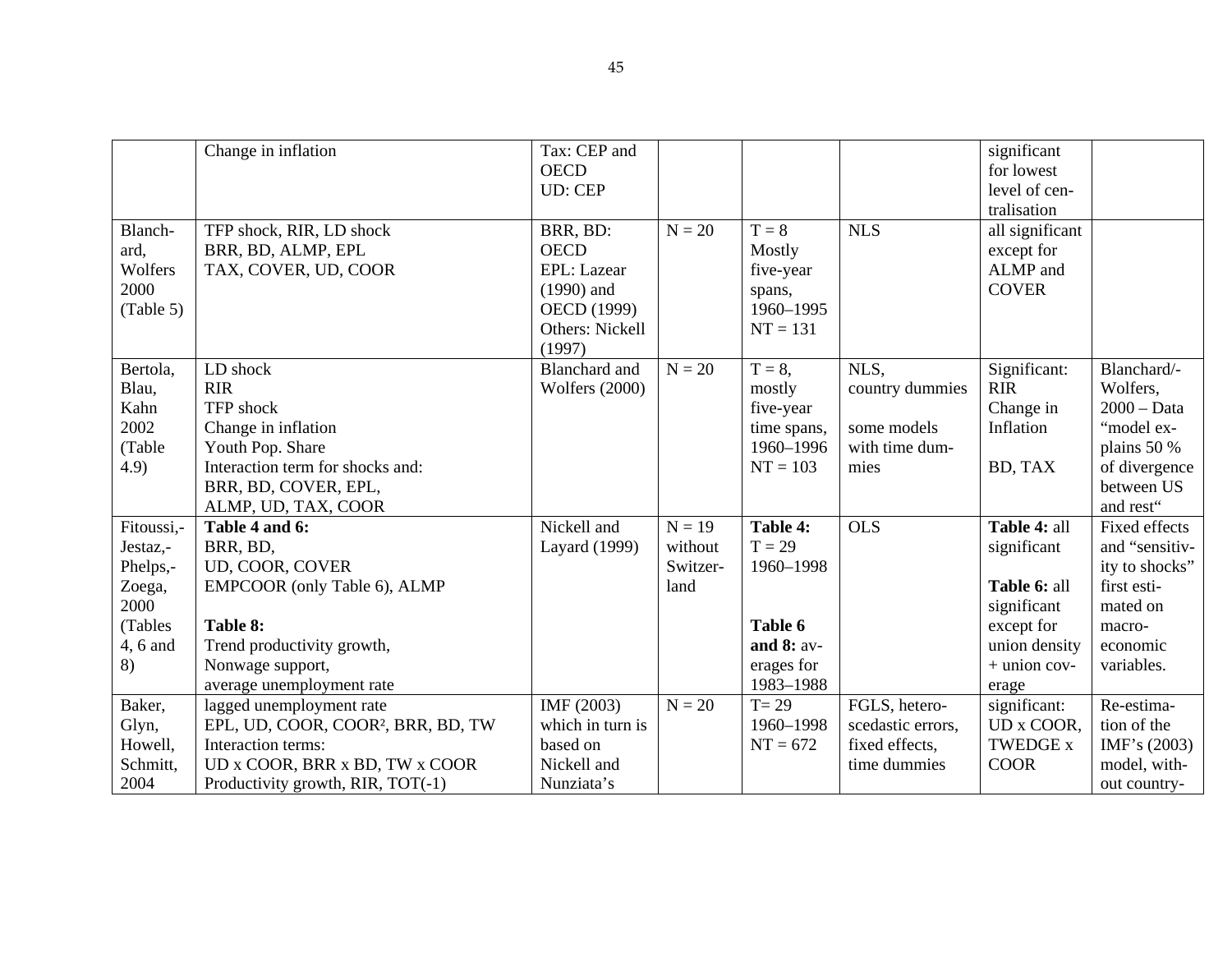| | Change in inflation | Tax: CEP and OECD<br>UD: CEP | | | | significant for lowest level of centralisation | |
|---|---|---|---|---|---|---|---|
| Blanchard, Wolfers 2000 (Table 5) | TFP shock, RIR, LD shock<br>BRR, BD, ALMP, EPL<br>TAX, COVER, UD, COOR | BRR, BD: OECD<br>EPL: Lazear (1990) and OECD (1999)<br>Others: Nickell (1997) | N = 20 | T = 8<br>Mostly five-year spans, 1960–1995<br>NT = 131 | NLS | all significant except for ALMP and COVER | |
| Bertola, Blau, Kahn 2002 (Table 4.9) | LD shock<br>RIR<br>TFP shock<br>Change in inflation<br>Youth Pop. Share<br>Interaction term for shocks and:<br>BRR, BD, COVER, EPL, ALMP, UD, TAX, COOR | Blanchard and Wolfers (2000) | N = 20 | T = 8, mostly five-year time spans, 1960–1996<br>NT = 103 | NLS, country dummies<br><br>some models with time dummies | Significant: RIR<br>Change in Inflation<br><br>BD, TAX | Blanchard/-Wolfers, 2000 – Data "model explains 50 % of divergence between US and rest" |
| Fitoussi,-Jestaz,-Phelps,-Zoega, 2000 (Tables 4, 6 and 8) | **Table 4 and 6:**<br>BRR, BD,<br>UD, COOR, COVER<br>EMPCOOR (only Table 6), ALMP<br><br>**Table 8:**<br>Trend productivity growth,<br>Nonwage support,<br>average unemployment rate | Nickell and Layard (1999) | N = 19 without Switzerland | **Table 4:**<br>T = 29<br>1960–1998<br><br><br>**Table 6 and 8:** averages for 1983–1988 | OLS | **Table 4:** all significant<br><br>**Table 6:** all significant except for union density + union coverage | Fixed effects and "sensitivity to shocks" first estimated on macro-economic variables. |
| Baker, Glyn, Howell, Schmitt, 2004 | lagged unemployment rate<br>EPL, UD, COOR, COOR², BRR, BD, TW<br>Interaction terms:<br>UD x COOR, BRR x BD, TW x COOR<br>Productivity growth, RIR, TOT(-1) | IMF (2003) which in turn is based on Nickell and Nunziata's | N = 20 | T= 29<br>1960–1998<br>NT = 672 | FGLS, heteroscedastic errors, fixed effects, time dummies | significant: UD x COOR, TWEDGE x COOR | Re-estimation of the IMF's (2003) model, without country- |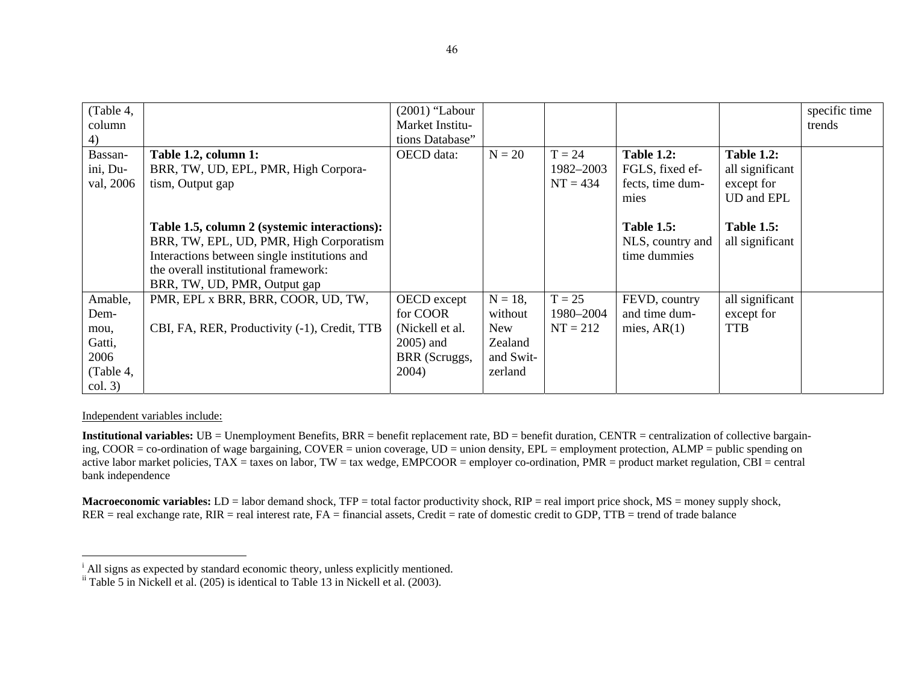| | | | | | | | |
|---|---|---|---|---|---|---|---|
| (Table 4, column 4) | | (2001) "Labour Market Institutions Database" | | | | | specific time trends |
| Bassanini, Duval, 2006 | **Table 1.2, column 1:** BRR, TW, UD, EPL, PMR, High Corporatism, Output gap<br><br>**Table 1.5, column 2 (systemic interactions):** BRR, TW, EPL, UD, PMR, High Corporatism Interactions between single institutions and the overall institutional framework: BRR, TW, UD, PMR, Output gap | OECD data: | N = 20 | T = 24 1982–2003 NT = 434 | **Table 1.2:** FGLS, fixed effects, time dummies<br><br>**Table 1.5:** NLS, country and time dummies | **Table 1.2:** all significant except for UD and EPL<br><br>**Table 1.5:** all significant | |
| Amable, Demmou, Gatti, 2006 (Table 4, col. 3) | PMR, EPL x BRR, BRR, COOR, UD, TW,<br><br>CBI, FA, RER, Productivity (-1), Credit, TTB | OECD except for COOR (Nickell et al. 2005) and BRR (Scruggs, 2004) | N = 18, without New Zealand and Switzerland | T = 25 1980–2004 NT = 212 | FEVD, country and time dummies, AR(1) | all significant except for TTB | |

Independent variables include:

**Institutional variables:** UB = Unemployment Benefits, BRR = benefit replacement rate, BD = benefit duration, CENTR = centralization of collective bargaining, COOR = co-ordination of wage bargaining, COVER = union coverage, UD = union density, EPL = employment protection, ALMP = public spending on active labor market policies, TAX = taxes on labor, TW = tax wedge, EMPCOOR = employer co-ordination, PMR = product market regulation, CBI = central bank independence

**Macroeconomic variables:** LD = labor demand shock, TFP = total factor productivity shock, RIP = real import price shock, MS = money supply shock, RER = real exchange rate, RIR = real interest rate, FA = financial assets, Credit = rate of domestic credit to GDP, TTB = trend of trade balance

---

[i] All signs as expected by standard economic theory, unless explicitly mentioned.

[ii] Table 5 in Nickell et al. (205) is identical to Table 13 in Nickell et al. (2003).